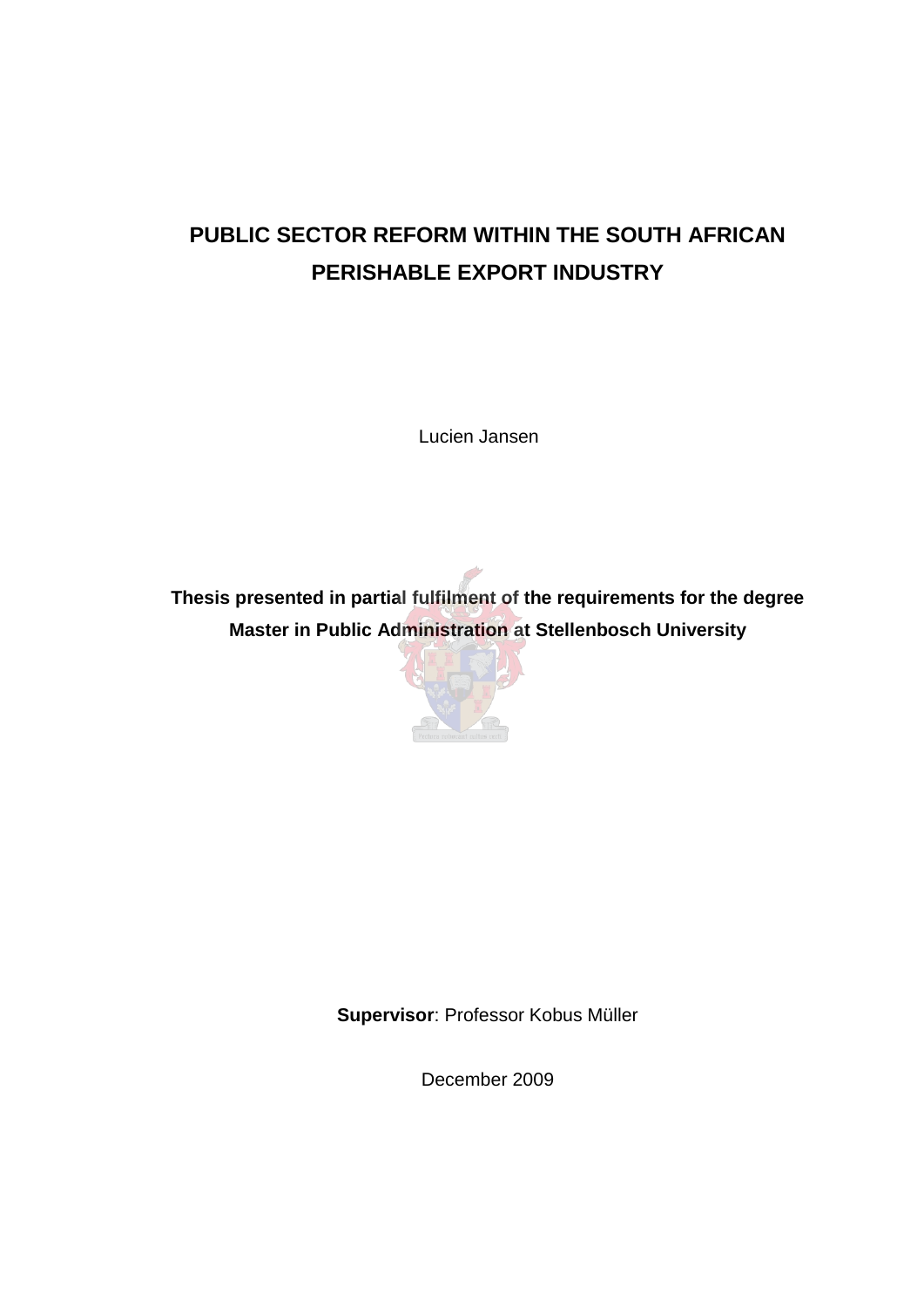# PUBLIC SECTOR REFORM WITHIN THE SOUTH AFRICAN PERISHABLE EXPORT INDUSTRY

Lucien Jansen

**Thesis presented in partial fulfilment of the requirements for the degree Master in Public Administration at Stellenbosch University**

**Supervisor**: Professor Kobus Müller

December 2009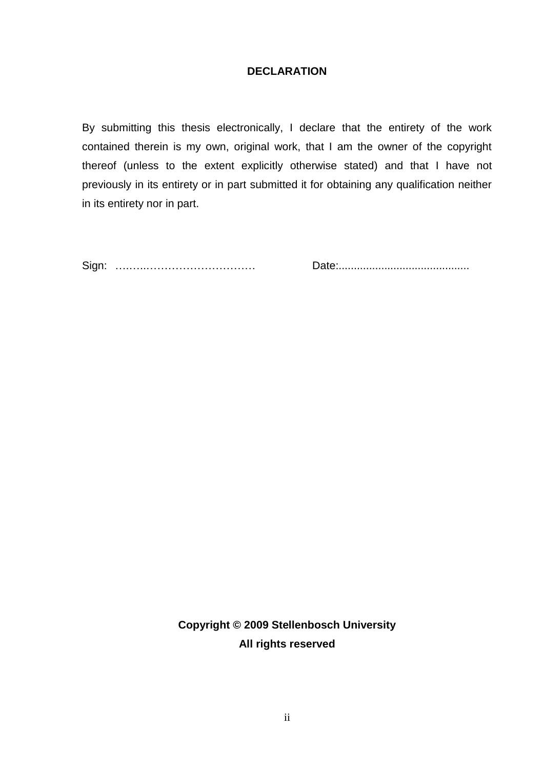## DECLARATION

By submitting this thesis electronically, I declare that the entirety of the work contained therein is my own, original work, that I am the owner of the copyright thereof (unless to the extent explicitly otherwise stated) and that I have not previously in its entirety or in part submitted it for obtaining any qualification neither in its entirety nor in part.

Sign: ……..………………………… Date:...........................................

**Copyright © 2009 Stellenbosch University**
**All rights reserved**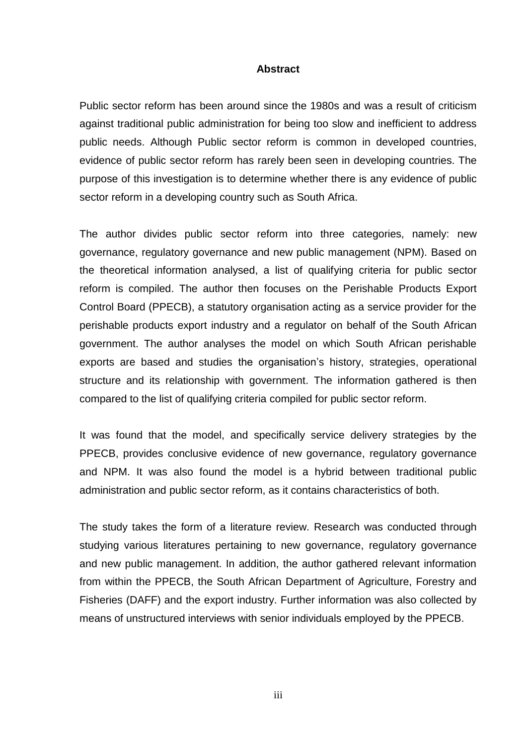# Abstract

Public sector reform has been around since the 1980s and was a result of criticism against traditional public administration for being too slow and inefficient to address public needs. Although Public sector reform is common in developed countries, evidence of public sector reform has rarely been seen in developing countries. The purpose of this investigation is to determine whether there is any evidence of public sector reform in a developing country such as South Africa.

The author divides public sector reform into three categories, namely: new governance, regulatory governance and new public management (NPM). Based on the theoretical information analysed, a list of qualifying criteria for public sector reform is compiled. The author then focuses on the Perishable Products Export Control Board (PPECB), a statutory organisation acting as a service provider for the perishable products export industry and a regulator on behalf of the South African government. The author analyses the model on which South African perishable exports are based and studies the organisation's history, strategies, operational structure and its relationship with government. The information gathered is then compared to the list of qualifying criteria compiled for public sector reform.

It was found that the model, and specifically service delivery strategies by the PPECB, provides conclusive evidence of new governance, regulatory governance and NPM. It was also found the model is a hybrid between traditional public administration and public sector reform, as it contains characteristics of both.

The study takes the form of a literature review. Research was conducted through studying various literatures pertaining to new governance, regulatory governance and new public management. In addition, the author gathered relevant information from within the PPECB, the South African Department of Agriculture, Forestry and Fisheries (DAFF) and the export industry. Further information was also collected by means of unstructured interviews with senior individuals employed by the PPECB.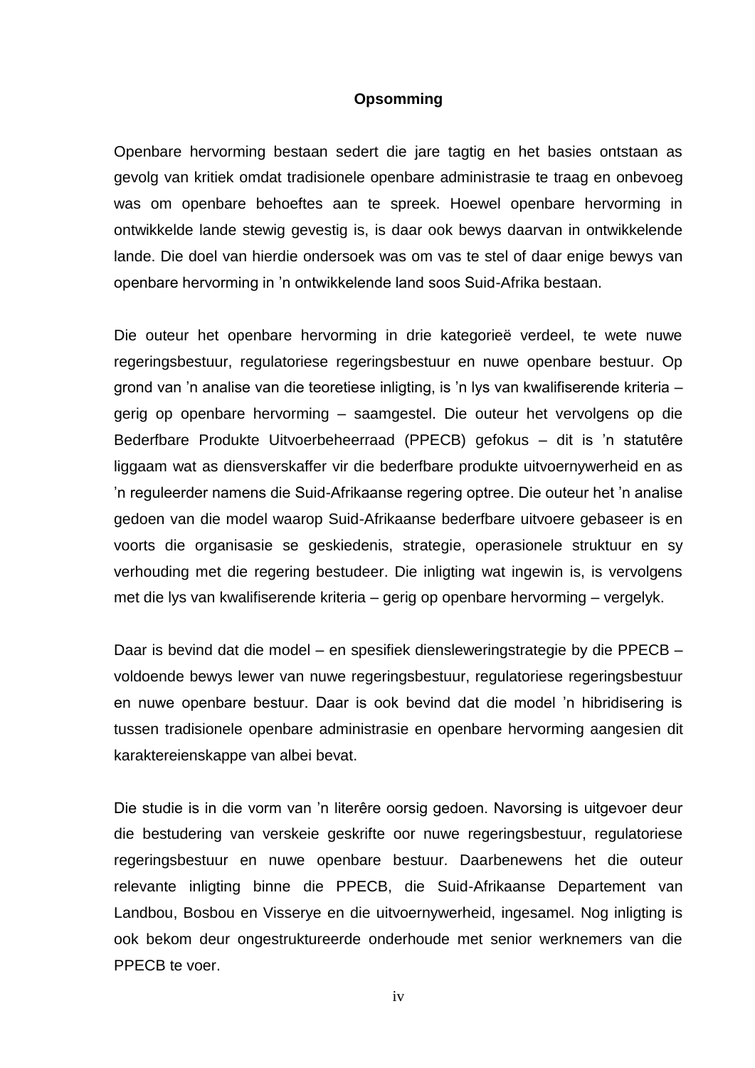## Opsomming

Openbare hervorming bestaan sedert die jare tagtig en het basies ontstaan as gevolg van kritiek omdat tradisionele openbare administrasie te traag en onbevoeg was om openbare behoeftes aan te spreek. Hoewel openbare hervorming in ontwikkelde lande stewig gevestig is, is daar ook bewys daarvan in ontwikkelende lande. Die doel van hierdie ondersoek was om vas te stel of daar enige bewys van openbare hervorming in ’n ontwikkelende land soos Suid-Afrika bestaan.

Die outeur het openbare hervorming in drie kategorieë verdeel, te wete nuwe regeringsbestuur, regulatoriese regeringsbestuur en nuwe openbare bestuur. Op grond van ’n analise van die teoretiese inligting, is ’n lys van kwalifiserende kriteria – gerig op openbare hervorming – saamgestel. Die outeur het vervolgens op die Bederfbare Produkte Uitvoerbeheerraad (PPECB) gefokus – dit is ’n statutêre liggaam wat as diensverskaffer vir die bederfbare produkte uitvoernywerheid en as ’n reguleerder namens die Suid-Afrikaanse regering optree. Die outeur het ’n analise gedoen van die model waarop Suid-Afrikaanse bederfbare uitvoere gebaseer is en voorts die organisasie se geskiedenis, strategie, operasionele struktuur en sy verhouding met die regering bestudeer. Die inligting wat ingewin is, is vervolgens met die lys van kwalifiserende kriteria – gerig op openbare hervorming – vergelyk.

Daar is bevind dat die model – en spesifiek diensleweringstrategie by die PPECB – voldoende bewys lewer van nuwe regeringsbestuur, regulatoriese regeringsbestuur en nuwe openbare bestuur. Daar is ook bevind dat die model ’n hibridisering is tussen tradisionele openbare administrasie en openbare hervorming aangesien dit karaktereienskappe van albei bevat.

Die studie is in die vorm van ’n literêre oorsig gedoen. Navorsing is uitgevoer deur die bestudering van verskeie geskrifte oor nuwe regeringsbestuur, regulatoriese regeringsbestuur en nuwe openbare bestuur. Daarbenewens het die outeur relevante inligting binne die PPECB, die Suid-Afrikaanse Departement van Landbou, Bosbou en Visserye en die uitvoernywerheid, ingesamel. Nog inligting is ook bekom deur ongestruktureerde onderhoude met senior werknemers van die PPECB te voer.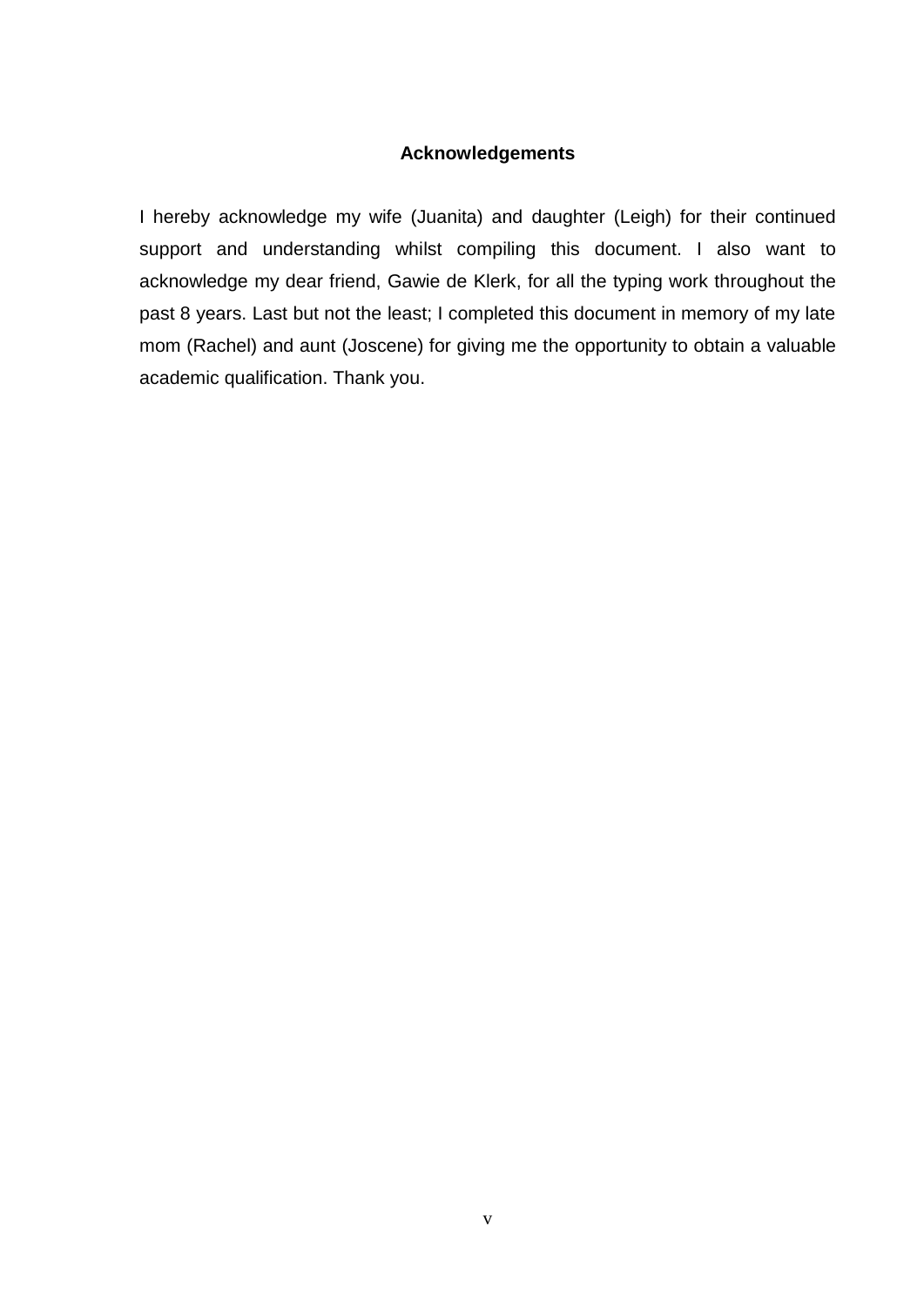# Acknowledgements

I hereby acknowledge my wife (Juanita) and daughter (Leigh) for their continued support and understanding whilst compiling this document. I also want to acknowledge my dear friend, Gawie de Klerk, for all the typing work throughout the past 8 years. Last but not the least; I completed this document in memory of my late mom (Rachel) and aunt (Joscene) for giving me the opportunity to obtain a valuable academic qualification. Thank you.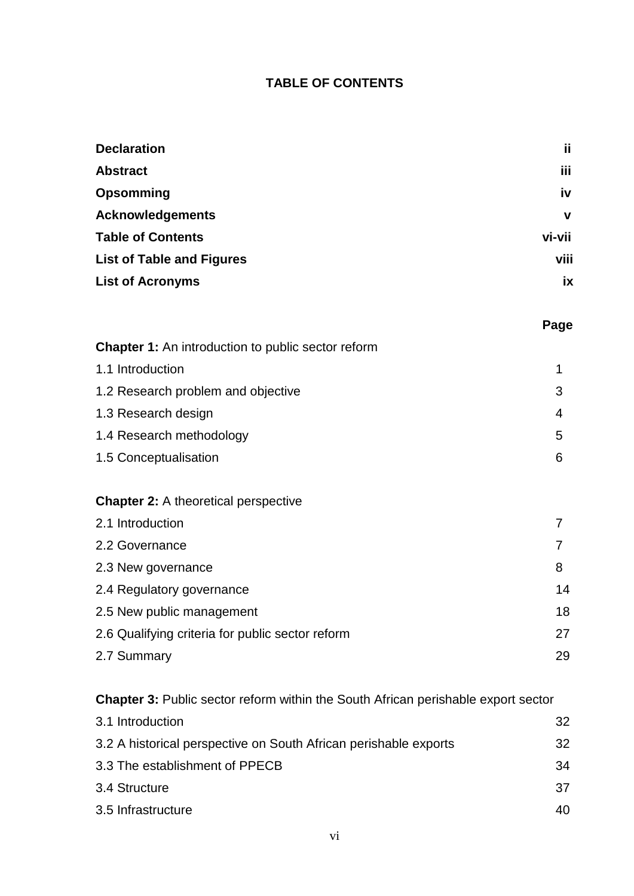## TABLE OF CONTENTS

| | |
|---|---|
| **Declaration** | **ii** |
| **Abstract** | **iii** |
| **Opsomming** | **iv** |
| **Acknowledgements** | **v** |
| **Table of Contents** | **vi-vii** |
| **List of Table and Figures** | **viii** |
| **List of Acronyms** | **ix** |

| | **Page** |
|---|---|
| **Chapter 1:** An introduction to public sector reform | |
| 1.1 Introduction | 1 |
| 1.2 Research problem and objective | 3 |
| 1.3 Research design | 4 |
| 1.4 Research methodology | 5 |
| 1.5 Conceptualisation | 6 |
| **Chapter 2:** A theoretical perspective | |
| 2.1 Introduction | 7 |
| 2.2 Governance | 7 |
| 2.3 New governance | 8 |
| 2.4 Regulatory governance | 14 |
| 2.5 New public management | 18 |
| 2.6 Qualifying criteria for public sector reform | 27 |
| 2.7 Summary | 29 |
| **Chapter 3:** Public sector reform within the South African perishable export sector | |
| 3.1 Introduction | 32 |
| 3.2 A historical perspective on South African perishable exports | 32 |
| 3.3 The establishment of PPECB | 34 |
| 3.4 Structure | 37 |
| 3.5 Infrastructure | 40 |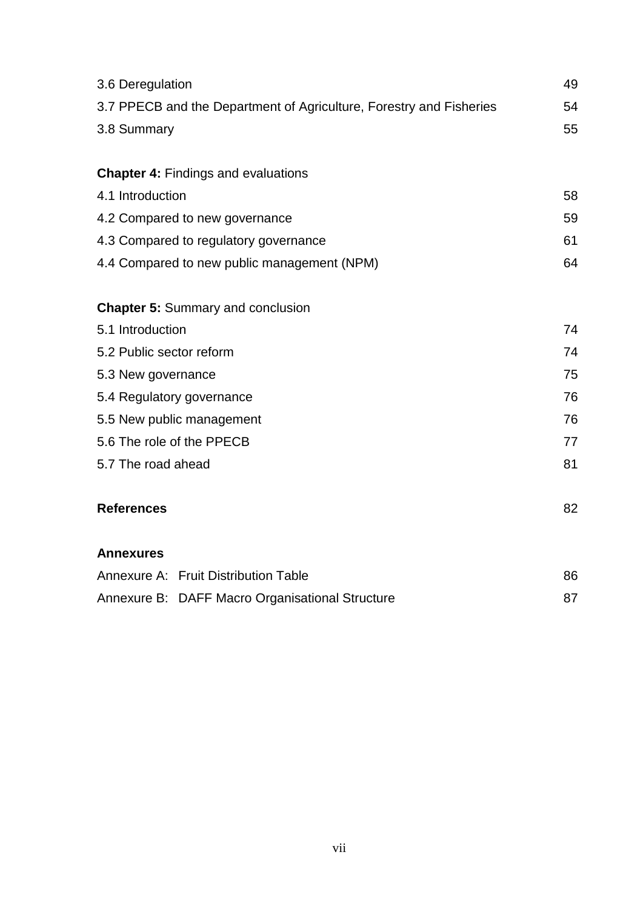| | |
|---|---|
| 3.6 Deregulation | 49 |
| 3.7 PPECB and the Department of Agriculture, Forestry and Fisheries | 54 |
| 3.8 Summary | 55 |
| **Chapter 4:** Findings and evaluations | |
| 4.1 Introduction | 58 |
| 4.2 Compared to new governance | 59 |
| 4.3 Compared to regulatory governance | 61 |
| 4.4 Compared to new public management (NPM) | 64 |
| **Chapter 5:** Summary and conclusion | |
| 5.1 Introduction | 74 |
| 5.2 Public sector reform | 74 |
| 5.3 New governance | 75 |
| 5.4 Regulatory governance | 76 |
| 5.5 New public management | 76 |
| 5.6 The role of the PPECB | 77 |
| 5.7 The road ahead | 81 |
| **References** | 82 |
| **Annexures** | |
| Annexure A: Fruit Distribution Table | 86 |
| Annexure B: DAFF Macro Organisational Structure | 87 |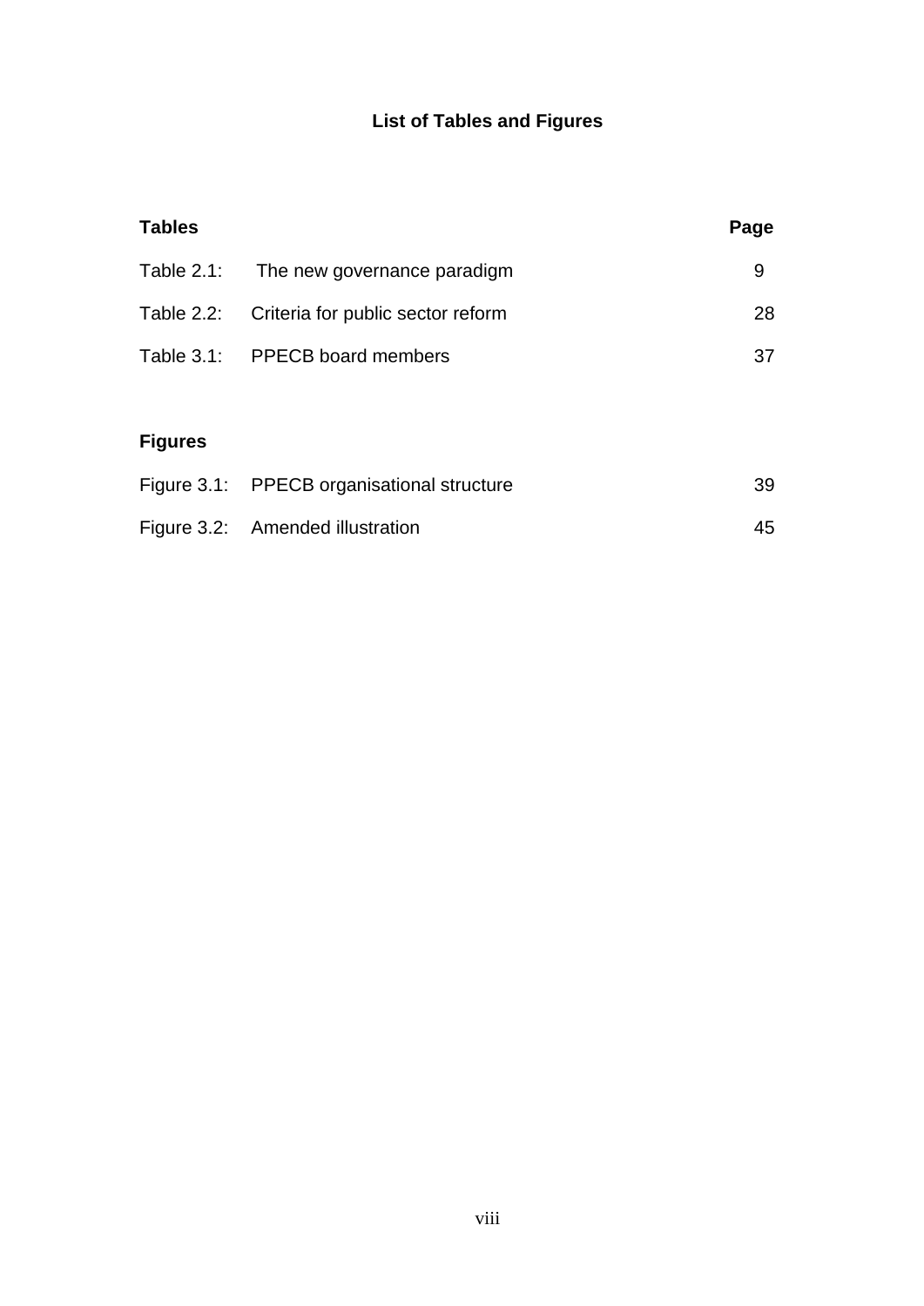# List of Tables and Figures

| **Tables** | | **Page** |
|---|---|---|
| Table 2.1: | The new governance paradigm | 9 |
| Table 2.2: | Criteria for public sector reform | 28 |
| Table 3.1: | PPECB board members | 37 |

| **Figures** | | |
|---|---|---|
| Figure 3.1: | PPECB organisational structure | 39 |
| Figure 3.2: | Amended illustration | 45 |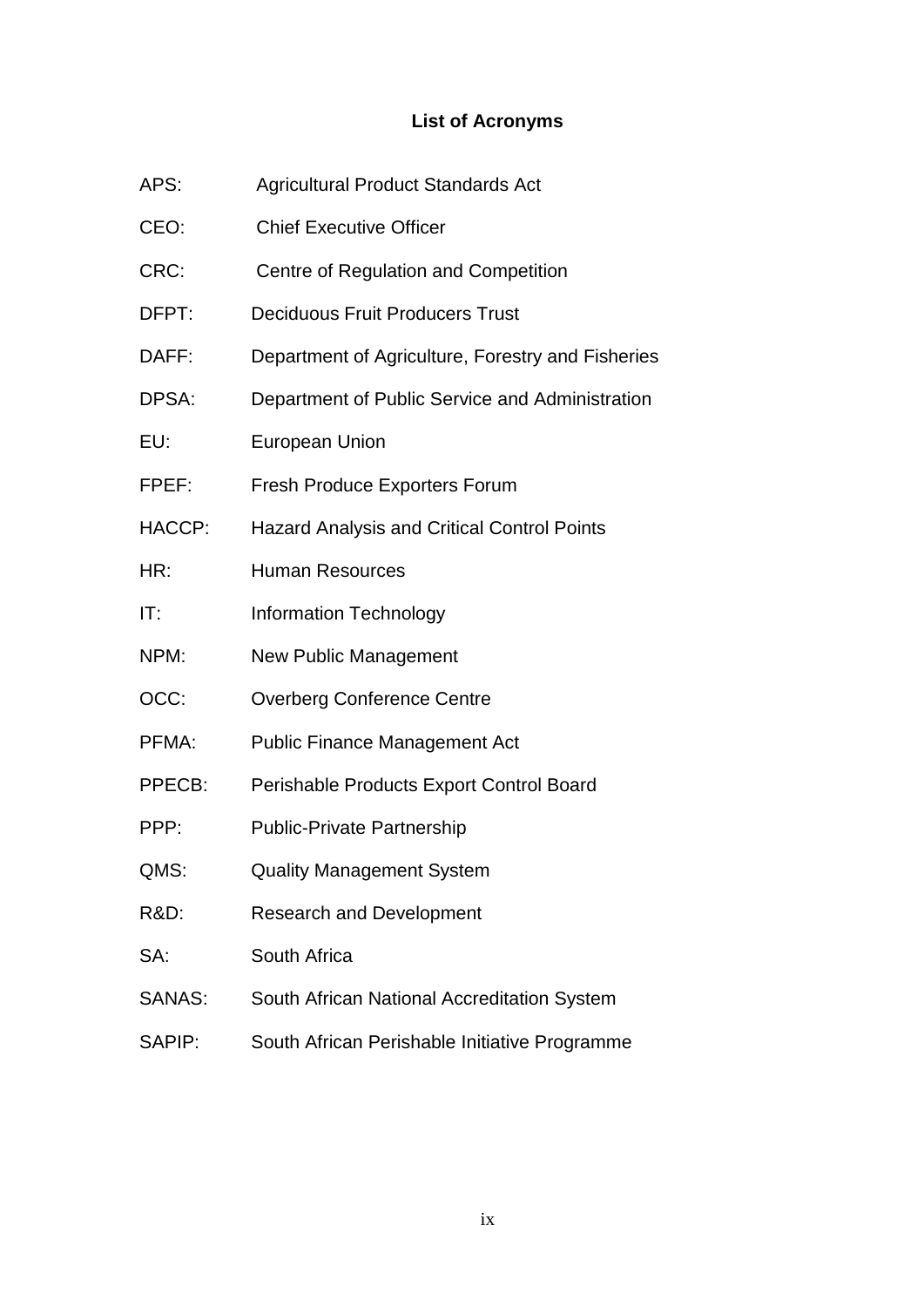## List of Acronyms

| | |
|---|---|
| APS: | Agricultural Product Standards Act |
| CEO: | Chief Executive Officer |
| CRC: | Centre of Regulation and Competition |
| DFPT: | Deciduous Fruit Producers Trust |
| DAFF: | Department of Agriculture, Forestry and Fisheries |
| DPSA: | Department of Public Service and Administration |
| EU: | European Union |
| FPEF: | Fresh Produce Exporters Forum |
| HACCP: | Hazard Analysis and Critical Control Points |
| HR: | Human Resources |
| IT: | Information Technology |
| NPM: | New Public Management |
| OCC: | Overberg Conference Centre |
| PFMA: | Public Finance Management Act |
| PPECB: | Perishable Products Export Control Board |
| PPP: | Public-Private Partnership |
| QMS: | Quality Management System |
| R&D: | Research and Development |
| SA: | South Africa |
| SANAS: | South African National Accreditation System |
| SAPIP: | South African Perishable Initiative Programme |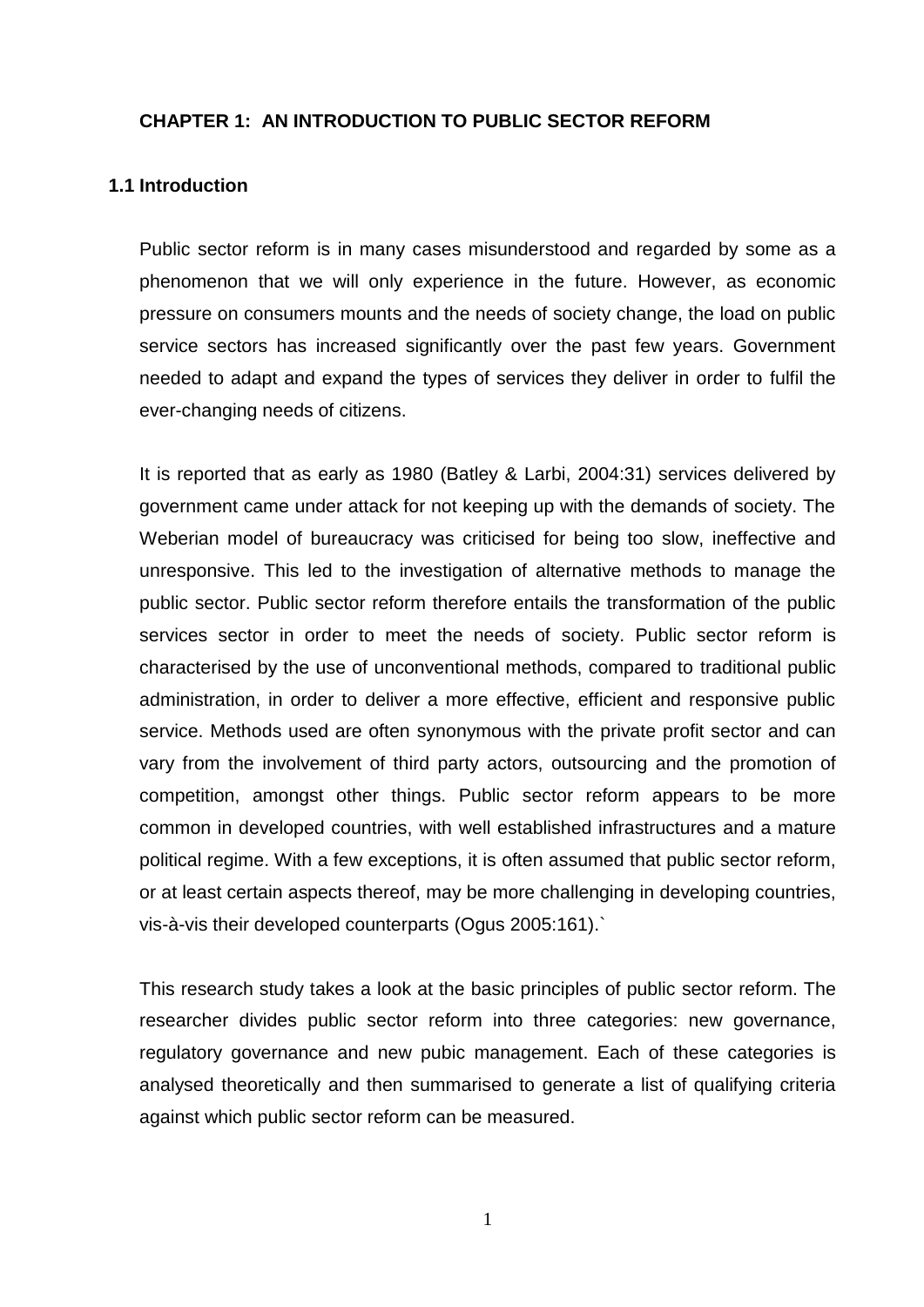# CHAPTER 1: AN INTRODUCTION TO PUBLIC SECTOR REFORM

## 1.1 Introduction

Public sector reform is in many cases misunderstood and regarded by some as a phenomenon that we will only experience in the future. However, as economic pressure on consumers mounts and the needs of society change, the load on public service sectors has increased significantly over the past few years. Government needed to adapt and expand the types of services they deliver in order to fulfil the ever-changing needs of citizens.

It is reported that as early as 1980 (Batley & Larbi, 2004:31) services delivered by government came under attack for not keeping up with the demands of society. The Weberian model of bureaucracy was criticised for being too slow, ineffective and unresponsive. This led to the investigation of alternative methods to manage the public sector. Public sector reform therefore entails the transformation of the public services sector in order to meet the needs of society. Public sector reform is characterised by the use of unconventional methods, compared to traditional public administration, in order to deliver a more effective, efficient and responsive public service. Methods used are often synonymous with the private profit sector and can vary from the involvement of third party actors, outsourcing and the promotion of competition, amongst other things. Public sector reform appears to be more common in developed countries, with well established infrastructures and a mature political regime. With a few exceptions, it is often assumed that public sector reform, or at least certain aspects thereof, may be more challenging in developing countries, vis-à-vis their developed counterparts (Ogus 2005:161).`

This research study takes a look at the basic principles of public sector reform. The researcher divides public sector reform into three categories: new governance, regulatory governance and new pubic management. Each of these categories is analysed theoretically and then summarised to generate a list of qualifying criteria against which public sector reform can be measured.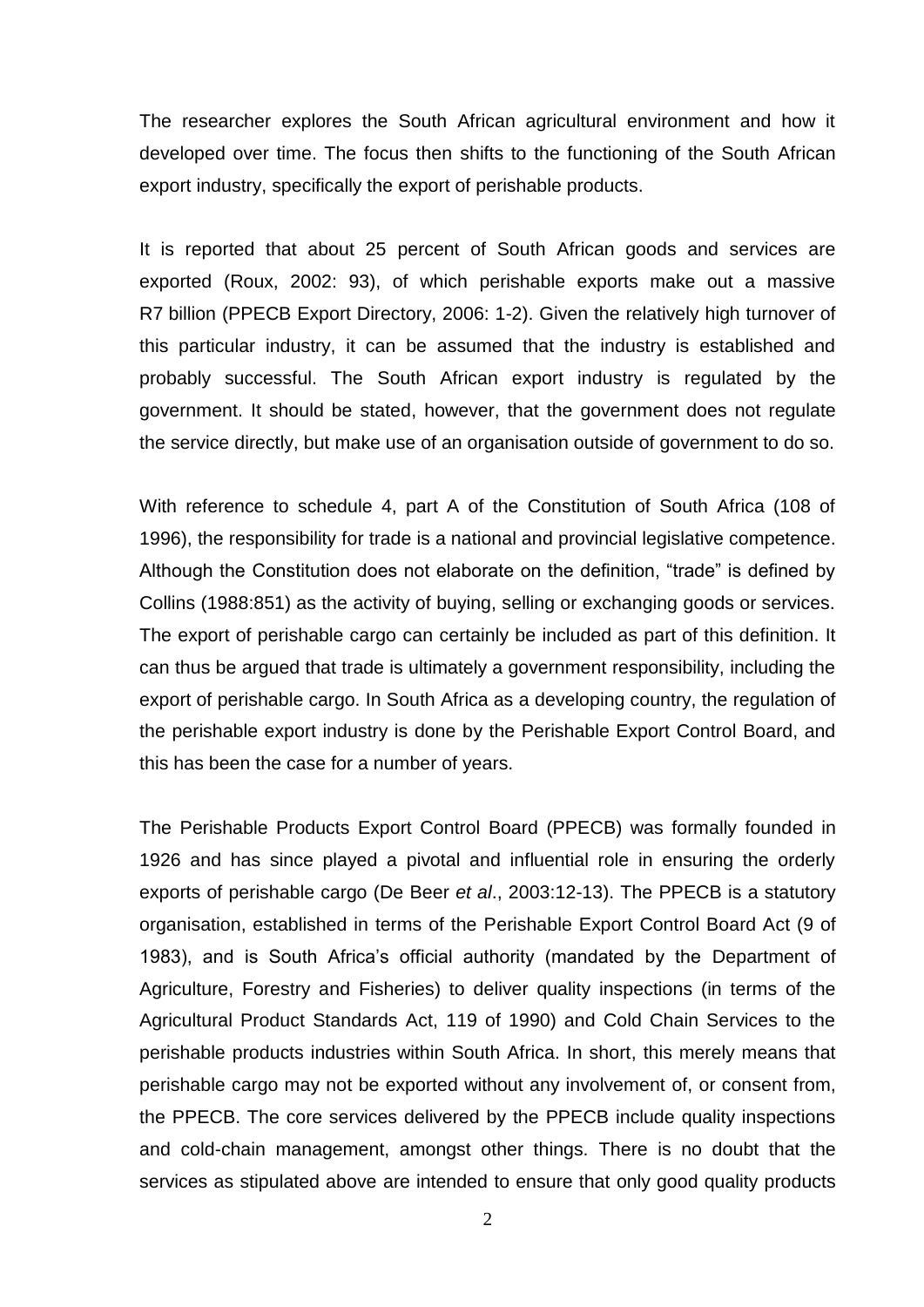The researcher explores the South African agricultural environment and how it developed over time. The focus then shifts to the functioning of the South African export industry, specifically the export of perishable products.

It is reported that about 25 percent of South African goods and services are exported (Roux, 2002: 93), of which perishable exports make out a massive R7 billion (PPECB Export Directory, 2006: 1-2). Given the relatively high turnover of this particular industry, it can be assumed that the industry is established and probably successful. The South African export industry is regulated by the government. It should be stated, however, that the government does not regulate the service directly, but make use of an organisation outside of government to do so.

With reference to schedule 4, part A of the Constitution of South Africa (108 of 1996), the responsibility for trade is a national and provincial legislative competence. Although the Constitution does not elaborate on the definition, "trade" is defined by Collins (1988:851) as the activity of buying, selling or exchanging goods or services. The export of perishable cargo can certainly be included as part of this definition. It can thus be argued that trade is ultimately a government responsibility, including the export of perishable cargo. In South Africa as a developing country, the regulation of the perishable export industry is done by the Perishable Export Control Board, and this has been the case for a number of years.

The Perishable Products Export Control Board (PPECB) was formally founded in 1926 and has since played a pivotal and influential role in ensuring the orderly exports of perishable cargo (De Beer *et al*., 2003:12-13). The PPECB is a statutory organisation, established in terms of the Perishable Export Control Board Act (9 of 1983), and is South Africa's official authority (mandated by the Department of Agriculture, Forestry and Fisheries) to deliver quality inspections (in terms of the Agricultural Product Standards Act, 119 of 1990) and Cold Chain Services to the perishable products industries within South Africa. In short, this merely means that perishable cargo may not be exported without any involvement of, or consent from, the PPECB. The core services delivered by the PPECB include quality inspections and cold-chain management, amongst other things. There is no doubt that the services as stipulated above are intended to ensure that only good quality products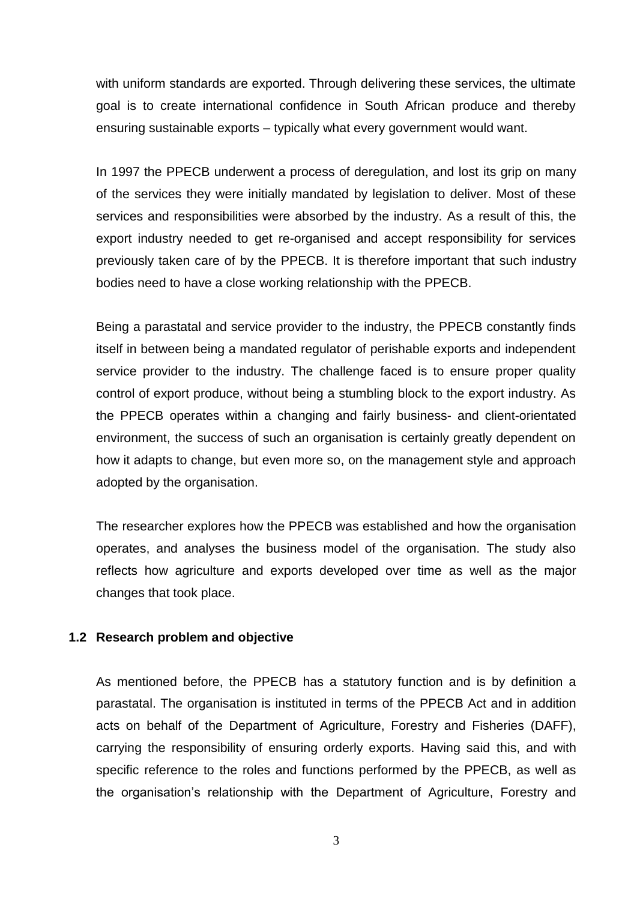with uniform standards are exported. Through delivering these services, the ultimate goal is to create international confidence in South African produce and thereby ensuring sustainable exports – typically what every government would want.

In 1997 the PPECB underwent a process of deregulation, and lost its grip on many of the services they were initially mandated by legislation to deliver. Most of these services and responsibilities were absorbed by the industry. As a result of this, the export industry needed to get re-organised and accept responsibility for services previously taken care of by the PPECB. It is therefore important that such industry bodies need to have a close working relationship with the PPECB.

Being a parastatal and service provider to the industry, the PPECB constantly finds itself in between being a mandated regulator of perishable exports and independent service provider to the industry. The challenge faced is to ensure proper quality control of export produce, without being a stumbling block to the export industry. As the PPECB operates within a changing and fairly business- and client-orientated environment, the success of such an organisation is certainly greatly dependent on how it adapts to change, but even more so, on the management style and approach adopted by the organisation.

The researcher explores how the PPECB was established and how the organisation operates, and analyses the business model of the organisation. The study also reflects how agriculture and exports developed over time as well as the major changes that took place.

### 1.2 Research problem and objective

As mentioned before, the PPECB has a statutory function and is by definition a parastatal. The organisation is instituted in terms of the PPECB Act and in addition acts on behalf of the Department of Agriculture, Forestry and Fisheries (DAFF), carrying the responsibility of ensuring orderly exports. Having said this, and with specific reference to the roles and functions performed by the PPECB, as well as the organisation's relationship with the Department of Agriculture, Forestry and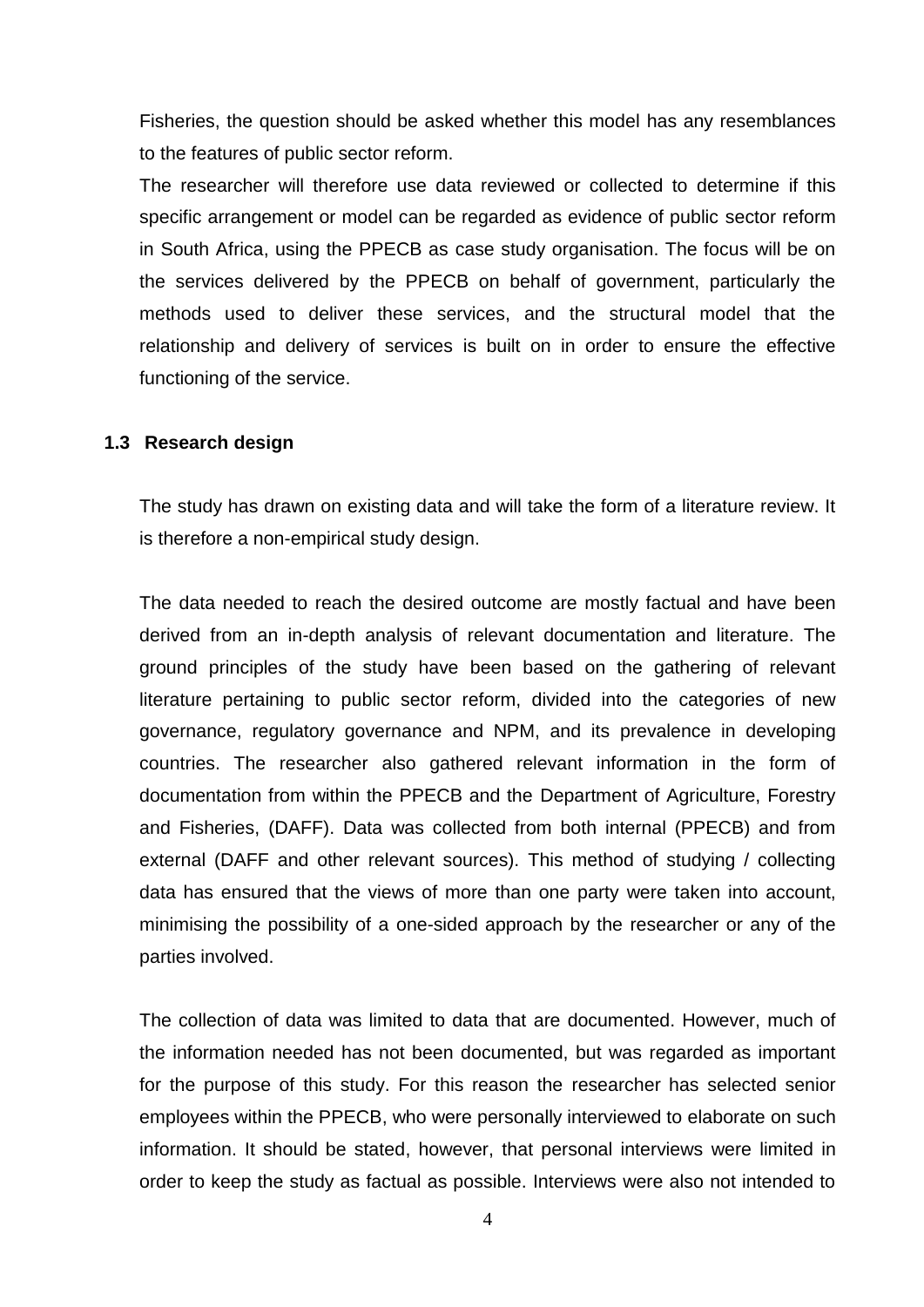Fisheries, the question should be asked whether this model has any resemblances to the features of public sector reform.

The researcher will therefore use data reviewed or collected to determine if this specific arrangement or model can be regarded as evidence of public sector reform in South Africa, using the PPECB as case study organisation. The focus will be on the services delivered by the PPECB on behalf of government, particularly the methods used to deliver these services, and the structural model that the relationship and delivery of services is built on in order to ensure the effective functioning of the service.

## 1.3 Research design

The study has drawn on existing data and will take the form of a literature review. It is therefore a non-empirical study design.

The data needed to reach the desired outcome are mostly factual and have been derived from an in-depth analysis of relevant documentation and literature. The ground principles of the study have been based on the gathering of relevant literature pertaining to public sector reform, divided into the categories of new governance, regulatory governance and NPM, and its prevalence in developing countries. The researcher also gathered relevant information in the form of documentation from within the PPECB and the Department of Agriculture, Forestry and Fisheries, (DAFF). Data was collected from both internal (PPECB) and from external (DAFF and other relevant sources). This method of studying / collecting data has ensured that the views of more than one party were taken into account, minimising the possibility of a one-sided approach by the researcher or any of the parties involved.

The collection of data was limited to data that are documented. However, much of the information needed has not been documented, but was regarded as important for the purpose of this study. For this reason the researcher has selected senior employees within the PPECB, who were personally interviewed to elaborate on such information. It should be stated, however, that personal interviews were limited in order to keep the study as factual as possible. Interviews were also not intended to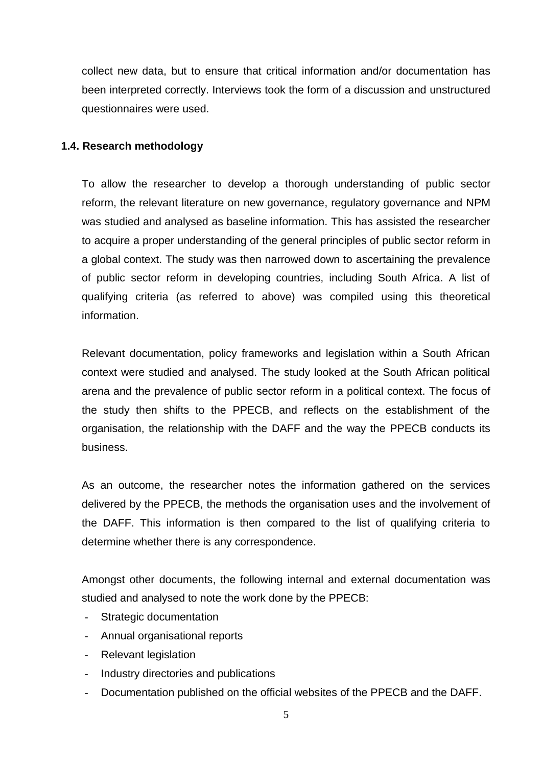collect new data, but to ensure that critical information and/or documentation has been interpreted correctly. Interviews took the form of a discussion and unstructured questionnaires were used.

### 1.4. Research methodology

To allow the researcher to develop a thorough understanding of public sector reform, the relevant literature on new governance, regulatory governance and NPM was studied and analysed as baseline information. This has assisted the researcher to acquire a proper understanding of the general principles of public sector reform in a global context. The study was then narrowed down to ascertaining the prevalence of public sector reform in developing countries, including South Africa. A list of qualifying criteria (as referred to above) was compiled using this theoretical information.

Relevant documentation, policy frameworks and legislation within a South African context were studied and analysed. The study looked at the South African political arena and the prevalence of public sector reform in a political context. The focus of the study then shifts to the PPECB, and reflects on the establishment of the organisation, the relationship with the DAFF and the way the PPECB conducts its business.

As an outcome, the researcher notes the information gathered on the services delivered by the PPECB, the methods the organisation uses and the involvement of the DAFF. This information is then compared to the list of qualifying criteria to determine whether there is any correspondence.

Amongst other documents, the following internal and external documentation was studied and analysed to note the work done by the PPECB:

- Strategic documentation
- Annual organisational reports
- Relevant legislation
- Industry directories and publications
- Documentation published on the official websites of the PPECB and the DAFF.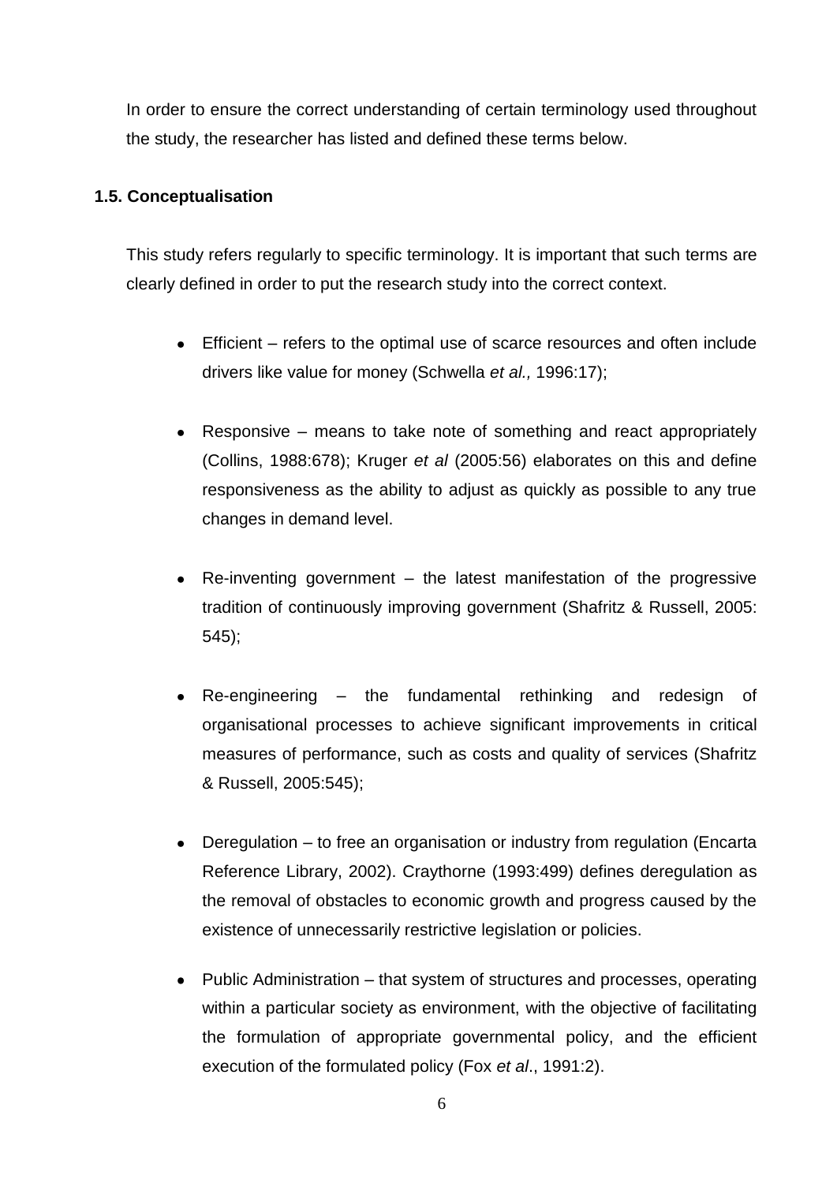In order to ensure the correct understanding of certain terminology used throughout the study, the researcher has listed and defined these terms below.

### 1.5. Conceptualisation

This study refers regularly to specific terminology. It is important that such terms are clearly defined in order to put the research study into the correct context.

- Efficient – refers to the optimal use of scarce resources and often include drivers like value for money (Schwella *et al.,* 1996:17);
- Responsive – means to take note of something and react appropriately (Collins, 1988:678); Kruger *et al* (2005:56) elaborates on this and define responsiveness as the ability to adjust as quickly as possible to any true changes in demand level.
- Re-inventing government – the latest manifestation of the progressive tradition of continuously improving government (Shafritz & Russell, 2005: 545);
- Re-engineering – the fundamental rethinking and redesign of organisational processes to achieve significant improvements in critical measures of performance, such as costs and quality of services (Shafritz & Russell, 2005:545);
- Deregulation – to free an organisation or industry from regulation (Encarta Reference Library, 2002). Craythorne (1993:499) defines deregulation as the removal of obstacles to economic growth and progress caused by the existence of unnecessarily restrictive legislation or policies.
- Public Administration – that system of structures and processes, operating within a particular society as environment, with the objective of facilitating the formulation of appropriate governmental policy, and the efficient execution of the formulated policy (Fox *et al*., 1991:2).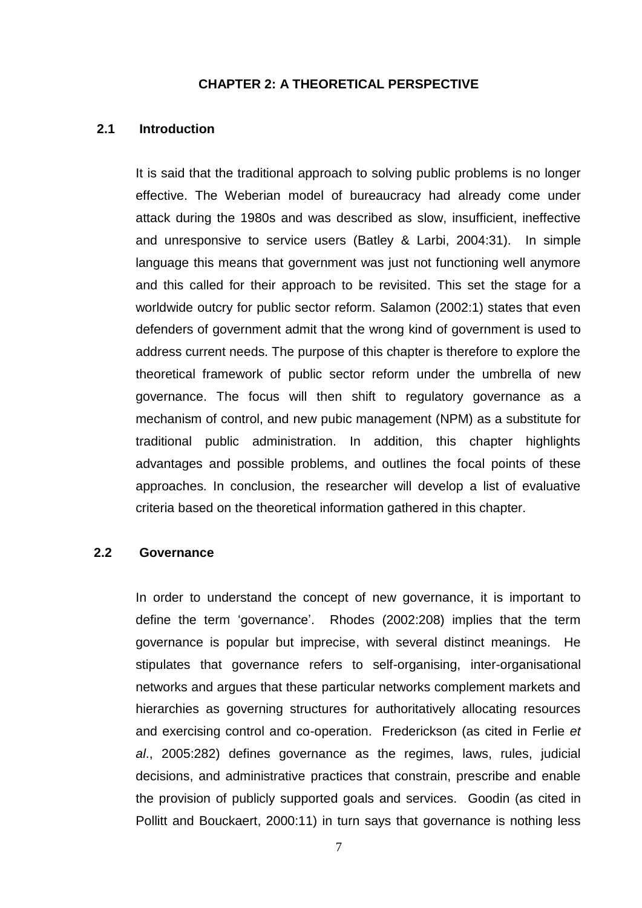# CHAPTER 2: A THEORETICAL PERSPECTIVE

## 2.1 Introduction

It is said that the traditional approach to solving public problems is no longer effective. The Weberian model of bureaucracy had already come under attack during the 1980s and was described as slow, insufficient, ineffective and unresponsive to service users (Batley & Larbi, 2004:31). In simple language this means that government was just not functioning well anymore and this called for their approach to be revisited. This set the stage for a worldwide outcry for public sector reform. Salamon (2002:1) states that even defenders of government admit that the wrong kind of government is used to address current needs. The purpose of this chapter is therefore to explore the theoretical framework of public sector reform under the umbrella of new governance. The focus will then shift to regulatory governance as a mechanism of control, and new pubic management (NPM) as a substitute for traditional public administration. In addition, this chapter highlights advantages and possible problems, and outlines the focal points of these approaches. In conclusion, the researcher will develop a list of evaluative criteria based on the theoretical information gathered in this chapter.

## 2.2 Governance

In order to understand the concept of new governance, it is important to define the term 'governance'. Rhodes (2002:208) implies that the term governance is popular but imprecise, with several distinct meanings. He stipulates that governance refers to self-organising, inter-organisational networks and argues that these particular networks complement markets and hierarchies as governing structures for authoritatively allocating resources and exercising control and co-operation. Frederickson (as cited in Ferlie *et al*., 2005:282) defines governance as the regimes, laws, rules, judicial decisions, and administrative practices that constrain, prescribe and enable the provision of publicly supported goals and services. Goodin (as cited in Pollitt and Bouckaert, 2000:11) in turn says that governance is nothing less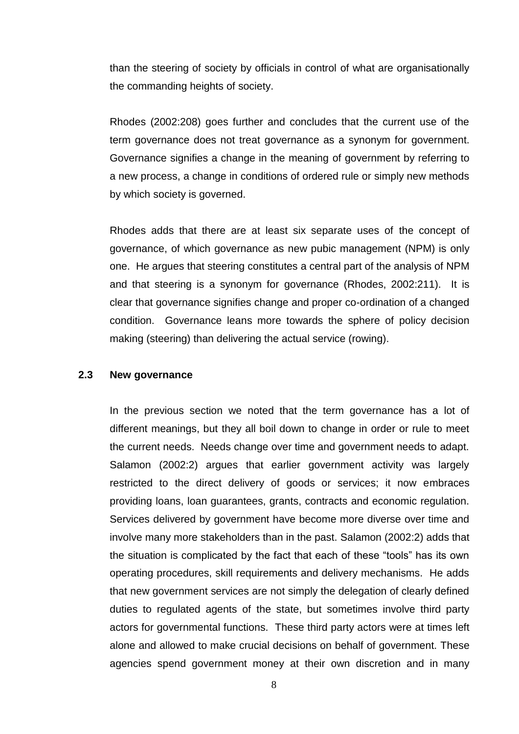than the steering of society by officials in control of what are organisationally the commanding heights of society.

Rhodes (2002:208) goes further and concludes that the current use of the term governance does not treat governance as a synonym for government. Governance signifies a change in the meaning of government by referring to a new process, a change in conditions of ordered rule or simply new methods by which society is governed.

Rhodes adds that there are at least six separate uses of the concept of governance, of which governance as new pubic management (NPM) is only one. He argues that steering constitutes a central part of the analysis of NPM and that steering is a synonym for governance (Rhodes, 2002:211). It is clear that governance signifies change and proper co-ordination of a changed condition. Governance leans more towards the sphere of policy decision making (steering) than delivering the actual service (rowing).

## 2.3 New governance

In the previous section we noted that the term governance has a lot of different meanings, but they all boil down to change in order or rule to meet the current needs. Needs change over time and government needs to adapt. Salamon (2002:2) argues that earlier government activity was largely restricted to the direct delivery of goods or services; it now embraces providing loans, loan guarantees, grants, contracts and economic regulation. Services delivered by government have become more diverse over time and involve many more stakeholders than in the past. Salamon (2002:2) adds that the situation is complicated by the fact that each of these "tools" has its own operating procedures, skill requirements and delivery mechanisms. He adds that new government services are not simply the delegation of clearly defined duties to regulated agents of the state, but sometimes involve third party actors for governmental functions. These third party actors were at times left alone and allowed to make crucial decisions on behalf of government. These agencies spend government money at their own discretion and in many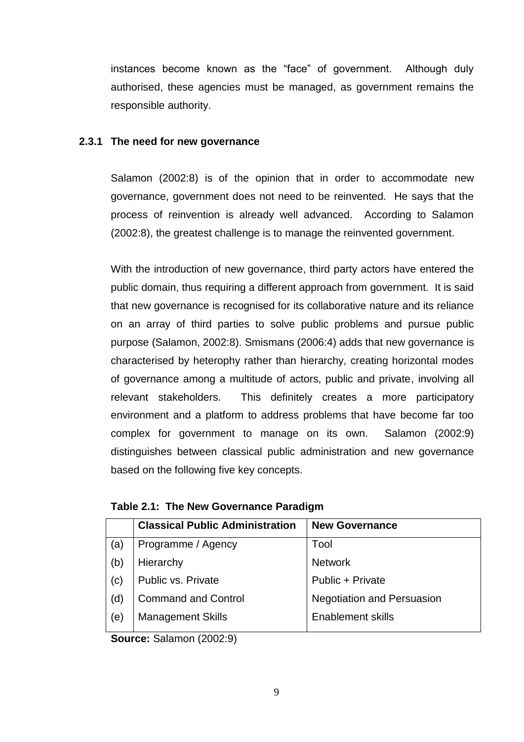instances become known as the "face" of government. Although duly authorised, these agencies must be managed, as government remains the responsible authority.

### 2.3.1 The need for new governance

Salamon (2002:8) is of the opinion that in order to accommodate new governance, government does not need to be reinvented. He says that the process of reinvention is already well advanced. According to Salamon (2002:8), the greatest challenge is to manage the reinvented government.

With the introduction of new governance, third party actors have entered the public domain, thus requiring a different approach from government. It is said that new governance is recognised for its collaborative nature and its reliance on an array of third parties to solve public problems and pursue public purpose (Salamon, 2002:8). Smismans (2006:4) adds that new governance is characterised by heterophy rather than hierarchy, creating horizontal modes of governance among a multitude of actors, public and private, involving all relevant stakeholders. This definitely creates a more participatory environment and a platform to address problems that have become far too complex for government to manage on its own. Salamon (2002:9) distinguishes between classical public administration and new governance based on the following five key concepts.

**Table 2.1: The New Governance Paradigm**

| | **Classical Public Administration** | **New Governance** |
|---|---|---|
| (a) | Programme / Agency | Tool |
| (b) | Hierarchy | Network |
| (c) | Public vs. Private | Public + Private |
| (d) | Command and Control | Negotiation and Persuasion |
| (e) | Management Skills | Enablement skills |

**Source:** Salamon (2002:9)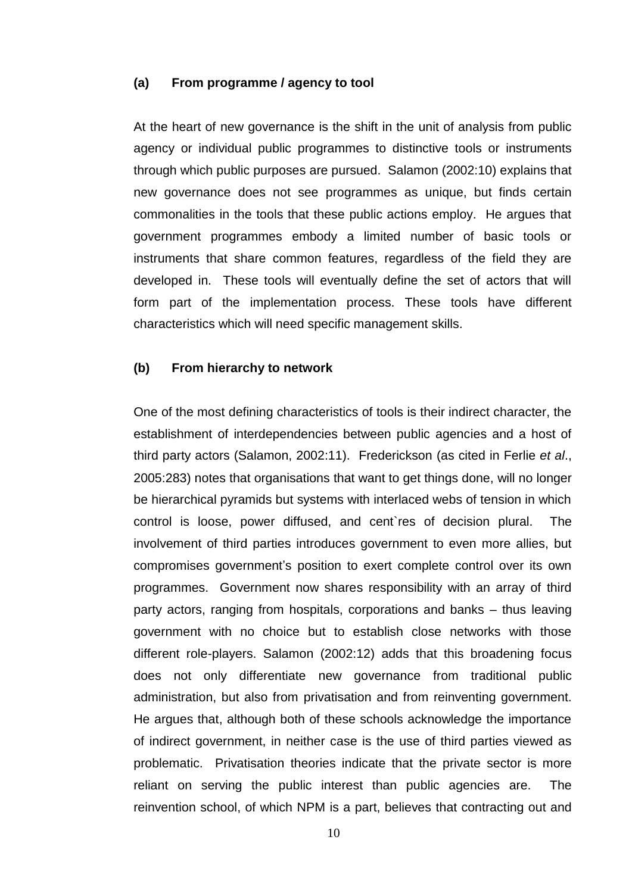**(a) From programme / agency to tool**

At the heart of new governance is the shift in the unit of analysis from public agency or individual public programmes to distinctive tools or instruments through which public purposes are pursued. Salamon (2002:10) explains that new governance does not see programmes as unique, but finds certain commonalities in the tools that these public actions employ. He argues that government programmes embody a limited number of basic tools or instruments that share common features, regardless of the field they are developed in. These tools will eventually define the set of actors that will form part of the implementation process. These tools have different characteristics which will need specific management skills.

**(b) From hierarchy to network**

One of the most defining characteristics of tools is their indirect character, the establishment of interdependencies between public agencies and a host of third party actors (Salamon, 2002:11). Frederickson (as cited in Ferlie *et al*., 2005:283) notes that organisations that want to get things done, will no longer be hierarchical pyramids but systems with interlaced webs of tension in which control is loose, power diffused, and cent`res of decision plural. The involvement of third parties introduces government to even more allies, but compromises government's position to exert complete control over its own programmes. Government now shares responsibility with an array of third party actors, ranging from hospitals, corporations and banks – thus leaving government with no choice but to establish close networks with those different role-players. Salamon (2002:12) adds that this broadening focus does not only differentiate new governance from traditional public administration, but also from privatisation and from reinventing government. He argues that, although both of these schools acknowledge the importance of indirect government, in neither case is the use of third parties viewed as problematic. Privatisation theories indicate that the private sector is more reliant on serving the public interest than public agencies are. The reinvention school, of which NPM is a part, believes that contracting out and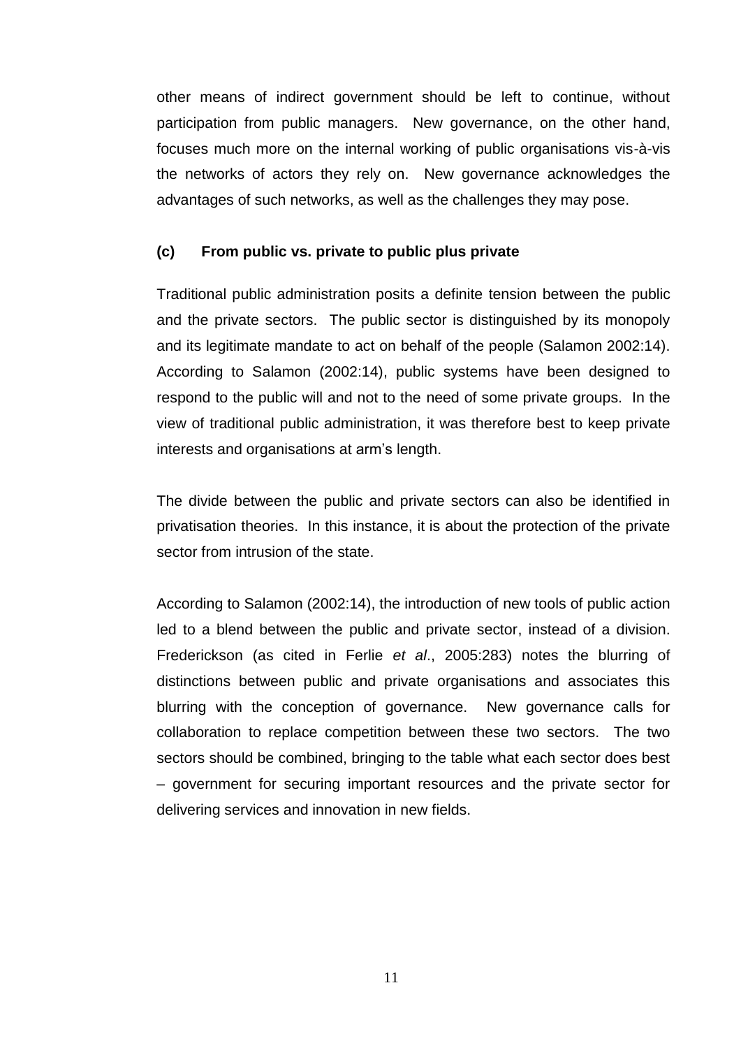other means of indirect government should be left to continue, without participation from public managers. New governance, on the other hand, focuses much more on the internal working of public organisations vis-à-vis the networks of actors they rely on. New governance acknowledges the advantages of such networks, as well as the challenges they may pose.

**(c) From public vs. private to public plus private**

Traditional public administration posits a definite tension between the public and the private sectors. The public sector is distinguished by its monopoly and its legitimate mandate to act on behalf of the people (Salamon 2002:14). According to Salamon (2002:14), public systems have been designed to respond to the public will and not to the need of some private groups. In the view of traditional public administration, it was therefore best to keep private interests and organisations at arm's length.

The divide between the public and private sectors can also be identified in privatisation theories. In this instance, it is about the protection of the private sector from intrusion of the state.

According to Salamon (2002:14), the introduction of new tools of public action led to a blend between the public and private sector, instead of a division. Frederickson (as cited in Ferlie *et al*., 2005:283) notes the blurring of distinctions between public and private organisations and associates this blurring with the conception of governance. New governance calls for collaboration to replace competition between these two sectors. The two sectors should be combined, bringing to the table what each sector does best – government for securing important resources and the private sector for delivering services and innovation in new fields.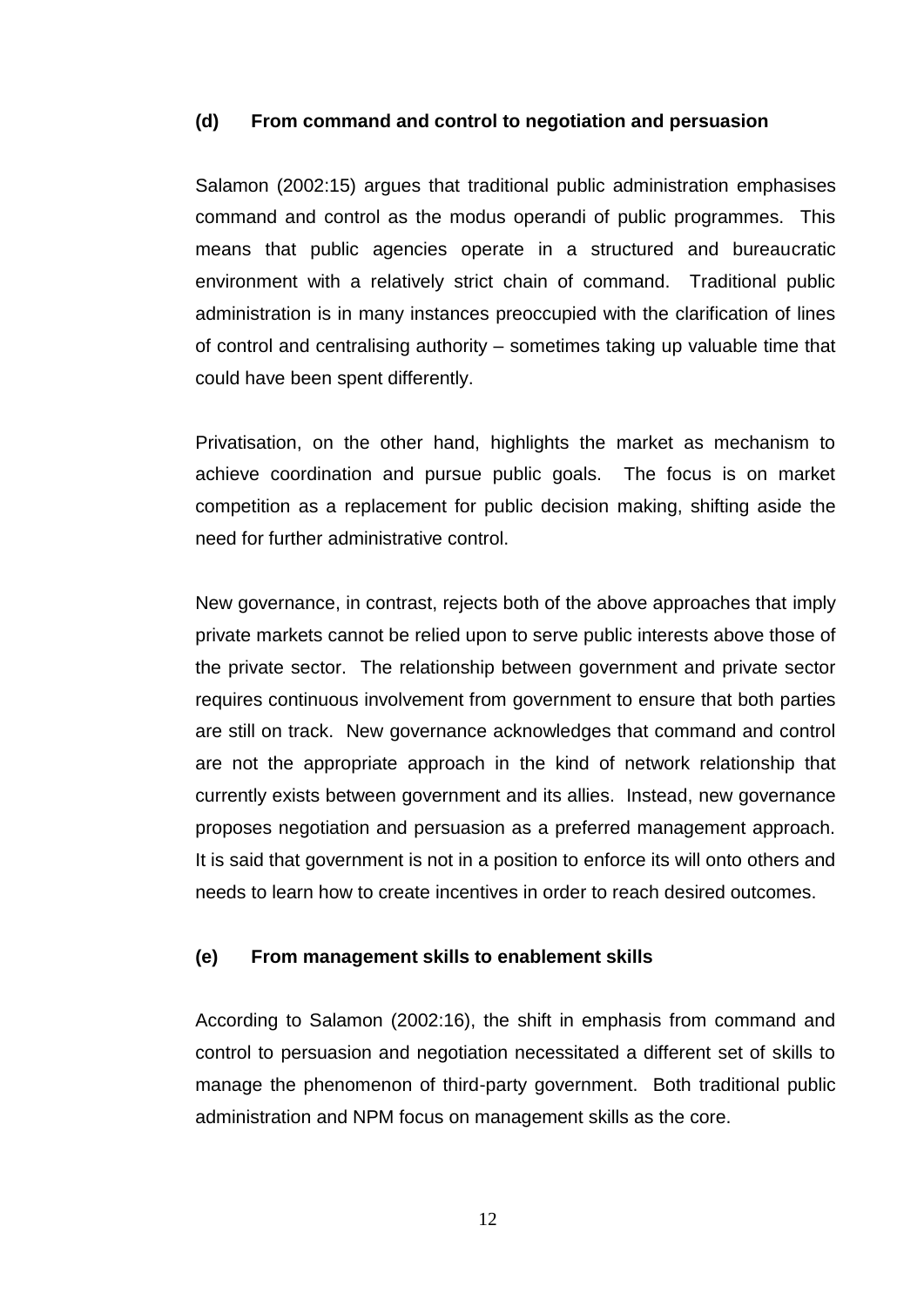#### (d) From command and control to negotiation and persuasion

Salamon (2002:15) argues that traditional public administration emphasises command and control as the modus operandi of public programmes. This means that public agencies operate in a structured and bureaucratic environment with a relatively strict chain of command. Traditional public administration is in many instances preoccupied with the clarification of lines of control and centralising authority – sometimes taking up valuable time that could have been spent differently.

Privatisation, on the other hand, highlights the market as mechanism to achieve coordination and pursue public goals. The focus is on market competition as a replacement for public decision making, shifting aside the need for further administrative control.

New governance, in contrast, rejects both of the above approaches that imply private markets cannot be relied upon to serve public interests above those of the private sector. The relationship between government and private sector requires continuous involvement from government to ensure that both parties are still on track. New governance acknowledges that command and control are not the appropriate approach in the kind of network relationship that currently exists between government and its allies. Instead, new governance proposes negotiation and persuasion as a preferred management approach. It is said that government is not in a position to enforce its will onto others and needs to learn how to create incentives in order to reach desired outcomes.

#### (e) From management skills to enablement skills

According to Salamon (2002:16), the shift in emphasis from command and control to persuasion and negotiation necessitated a different set of skills to manage the phenomenon of third-party government. Both traditional public administration and NPM focus on management skills as the core.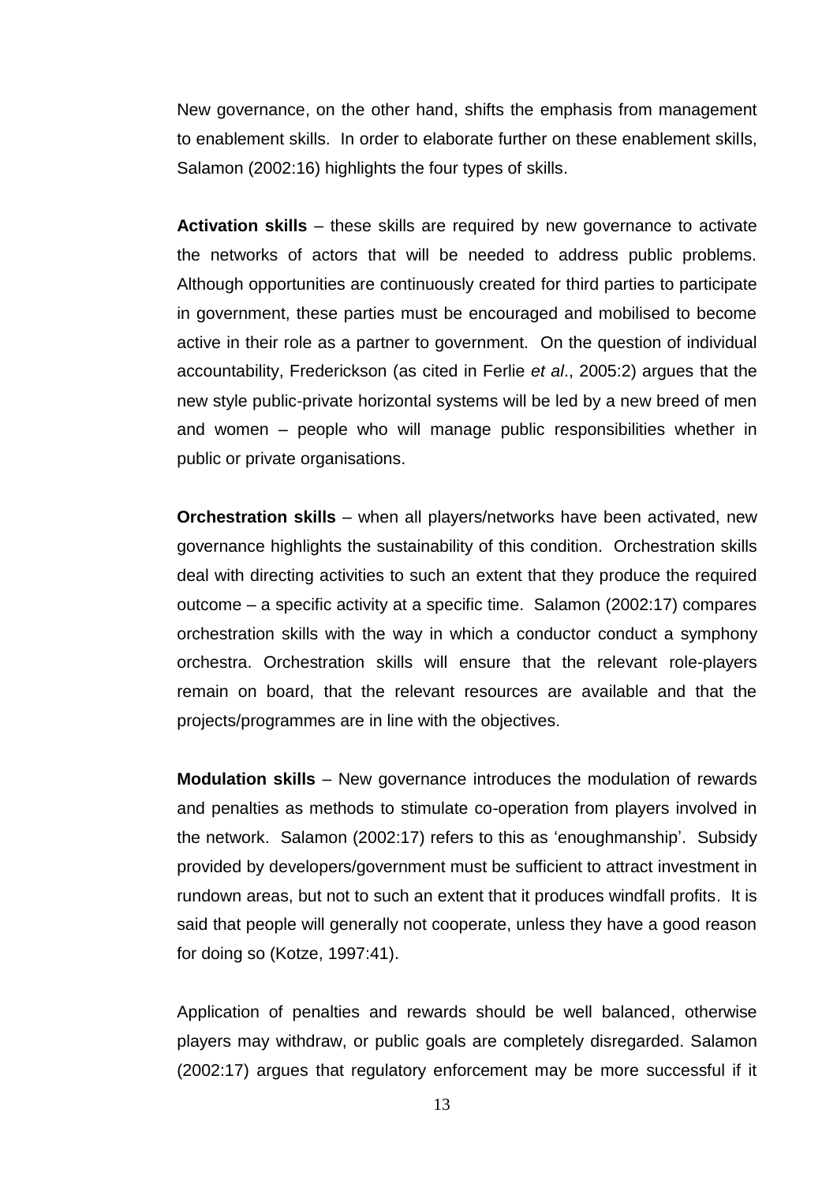New governance, on the other hand, shifts the emphasis from management to enablement skills. In order to elaborate further on these enablement skills, Salamon (2002:16) highlights the four types of skills.

**Activation skills** – these skills are required by new governance to activate the networks of actors that will be needed to address public problems. Although opportunities are continuously created for third parties to participate in government, these parties must be encouraged and mobilised to become active in their role as a partner to government. On the question of individual accountability, Frederickson (as cited in Ferlie *et al*., 2005:2) argues that the new style public-private horizontal systems will be led by a new breed of men and women – people who will manage public responsibilities whether in public or private organisations.

**Orchestration skills** – when all players/networks have been activated, new governance highlights the sustainability of this condition. Orchestration skills deal with directing activities to such an extent that they produce the required outcome – a specific activity at a specific time. Salamon (2002:17) compares orchestration skills with the way in which a conductor conduct a symphony orchestra. Orchestration skills will ensure that the relevant role-players remain on board, that the relevant resources are available and that the projects/programmes are in line with the objectives.

**Modulation skills** – New governance introduces the modulation of rewards and penalties as methods to stimulate co-operation from players involved in the network. Salamon (2002:17) refers to this as 'enoughmanship'. Subsidy provided by developers/government must be sufficient to attract investment in rundown areas, but not to such an extent that it produces windfall profits. It is said that people will generally not cooperate, unless they have a good reason for doing so (Kotze, 1997:41).

Application of penalties and rewards should be well balanced, otherwise players may withdraw, or public goals are completely disregarded. Salamon (2002:17) argues that regulatory enforcement may be more successful if it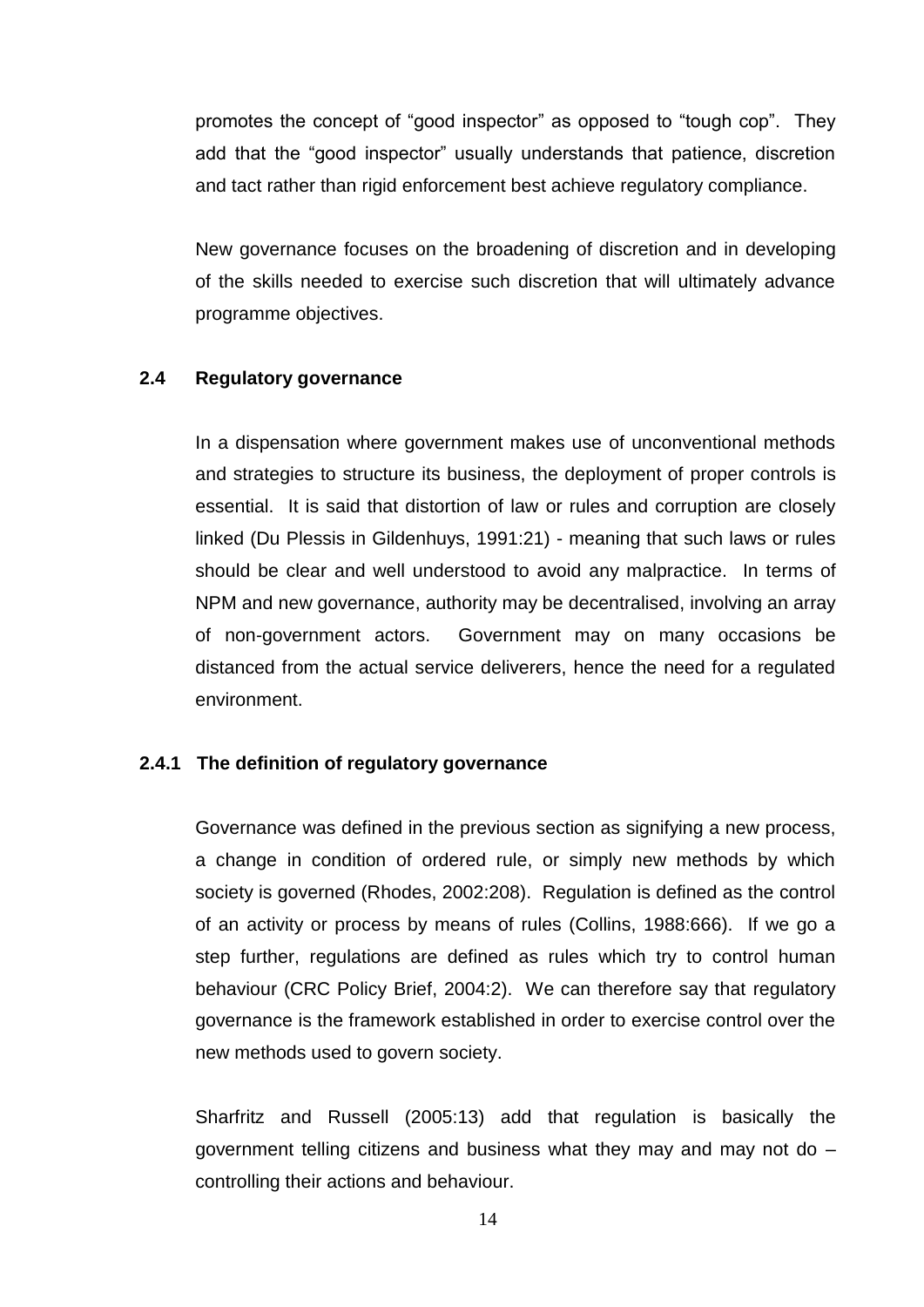promotes the concept of "good inspector" as opposed to "tough cop". They add that the "good inspector" usually understands that patience, discretion and tact rather than rigid enforcement best achieve regulatory compliance.

New governance focuses on the broadening of discretion and in developing of the skills needed to exercise such discretion that will ultimately advance programme objectives.

## 2.4 Regulatory governance

In a dispensation where government makes use of unconventional methods and strategies to structure its business, the deployment of proper controls is essential. It is said that distortion of law or rules and corruption are closely linked (Du Plessis in Gildenhuys, 1991:21) - meaning that such laws or rules should be clear and well understood to avoid any malpractice. In terms of NPM and new governance, authority may be decentralised, involving an array of non-government actors. Government may on many occasions be distanced from the actual service deliverers, hence the need for a regulated environment.

### 2.4.1 The definition of regulatory governance

Governance was defined in the previous section as signifying a new process, a change in condition of ordered rule, or simply new methods by which society is governed (Rhodes, 2002:208). Regulation is defined as the control of an activity or process by means of rules (Collins, 1988:666). If we go a step further, regulations are defined as rules which try to control human behaviour (CRC Policy Brief, 2004:2). We can therefore say that regulatory governance is the framework established in order to exercise control over the new methods used to govern society.

Sharfritz and Russell (2005:13) add that regulation is basically the government telling citizens and business what they may and may not do – controlling their actions and behaviour.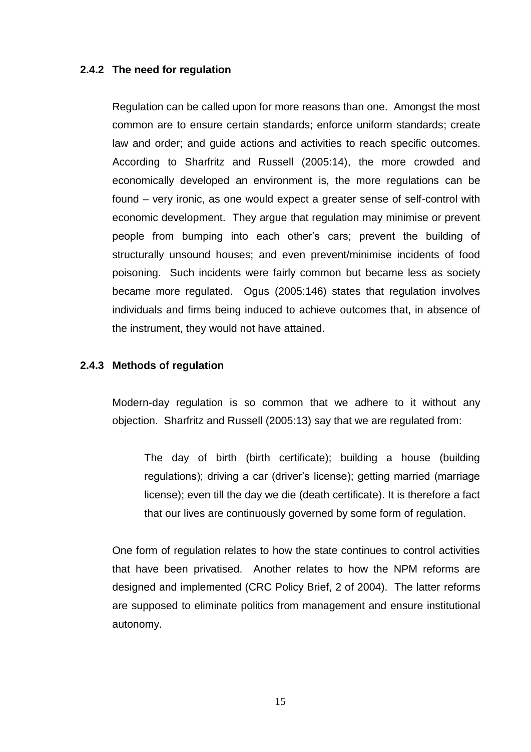### 2.4.2 The need for regulation

Regulation can be called upon for more reasons than one. Amongst the most common are to ensure certain standards; enforce uniform standards; create law and order; and guide actions and activities to reach specific outcomes. According to Sharfritz and Russell (2005:14), the more crowded and economically developed an environment is, the more regulations can be found – very ironic, as one would expect a greater sense of self-control with economic development. They argue that regulation may minimise or prevent people from bumping into each other's cars; prevent the building of structurally unsound houses; and even prevent/minimise incidents of food poisoning. Such incidents were fairly common but became less as society became more regulated. Ogus (2005:146) states that regulation involves individuals and firms being induced to achieve outcomes that, in absence of the instrument, they would not have attained.

### 2.4.3 Methods of regulation

Modern-day regulation is so common that we adhere to it without any objection. Sharfritz and Russell (2005:13) say that we are regulated from:

> The day of birth (birth certificate); building a house (building regulations); driving a car (driver's license); getting married (marriage license); even till the day we die (death certificate). It is therefore a fact that our lives are continuously governed by some form of regulation.

One form of regulation relates to how the state continues to control activities that have been privatised. Another relates to how the NPM reforms are designed and implemented (CRC Policy Brief, 2 of 2004). The latter reforms are supposed to eliminate politics from management and ensure institutional autonomy.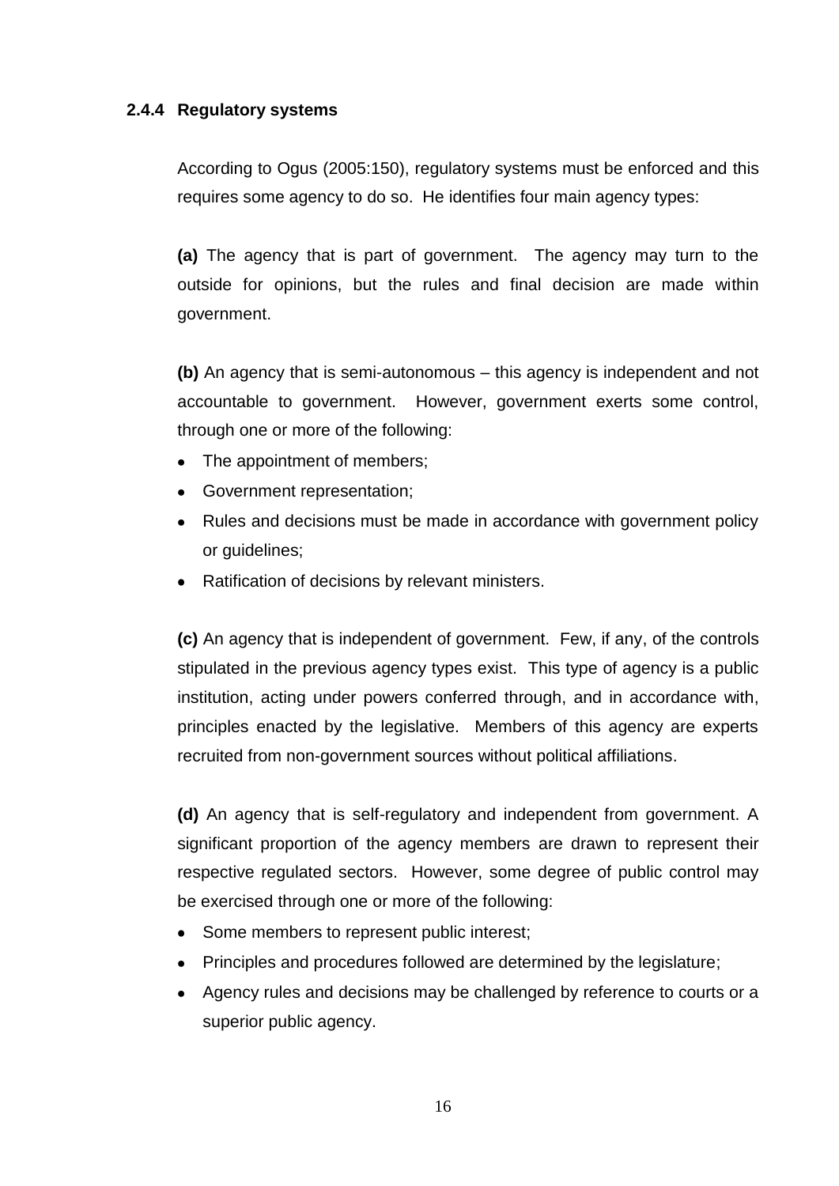### 2.4.4 Regulatory systems

According to Ogus (2005:150), regulatory systems must be enforced and this requires some agency to do so. He identifies four main agency types:

**(a)** The agency that is part of government. The agency may turn to the outside for opinions, but the rules and final decision are made within government.

**(b)** An agency that is semi-autonomous – this agency is independent and not accountable to government. However, government exerts some control, through one or more of the following:

- The appointment of members;
- Government representation;
- Rules and decisions must be made in accordance with government policy or guidelines;
- Ratification of decisions by relevant ministers.

**(c)** An agency that is independent of government. Few, if any, of the controls stipulated in the previous agency types exist. This type of agency is a public institution, acting under powers conferred through, and in accordance with, principles enacted by the legislative. Members of this agency are experts recruited from non-government sources without political affiliations.

**(d)** An agency that is self-regulatory and independent from government. A significant proportion of the agency members are drawn to represent their respective regulated sectors. However, some degree of public control may be exercised through one or more of the following:

- Some members to represent public interest;
- Principles and procedures followed are determined by the legislature;
- Agency rules and decisions may be challenged by reference to courts or a superior public agency.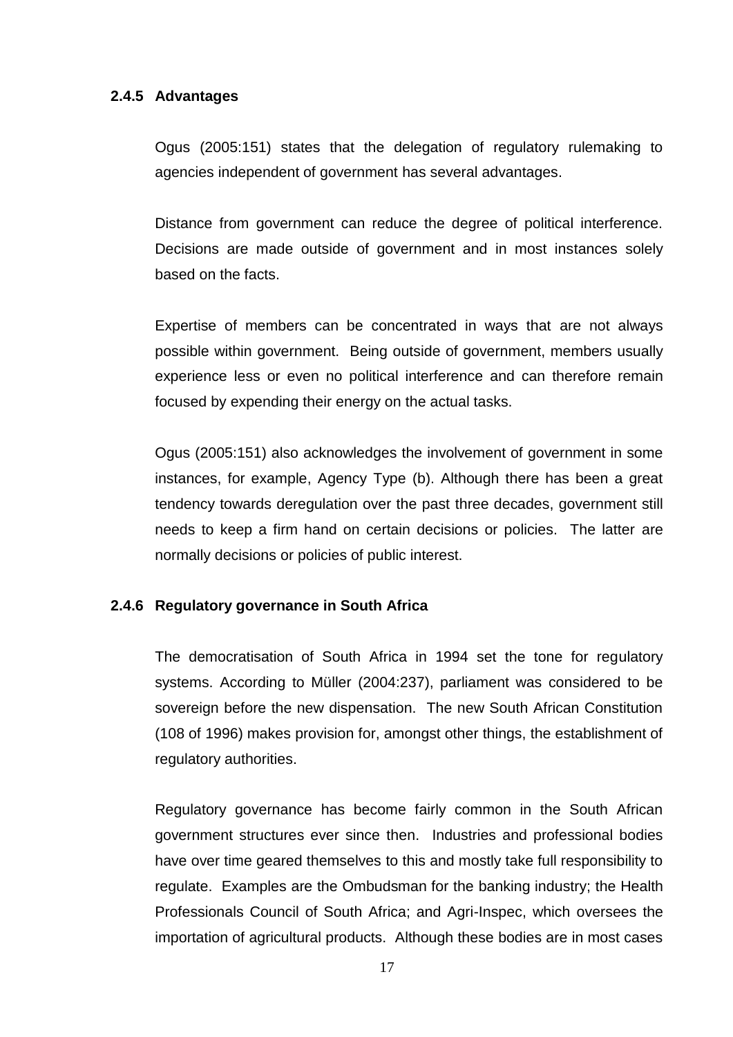### 2.4.5 Advantages

Ogus (2005:151) states that the delegation of regulatory rulemaking to agencies independent of government has several advantages.

Distance from government can reduce the degree of political interference. Decisions are made outside of government and in most instances solely based on the facts.

Expertise of members can be concentrated in ways that are not always possible within government. Being outside of government, members usually experience less or even no political interference and can therefore remain focused by expending their energy on the actual tasks.

Ogus (2005:151) also acknowledges the involvement of government in some instances, for example, Agency Type (b). Although there has been a great tendency towards deregulation over the past three decades, government still needs to keep a firm hand on certain decisions or policies. The latter are normally decisions or policies of public interest.

### 2.4.6 Regulatory governance in South Africa

The democratisation of South Africa in 1994 set the tone for regulatory systems. According to Müller (2004:237), parliament was considered to be sovereign before the new dispensation. The new South African Constitution (108 of 1996) makes provision for, amongst other things, the establishment of regulatory authorities.

Regulatory governance has become fairly common in the South African government structures ever since then. Industries and professional bodies have over time geared themselves to this and mostly take full responsibility to regulate. Examples are the Ombudsman for the banking industry; the Health Professionals Council of South Africa; and Agri-Inspec, which oversees the importation of agricultural products. Although these bodies are in most cases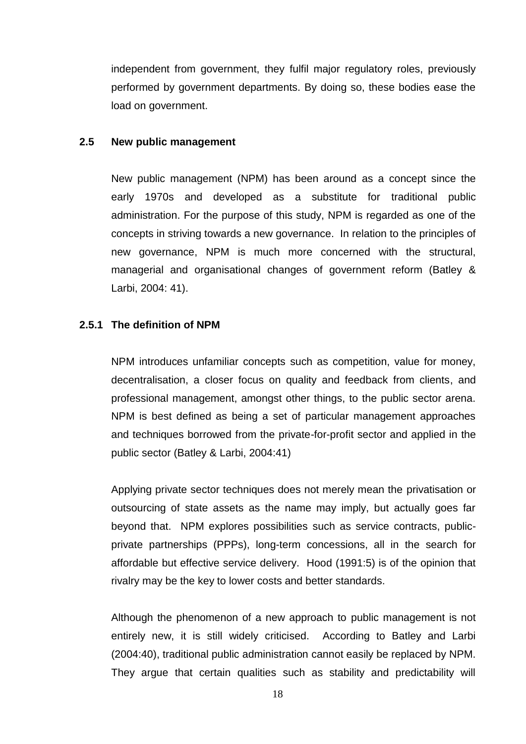independent from government, they fulfil major regulatory roles, previously performed by government departments. By doing so, these bodies ease the load on government.

## 2.5 New public management

New public management (NPM) has been around as a concept since the early 1970s and developed as a substitute for traditional public administration. For the purpose of this study, NPM is regarded as one of the concepts in striving towards a new governance. In relation to the principles of new governance, NPM is much more concerned with the structural, managerial and organisational changes of government reform (Batley & Larbi, 2004: 41).

### 2.5.1 The definition of NPM

NPM introduces unfamiliar concepts such as competition, value for money, decentralisation, a closer focus on quality and feedback from clients, and professional management, amongst other things, to the public sector arena. NPM is best defined as being a set of particular management approaches and techniques borrowed from the private-for-profit sector and applied in the public sector (Batley & Larbi, 2004:41)

Applying private sector techniques does not merely mean the privatisation or outsourcing of state assets as the name may imply, but actually goes far beyond that. NPM explores possibilities such as service contracts, public-private partnerships (PPPs), long-term concessions, all in the search for affordable but effective service delivery. Hood (1991:5) is of the opinion that rivalry may be the key to lower costs and better standards.

Although the phenomenon of a new approach to public management is not entirely new, it is still widely criticised. According to Batley and Larbi (2004:40), traditional public administration cannot easily be replaced by NPM. They argue that certain qualities such as stability and predictability will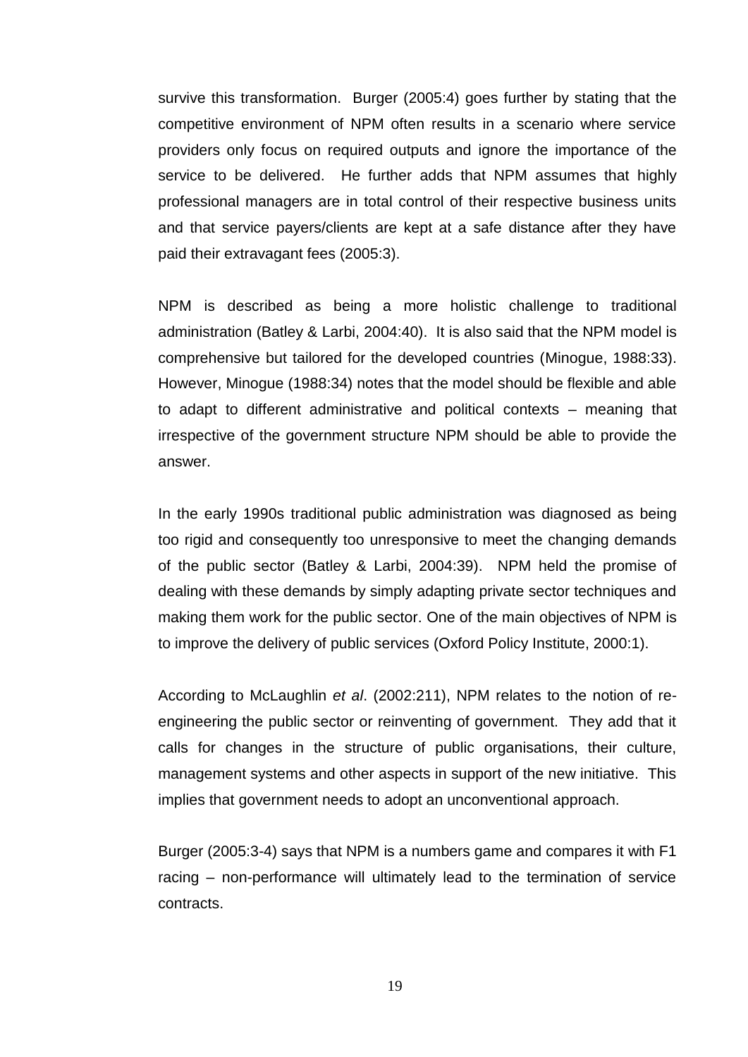survive this transformation. Burger (2005:4) goes further by stating that the competitive environment of NPM often results in a scenario where service providers only focus on required outputs and ignore the importance of the service to be delivered. He further adds that NPM assumes that highly professional managers are in total control of their respective business units and that service payers/clients are kept at a safe distance after they have paid their extravagant fees (2005:3).

NPM is described as being a more holistic challenge to traditional administration (Batley & Larbi, 2004:40). It is also said that the NPM model is comprehensive but tailored for the developed countries (Minogue, 1988:33). However, Minogue (1988:34) notes that the model should be flexible and able to adapt to different administrative and political contexts – meaning that irrespective of the government structure NPM should be able to provide the answer.

In the early 1990s traditional public administration was diagnosed as being too rigid and consequently too unresponsive to meet the changing demands of the public sector (Batley & Larbi, 2004:39). NPM held the promise of dealing with these demands by simply adapting private sector techniques and making them work for the public sector. One of the main objectives of NPM is to improve the delivery of public services (Oxford Policy Institute, 2000:1).

According to McLaughlin *et al*. (2002:211), NPM relates to the notion of re-engineering the public sector or reinventing of government. They add that it calls for changes in the structure of public organisations, their culture, management systems and other aspects in support of the new initiative. This implies that government needs to adopt an unconventional approach.

Burger (2005:3-4) says that NPM is a numbers game and compares it with F1 racing – non-performance will ultimately lead to the termination of service contracts.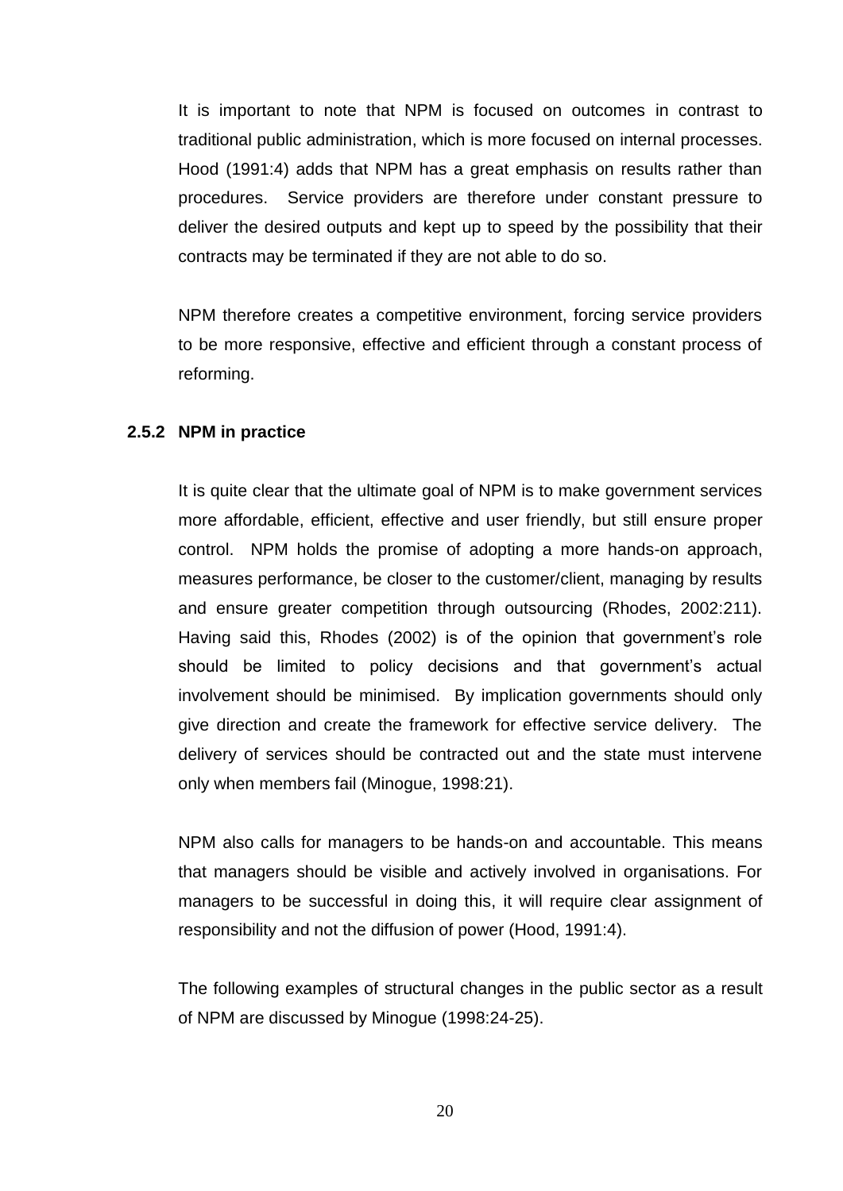It is important to note that NPM is focused on outcomes in contrast to traditional public administration, which is more focused on internal processes. Hood (1991:4) adds that NPM has a great emphasis on results rather than procedures. Service providers are therefore under constant pressure to deliver the desired outputs and kept up to speed by the possibility that their contracts may be terminated if they are not able to do so.

NPM therefore creates a competitive environment, forcing service providers to be more responsive, effective and efficient through a constant process of reforming.

### 2.5.2 NPM in practice

It is quite clear that the ultimate goal of NPM is to make government services more affordable, efficient, effective and user friendly, but still ensure proper control. NPM holds the promise of adopting a more hands-on approach, measures performance, be closer to the customer/client, managing by results and ensure greater competition through outsourcing (Rhodes, 2002:211). Having said this, Rhodes (2002) is of the opinion that government's role should be limited to policy decisions and that government's actual involvement should be minimised. By implication governments should only give direction and create the framework for effective service delivery. The delivery of services should be contracted out and the state must intervene only when members fail (Minogue, 1998:21).

NPM also calls for managers to be hands-on and accountable. This means that managers should be visible and actively involved in organisations. For managers to be successful in doing this, it will require clear assignment of responsibility and not the diffusion of power (Hood, 1991:4).

The following examples of structural changes in the public sector as a result of NPM are discussed by Minogue (1998:24-25).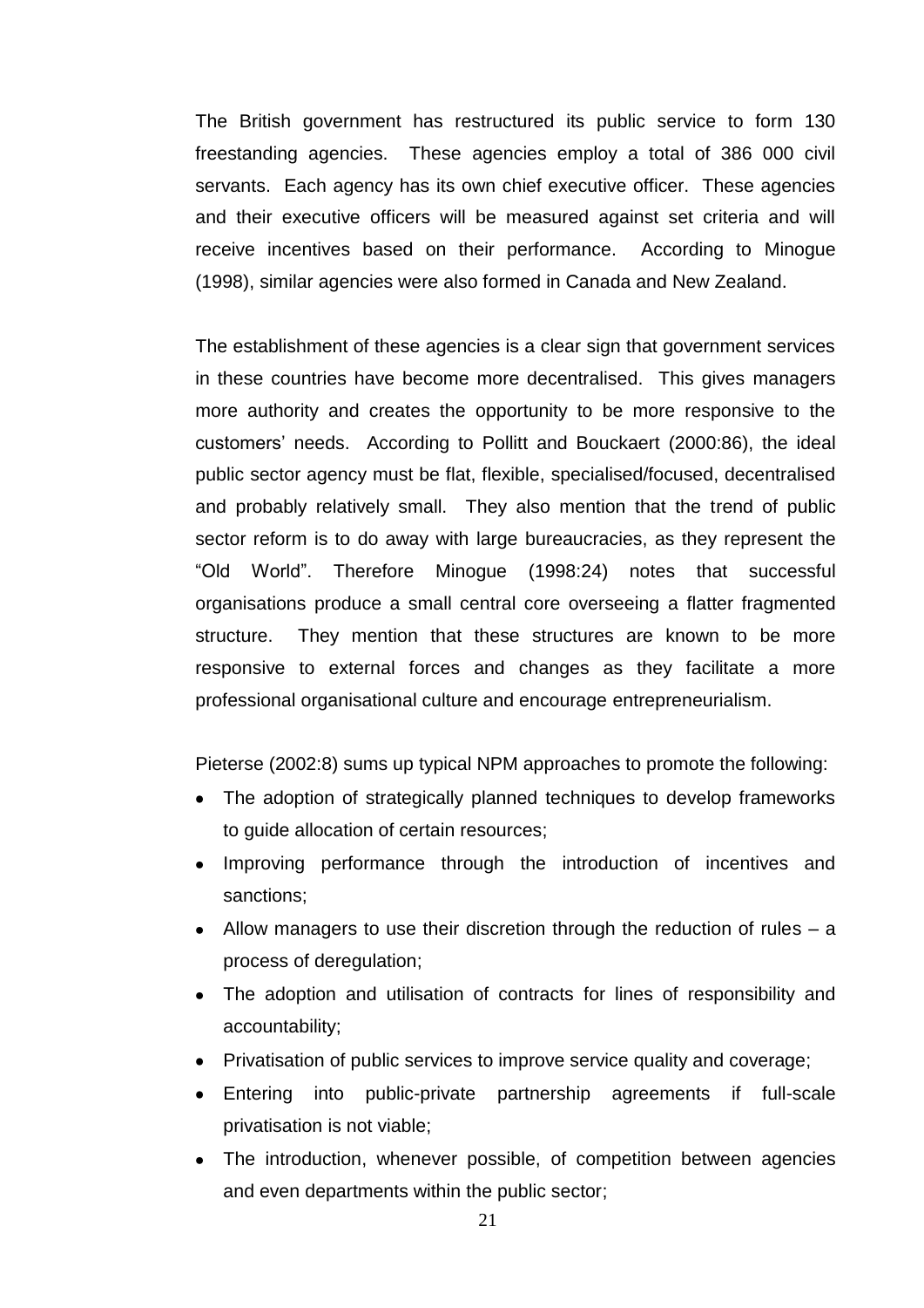The British government has restructured its public service to form 130 freestanding agencies. These agencies employ a total of 386 000 civil servants. Each agency has its own chief executive officer. These agencies and their executive officers will be measured against set criteria and will receive incentives based on their performance. According to Minogue (1998), similar agencies were also formed in Canada and New Zealand.

The establishment of these agencies is a clear sign that government services in these countries have become more decentralised. This gives managers more authority and creates the opportunity to be more responsive to the customers' needs. According to Pollitt and Bouckaert (2000:86), the ideal public sector agency must be flat, flexible, specialised/focused, decentralised and probably relatively small. They also mention that the trend of public sector reform is to do away with large bureaucracies, as they represent the "Old World". Therefore Minogue (1998:24) notes that successful organisations produce a small central core overseeing a flatter fragmented structure. They mention that these structures are known to be more responsive to external forces and changes as they facilitate a more professional organisational culture and encourage entrepreneurialism.

Pieterse (2002:8) sums up typical NPM approaches to promote the following:

- The adoption of strategically planned techniques to develop frameworks to guide allocation of certain resources;
- Improving performance through the introduction of incentives and sanctions;
- Allow managers to use their discretion through the reduction of rules – a process of deregulation;
- The adoption and utilisation of contracts for lines of responsibility and accountability;
- Privatisation of public services to improve service quality and coverage;
- Entering into public-private partnership agreements if full-scale privatisation is not viable;
- The introduction, whenever possible, of competition between agencies and even departments within the public sector;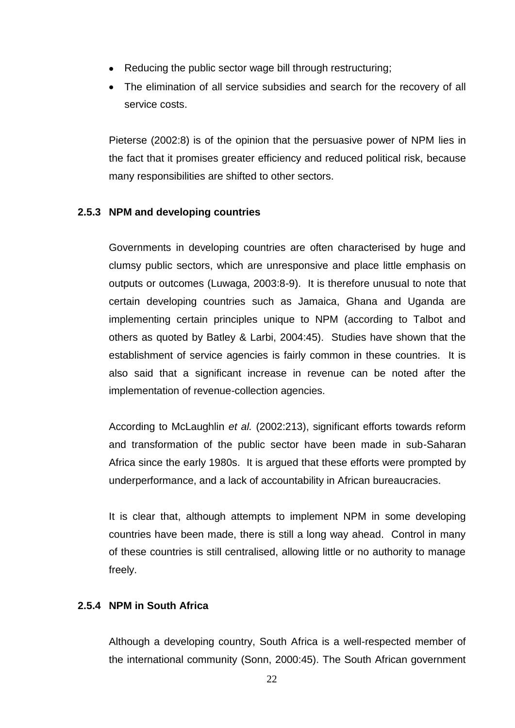- Reducing the public sector wage bill through restructuring;
- The elimination of all service subsidies and search for the recovery of all service costs.

Pieterse (2002:8) is of the opinion that the persuasive power of NPM lies in the fact that it promises greater efficiency and reduced political risk, because many responsibilities are shifted to other sectors.

### 2.5.3 NPM and developing countries

Governments in developing countries are often characterised by huge and clumsy public sectors, which are unresponsive and place little emphasis on outputs or outcomes (Luwaga, 2003:8-9). It is therefore unusual to note that certain developing countries such as Jamaica, Ghana and Uganda are implementing certain principles unique to NPM (according to Talbot and others as quoted by Batley & Larbi, 2004:45). Studies have shown that the establishment of service agencies is fairly common in these countries. It is also said that a significant increase in revenue can be noted after the implementation of revenue-collection agencies.

According to McLaughlin *et al.* (2002:213), significant efforts towards reform and transformation of the public sector have been made in sub-Saharan Africa since the early 1980s. It is argued that these efforts were prompted by underperformance, and a lack of accountability in African bureaucracies.

It is clear that, although attempts to implement NPM in some developing countries have been made, there is still a long way ahead. Control in many of these countries is still centralised, allowing little or no authority to manage freely.

### 2.5.4 NPM in South Africa

Although a developing country, South Africa is a well-respected member of the international community (Sonn, 2000:45). The South African government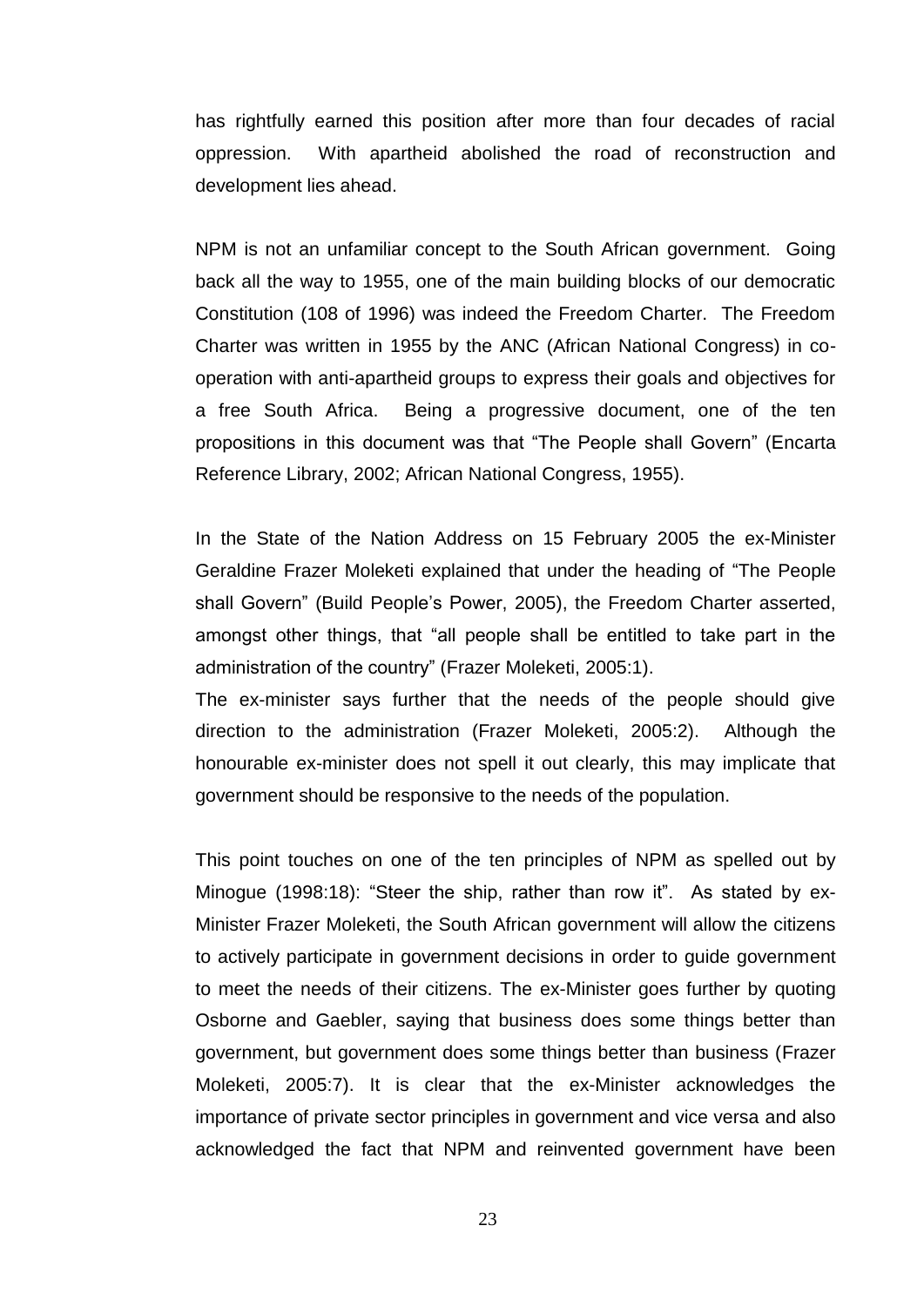has rightfully earned this position after more than four decades of racial oppression. With apartheid abolished the road of reconstruction and development lies ahead.

NPM is not an unfamiliar concept to the South African government. Going back all the way to 1955, one of the main building blocks of our democratic Constitution (108 of 1996) was indeed the Freedom Charter. The Freedom Charter was written in 1955 by the ANC (African National Congress) in co-operation with anti-apartheid groups to express their goals and objectives for a free South Africa. Being a progressive document, one of the ten propositions in this document was that "The People shall Govern" (Encarta Reference Library, 2002; African National Congress, 1955).

In the State of the Nation Address on 15 February 2005 the ex-Minister Geraldine Frazer Moleketi explained that under the heading of "The People shall Govern" (Build People's Power, 2005), the Freedom Charter asserted, amongst other things, that "all people shall be entitled to take part in the administration of the country" (Frazer Moleketi, 2005:1).

The ex-minister says further that the needs of the people should give direction to the administration (Frazer Moleketi, 2005:2). Although the honourable ex-minister does not spell it out clearly, this may implicate that government should be responsive to the needs of the population.

This point touches on one of the ten principles of NPM as spelled out by Minogue (1998:18): "Steer the ship, rather than row it". As stated by ex-Minister Frazer Moleketi, the South African government will allow the citizens to actively participate in government decisions in order to guide government to meet the needs of their citizens. The ex-Minister goes further by quoting Osborne and Gaebler, saying that business does some things better than government, but government does some things better than business (Frazer Moleketi, 2005:7). It is clear that the ex-Minister acknowledges the importance of private sector principles in government and vice versa and also acknowledged the fact that NPM and reinvented government have been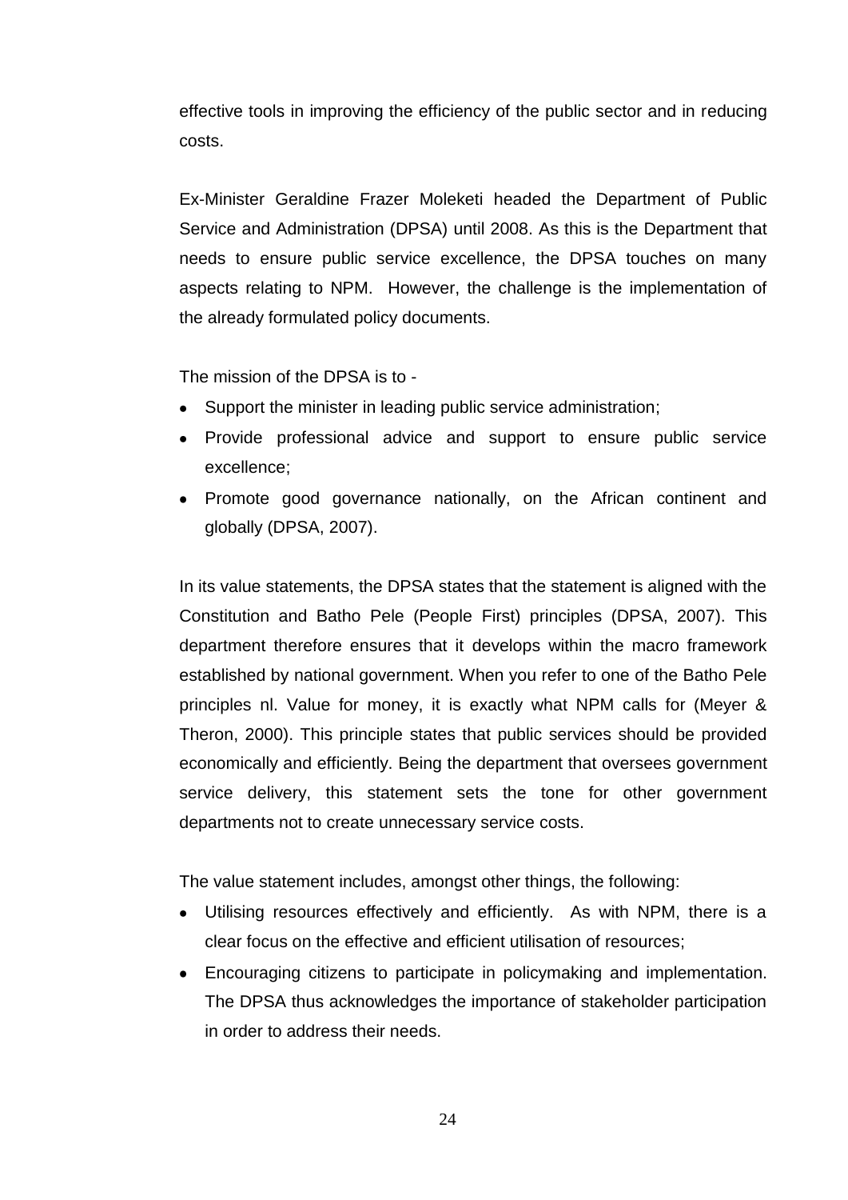effective tools in improving the efficiency of the public sector and in reducing costs.

Ex-Minister Geraldine Frazer Moleketi headed the Department of Public Service and Administration (DPSA) until 2008. As this is the Department that needs to ensure public service excellence, the DPSA touches on many aspects relating to NPM. However, the challenge is the implementation of the already formulated policy documents.

The mission of the DPSA is to -

- Support the minister in leading public service administration;
- Provide professional advice and support to ensure public service excellence;
- Promote good governance nationally, on the African continent and globally (DPSA, 2007).

In its value statements, the DPSA states that the statement is aligned with the Constitution and Batho Pele (People First) principles (DPSA, 2007). This department therefore ensures that it develops within the macro framework established by national government. When you refer to one of the Batho Pele principles nl. Value for money, it is exactly what NPM calls for (Meyer & Theron, 2000). This principle states that public services should be provided economically and efficiently. Being the department that oversees government service delivery, this statement sets the tone for other government departments not to create unnecessary service costs.

The value statement includes, amongst other things, the following:

- Utilising resources effectively and efficiently. As with NPM, there is a clear focus on the effective and efficient utilisation of resources;
- Encouraging citizens to participate in policymaking and implementation. The DPSA thus acknowledges the importance of stakeholder participation in order to address their needs.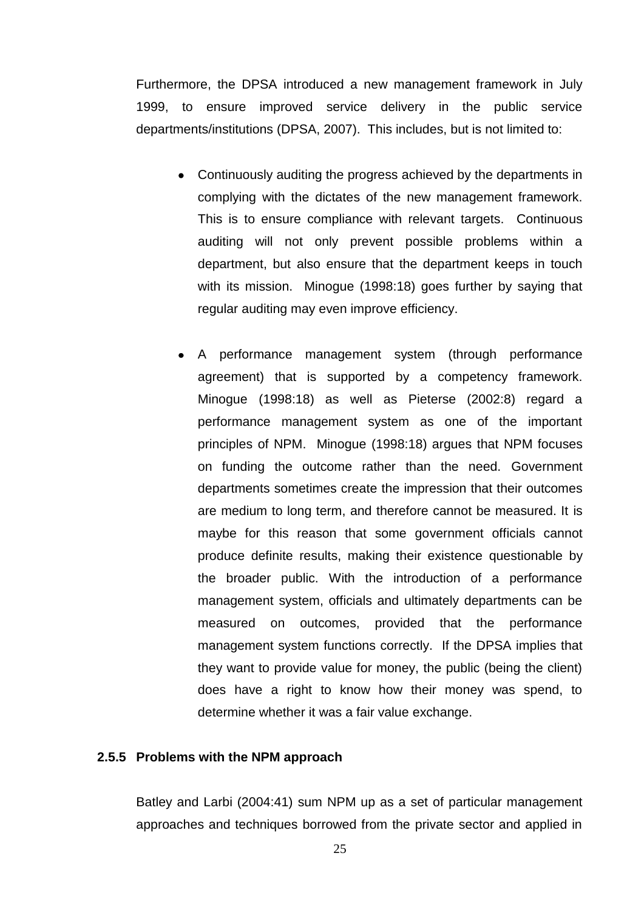Furthermore, the DPSA introduced a new management framework in July 1999, to ensure improved service delivery in the public service departments/institutions (DPSA, 2007). This includes, but is not limited to:

- Continuously auditing the progress achieved by the departments in complying with the dictates of the new management framework. This is to ensure compliance with relevant targets. Continuous auditing will not only prevent possible problems within a department, but also ensure that the department keeps in touch with its mission. Minogue (1998:18) goes further by saying that regular auditing may even improve efficiency.

- A performance management system (through performance agreement) that is supported by a competency framework. Minogue (1998:18) as well as Pieterse (2002:8) regard a performance management system as one of the important principles of NPM. Minogue (1998:18) argues that NPM focuses on funding the outcome rather than the need. Government departments sometimes create the impression that their outcomes are medium to long term, and therefore cannot be measured. It is maybe for this reason that some government officials cannot produce definite results, making their existence questionable by the broader public. With the introduction of a performance management system, officials and ultimately departments can be measured on outcomes, provided that the performance management system functions correctly. If the DPSA implies that they want to provide value for money, the public (being the client) does have a right to know how their money was spend, to determine whether it was a fair value exchange.

### 2.5.5 Problems with the NPM approach

Batley and Larbi (2004:41) sum NPM up as a set of particular management approaches and techniques borrowed from the private sector and applied in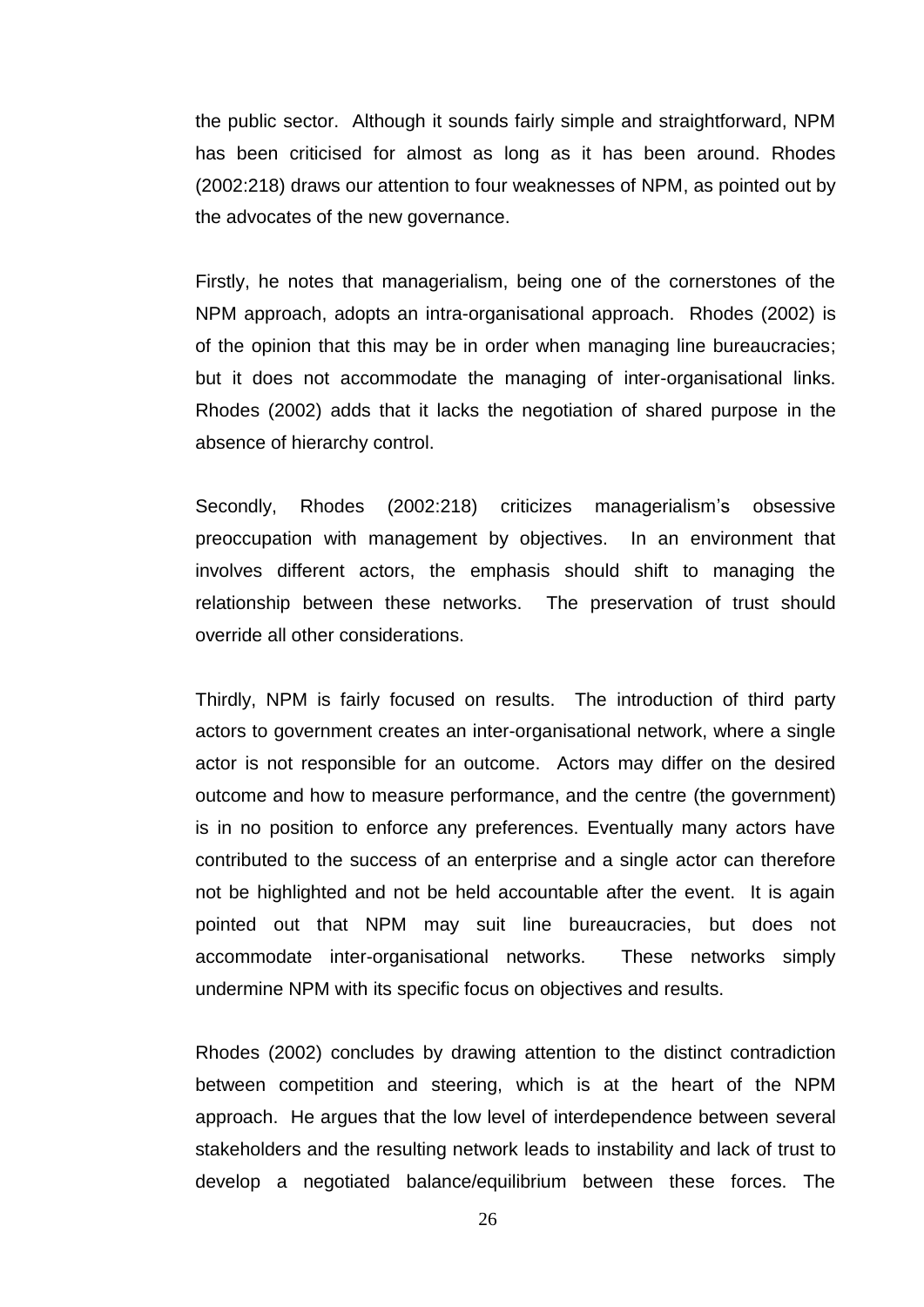the public sector. Although it sounds fairly simple and straightforward, NPM has been criticised for almost as long as it has been around. Rhodes (2002:218) draws our attention to four weaknesses of NPM, as pointed out by the advocates of the new governance.

Firstly, he notes that managerialism, being one of the cornerstones of the NPM approach, adopts an intra-organisational approach. Rhodes (2002) is of the opinion that this may be in order when managing line bureaucracies; but it does not accommodate the managing of inter-organisational links. Rhodes (2002) adds that it lacks the negotiation of shared purpose in the absence of hierarchy control.

Secondly, Rhodes (2002:218) criticizes managerialism's obsessive preoccupation with management by objectives. In an environment that involves different actors, the emphasis should shift to managing the relationship between these networks. The preservation of trust should override all other considerations.

Thirdly, NPM is fairly focused on results. The introduction of third party actors to government creates an inter-organisational network, where a single actor is not responsible for an outcome. Actors may differ on the desired outcome and how to measure performance, and the centre (the government) is in no position to enforce any preferences. Eventually many actors have contributed to the success of an enterprise and a single actor can therefore not be highlighted and not be held accountable after the event. It is again pointed out that NPM may suit line bureaucracies, but does not accommodate inter-organisational networks. These networks simply undermine NPM with its specific focus on objectives and results.

Rhodes (2002) concludes by drawing attention to the distinct contradiction between competition and steering, which is at the heart of the NPM approach. He argues that the low level of interdependence between several stakeholders and the resulting network leads to instability and lack of trust to develop a negotiated balance/equilibrium between these forces. The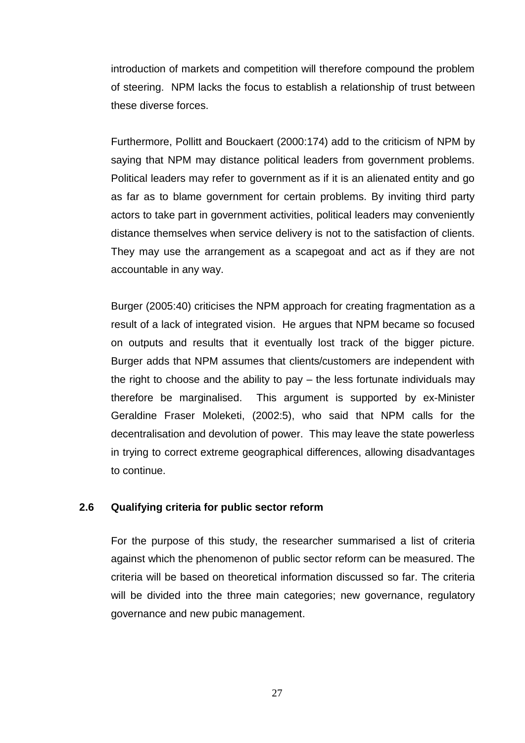introduction of markets and competition will therefore compound the problem of steering. NPM lacks the focus to establish a relationship of trust between these diverse forces.

Furthermore, Pollitt and Bouckaert (2000:174) add to the criticism of NPM by saying that NPM may distance political leaders from government problems. Political leaders may refer to government as if it is an alienated entity and go as far as to blame government for certain problems. By inviting third party actors to take part in government activities, political leaders may conveniently distance themselves when service delivery is not to the satisfaction of clients. They may use the arrangement as a scapegoat and act as if they are not accountable in any way.

Burger (2005:40) criticises the NPM approach for creating fragmentation as a result of a lack of integrated vision. He argues that NPM became so focused on outputs and results that it eventually lost track of the bigger picture. Burger adds that NPM assumes that clients/customers are independent with the right to choose and the ability to pay – the less fortunate individuals may therefore be marginalised. This argument is supported by ex-Minister Geraldine Fraser Moleketi, (2002:5), who said that NPM calls for the decentralisation and devolution of power. This may leave the state powerless in trying to correct extreme geographical differences, allowing disadvantages to continue.

## 2.6 Qualifying criteria for public sector reform

For the purpose of this study, the researcher summarised a list of criteria against which the phenomenon of public sector reform can be measured. The criteria will be based on theoretical information discussed so far. The criteria will be divided into the three main categories; new governance, regulatory governance and new pubic management.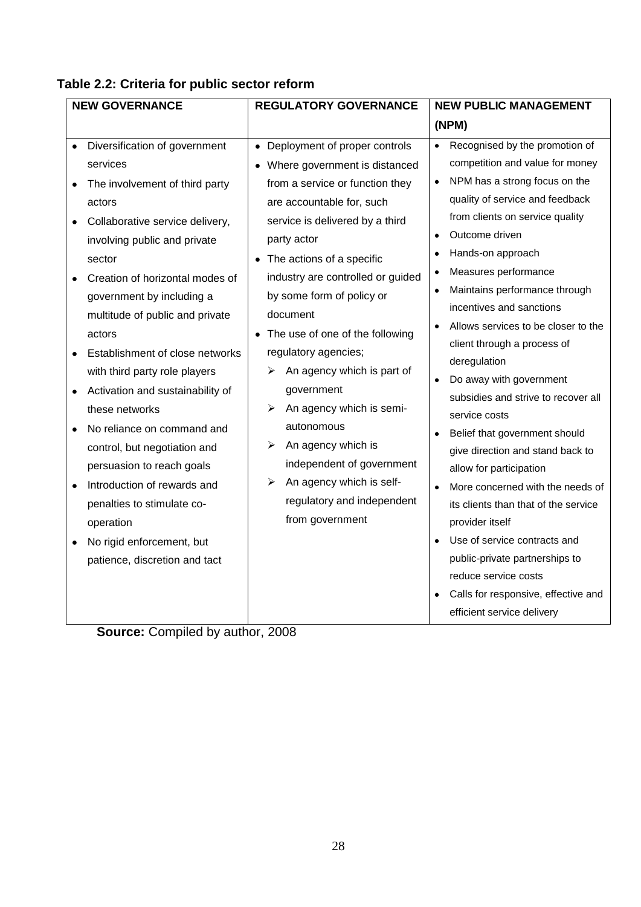**Table 2.2: Criteria for public sector reform**

| NEW GOVERNANCE | REGULATORY GOVERNANCE | NEW PUBLIC MANAGEMENT (NPM) |
| --- | --- | --- |
| • Diversification of government services<br>• The involvement of third party actors<br>• Collaborative service delivery, involving public and private sector<br>• Creation of horizontal modes of government by including a multitude of public and private actors<br>• Establishment of close networks with third party role players<br>• Activation and sustainability of these networks<br>• No reliance on command and control, but negotiation and persuasion to reach goals<br>• Introduction of rewards and penalties to stimulate co-operation<br>• No rigid enforcement, but patience, discretion and tact | • Deployment of proper controls<br>• Where government is distanced from a service or function they are accountable for, such service is delivered by a third party actor<br>• The actions of a specific industry are controlled or guided by some form of policy or document<br>• The use of one of the following regulatory agencies;<br>➢ An agency which is part of government<br>➢ An agency which is semi-autonomous<br>➢ An agency which is independent of government<br>➢ An agency which is self-regulatory and independent from government | • Recognised by the promotion of competition and value for money<br>• NPM has a strong focus on the quality of service and feedback from clients on service quality<br>• Outcome driven<br>• Hands-on approach<br>• Measures performance<br>• Maintains performance through incentives and sanctions<br>• Allows services to be closer to the client through a process of deregulation<br>• Do away with government subsidies and strive to recover all service costs<br>• Belief that government should give direction and stand back to allow for participation<br>• More concerned with the needs of its clients than that of the service provider itself<br>• Use of service contracts and public-private partnerships to reduce service costs<br>• Calls for responsive, effective and efficient service delivery |

**Source:** Compiled by author, 2008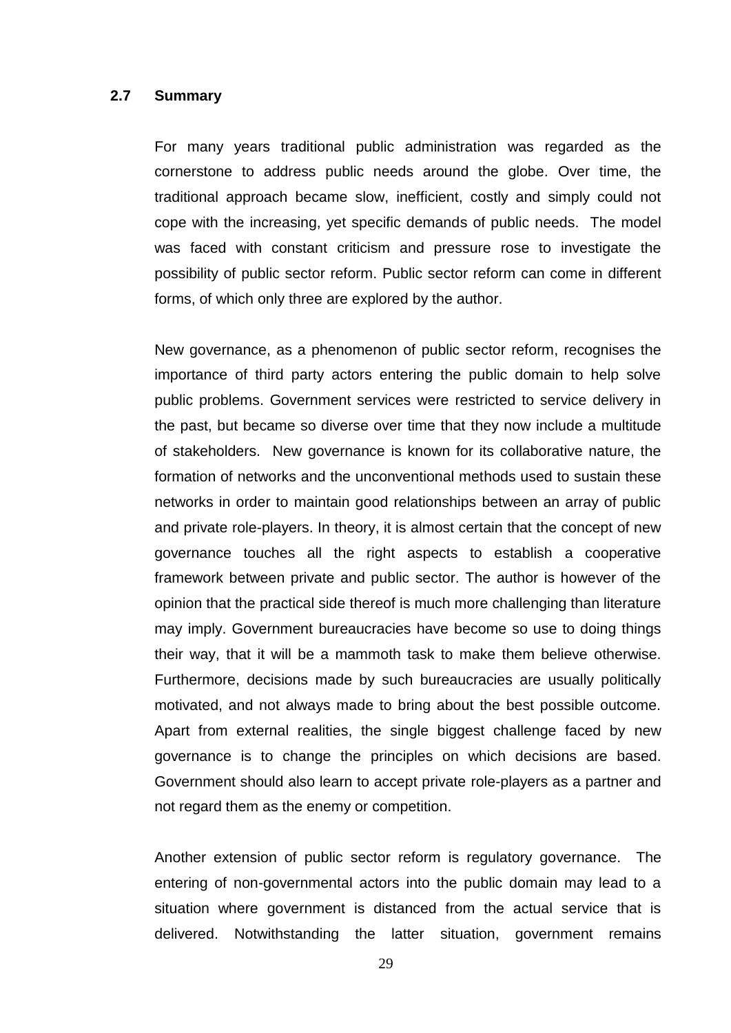## 2.7 Summary

For many years traditional public administration was regarded as the cornerstone to address public needs around the globe. Over time, the traditional approach became slow, inefficient, costly and simply could not cope with the increasing, yet specific demands of public needs. The model was faced with constant criticism and pressure rose to investigate the possibility of public sector reform. Public sector reform can come in different forms, of which only three are explored by the author.

New governance, as a phenomenon of public sector reform, recognises the importance of third party actors entering the public domain to help solve public problems. Government services were restricted to service delivery in the past, but became so diverse over time that they now include a multitude of stakeholders. New governance is known for its collaborative nature, the formation of networks and the unconventional methods used to sustain these networks in order to maintain good relationships between an array of public and private role-players. In theory, it is almost certain that the concept of new governance touches all the right aspects to establish a cooperative framework between private and public sector. The author is however of the opinion that the practical side thereof is much more challenging than literature may imply. Government bureaucracies have become so use to doing things their way, that it will be a mammoth task to make them believe otherwise. Furthermore, decisions made by such bureaucracies are usually politically motivated, and not always made to bring about the best possible outcome. Apart from external realities, the single biggest challenge faced by new governance is to change the principles on which decisions are based. Government should also learn to accept private role-players as a partner and not regard them as the enemy or competition.

Another extension of public sector reform is regulatory governance. The entering of non-governmental actors into the public domain may lead to a situation where government is distanced from the actual service that is delivered. Notwithstanding the latter situation, government remains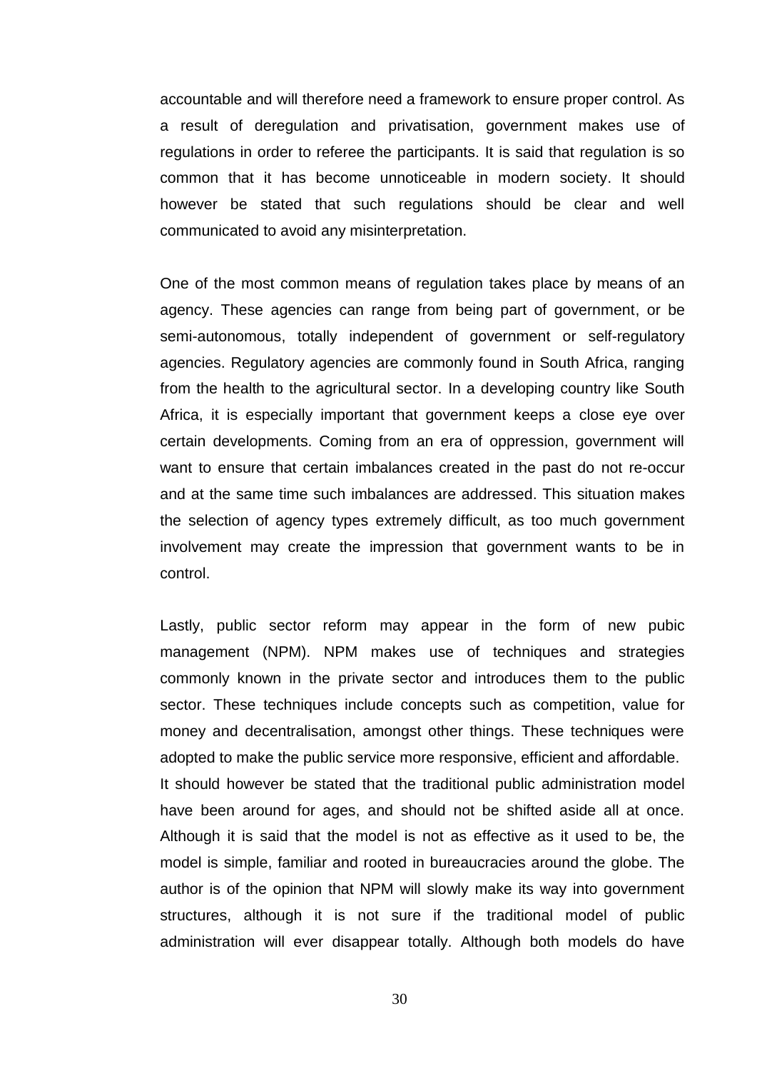accountable and will therefore need a framework to ensure proper control. As a result of deregulation and privatisation, government makes use of regulations in order to referee the participants. It is said that regulation is so common that it has become unnoticeable in modern society. It should however be stated that such regulations should be clear and well communicated to avoid any misinterpretation.

One of the most common means of regulation takes place by means of an agency. These agencies can range from being part of government, or be semi-autonomous, totally independent of government or self-regulatory agencies. Regulatory agencies are commonly found in South Africa, ranging from the health to the agricultural sector. In a developing country like South Africa, it is especially important that government keeps a close eye over certain developments. Coming from an era of oppression, government will want to ensure that certain imbalances created in the past do not re-occur and at the same time such imbalances are addressed. This situation makes the selection of agency types extremely difficult, as too much government involvement may create the impression that government wants to be in control.

Lastly, public sector reform may appear in the form of new pubic management (NPM). NPM makes use of techniques and strategies commonly known in the private sector and introduces them to the public sector. These techniques include concepts such as competition, value for money and decentralisation, amongst other things. These techniques were adopted to make the public service more responsive, efficient and affordable. It should however be stated that the traditional public administration model have been around for ages, and should not be shifted aside all at once. Although it is said that the model is not as effective as it used to be, the model is simple, familiar and rooted in bureaucracies around the globe. The author is of the opinion that NPM will slowly make its way into government structures, although it is not sure if the traditional model of public administration will ever disappear totally. Although both models do have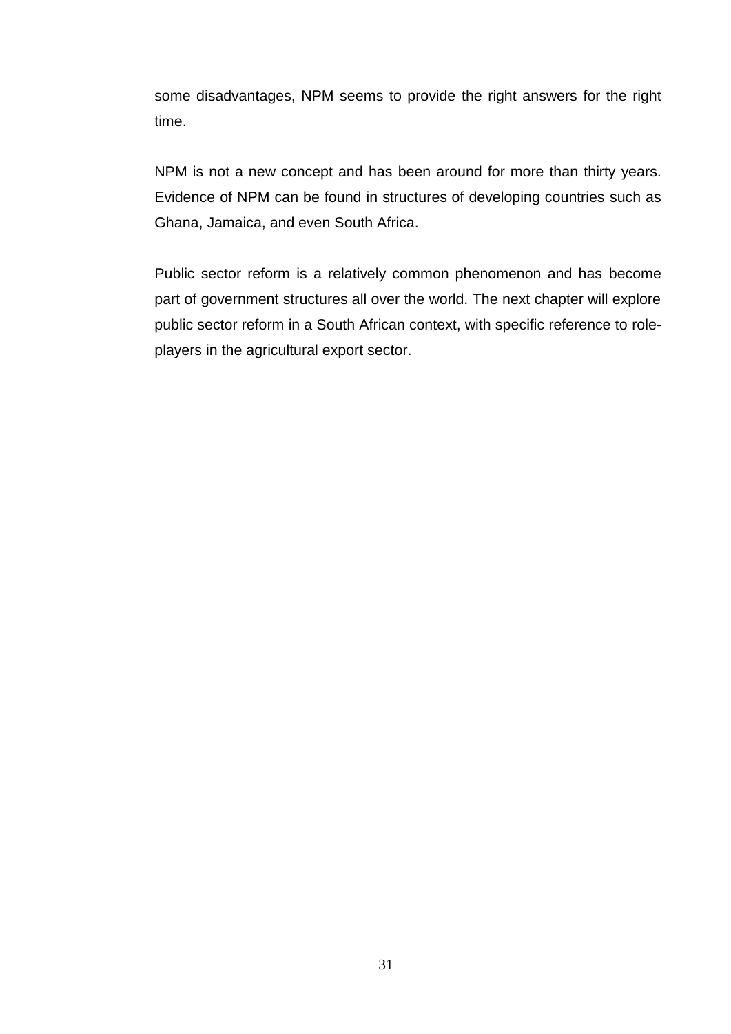some disadvantages, NPM seems to provide the right answers for the right time.

NPM is not a new concept and has been around for more than thirty years. Evidence of NPM can be found in structures of developing countries such as Ghana, Jamaica, and even South Africa.

Public sector reform is a relatively common phenomenon and has become part of government structures all over the world. The next chapter will explore public sector reform in a South African context, with specific reference to role-players in the agricultural export sector.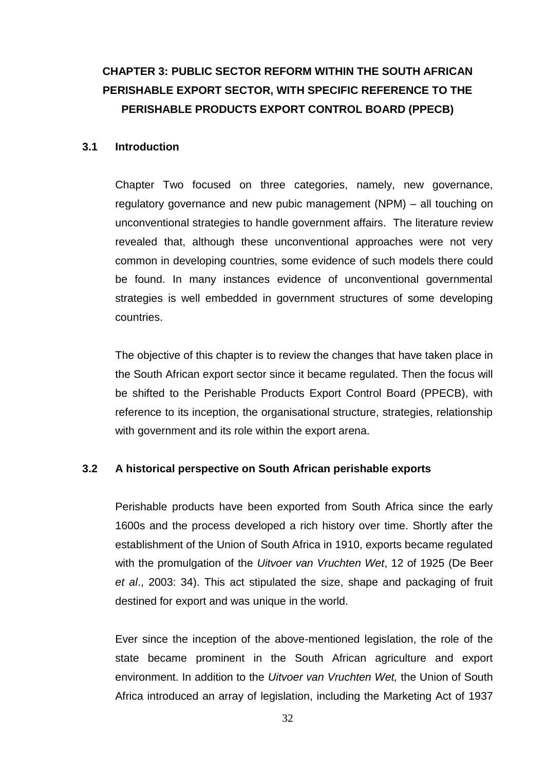# CHAPTER 3: PUBLIC SECTOR REFORM WITHIN THE SOUTH AFRICAN PERISHABLE EXPORT SECTOR, WITH SPECIFIC REFERENCE TO THE PERISHABLE PRODUCTS EXPORT CONTROL BOARD (PPECB)

## 3.1 Introduction

Chapter Two focused on three categories, namely, new governance, regulatory governance and new pubic management (NPM) – all touching on unconventional strategies to handle government affairs. The literature review revealed that, although these unconventional approaches were not very common in developing countries, some evidence of such models there could be found. In many instances evidence of unconventional governmental strategies is well embedded in government structures of some developing countries.

The objective of this chapter is to review the changes that have taken place in the South African export sector since it became regulated. Then the focus will be shifted to the Perishable Products Export Control Board (PPECB), with reference to its inception, the organisational structure, strategies, relationship with government and its role within the export arena.

## 3.2 A historical perspective on South African perishable exports

Perishable products have been exported from South Africa since the early 1600s and the process developed a rich history over time. Shortly after the establishment of the Union of South Africa in 1910, exports became regulated with the promulgation of the *Uitvoer van Vruchten Wet*, 12 of 1925 (De Beer *et al*., 2003: 34). This act stipulated the size, shape and packaging of fruit destined for export and was unique in the world.

Ever since the inception of the above-mentioned legislation, the role of the state became prominent in the South African agriculture and export environment. In addition to the *Uitvoer van Vruchten Wet,* the Union of South Africa introduced an array of legislation, including the Marketing Act of 1937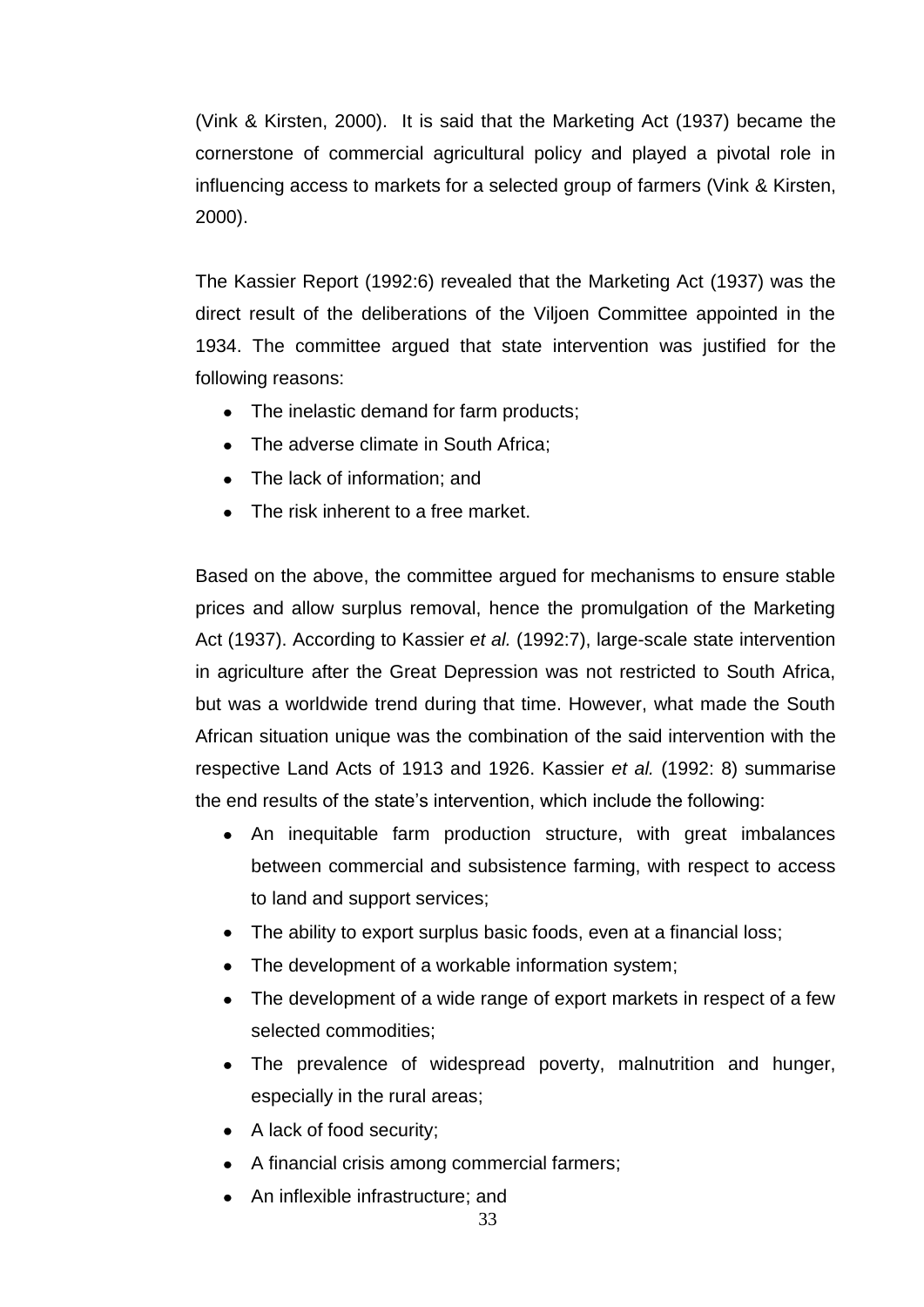(Vink & Kirsten, 2000). It is said that the Marketing Act (1937) became the cornerstone of commercial agricultural policy and played a pivotal role in influencing access to markets for a selected group of farmers (Vink & Kirsten, 2000).

The Kassier Report (1992:6) revealed that the Marketing Act (1937) was the direct result of the deliberations of the Viljoen Committee appointed in the 1934. The committee argued that state intervention was justified for the following reasons:

- The inelastic demand for farm products;
- The adverse climate in South Africa;
- The lack of information; and
- The risk inherent to a free market.

Based on the above, the committee argued for mechanisms to ensure stable prices and allow surplus removal, hence the promulgation of the Marketing Act (1937). According to Kassier *et al.* (1992:7), large-scale state intervention in agriculture after the Great Depression was not restricted to South Africa, but was a worldwide trend during that time. However, what made the South African situation unique was the combination of the said intervention with the respective Land Acts of 1913 and 1926. Kassier *et al.* (1992: 8) summarise the end results of the state's intervention, which include the following:

- An inequitable farm production structure, with great imbalances between commercial and subsistence farming, with respect to access to land and support services;
- The ability to export surplus basic foods, even at a financial loss;
- The development of a workable information system;
- The development of a wide range of export markets in respect of a few selected commodities;
- The prevalence of widespread poverty, malnutrition and hunger, especially in the rural areas;
- A lack of food security;
- A financial crisis among commercial farmers;
- An inflexible infrastructure; and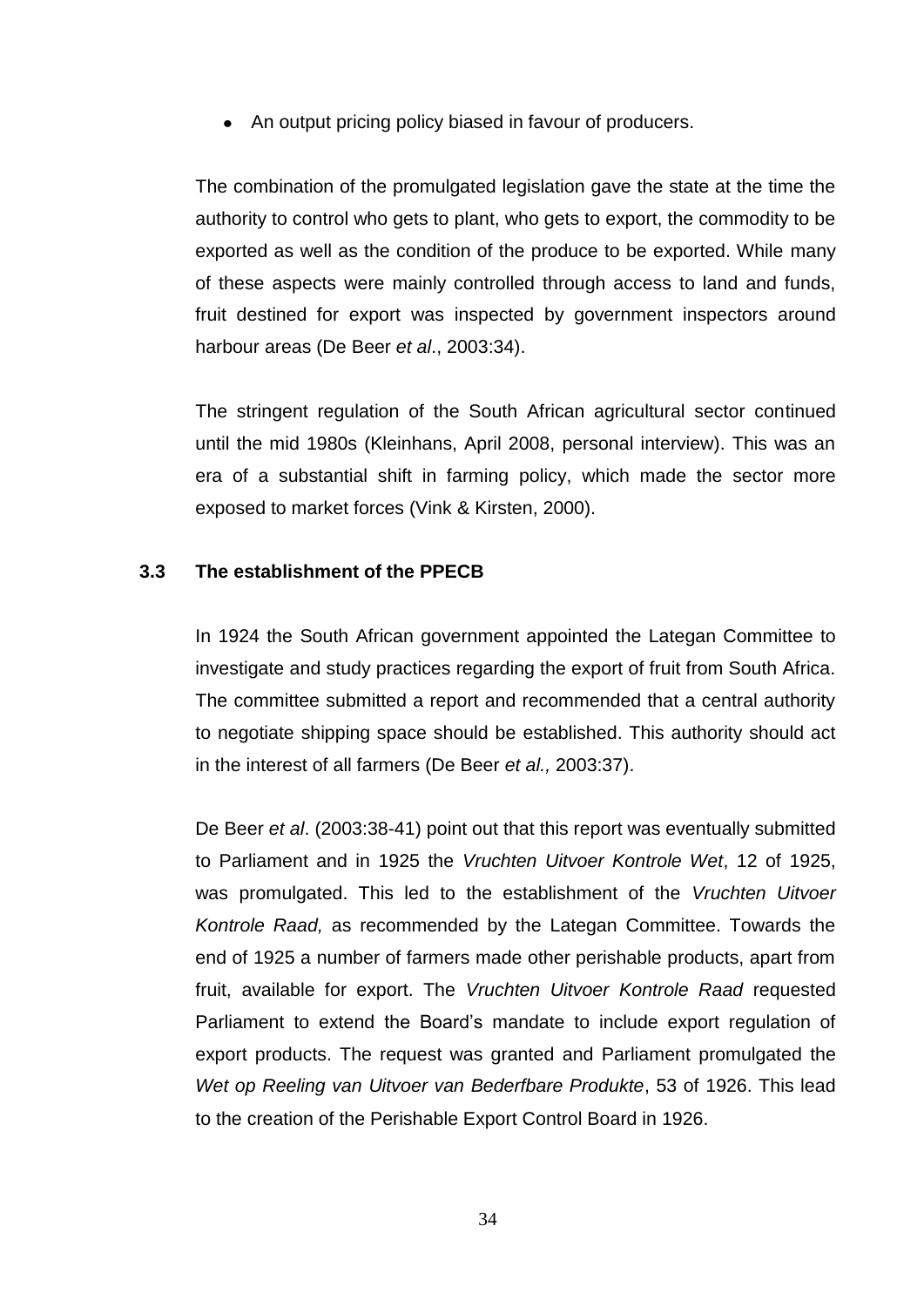- An output pricing policy biased in favour of producers.

The combination of the promulgated legislation gave the state at the time the authority to control who gets to plant, who gets to export, the commodity to be exported as well as the condition of the produce to be exported. While many of these aspects were mainly controlled through access to land and funds, fruit destined for export was inspected by government inspectors around harbour areas (De Beer *et al*., 2003:34).

The stringent regulation of the South African agricultural sector continued until the mid 1980s (Kleinhans, April 2008, personal interview). This was an era of a substantial shift in farming policy, which made the sector more exposed to market forces (Vink & Kirsten, 2000).

### 3.3 The establishment of the PPECB

In 1924 the South African government appointed the Lategan Committee to investigate and study practices regarding the export of fruit from South Africa. The committee submitted a report and recommended that a central authority to negotiate shipping space should be established. This authority should act in the interest of all farmers (De Beer *et al.,* 2003:37).

De Beer *et al*. (2003:38-41) point out that this report was eventually submitted to Parliament and in 1925 the *Vruchten Uitvoer Kontrole Wet*, 12 of 1925, was promulgated. This led to the establishment of the *Vruchten Uitvoer Kontrole Raad,* as recommended by the Lategan Committee. Towards the end of 1925 a number of farmers made other perishable products, apart from fruit, available for export. The *Vruchten Uitvoer Kontrole Raad* requested Parliament to extend the Board's mandate to include export regulation of export products. The request was granted and Parliament promulgated the *Wet op Reeling van Uitvoer van Bederfbare Produkte*, 53 of 1926. This lead to the creation of the Perishable Export Control Board in 1926.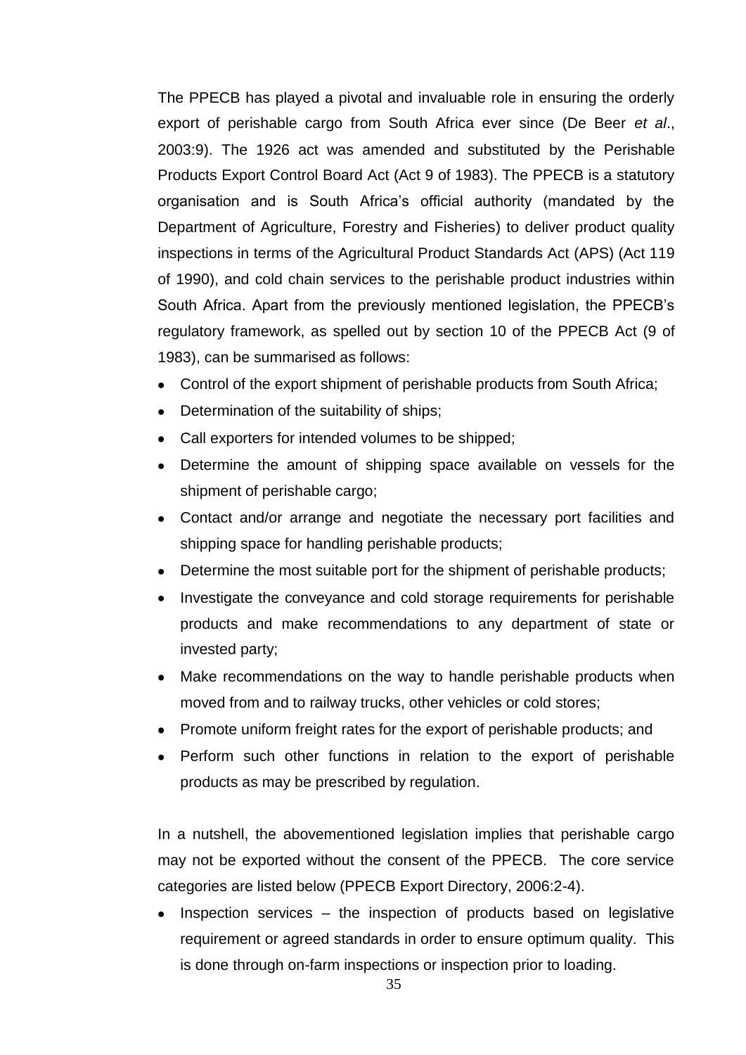The PPECB has played a pivotal and invaluable role in ensuring the orderly export of perishable cargo from South Africa ever since (De Beer *et al*., 2003:9). The 1926 act was amended and substituted by the Perishable Products Export Control Board Act (Act 9 of 1983). The PPECB is a statutory organisation and is South Africa's official authority (mandated by the Department of Agriculture, Forestry and Fisheries) to deliver product quality inspections in terms of the Agricultural Product Standards Act (APS) (Act 119 of 1990), and cold chain services to the perishable product industries within South Africa. Apart from the previously mentioned legislation, the PPECB's regulatory framework, as spelled out by section 10 of the PPECB Act (9 of 1983), can be summarised as follows:

- Control of the export shipment of perishable products from South Africa;
- Determination of the suitability of ships;
- Call exporters for intended volumes to be shipped;
- Determine the amount of shipping space available on vessels for the shipment of perishable cargo;
- Contact and/or arrange and negotiate the necessary port facilities and shipping space for handling perishable products;
- Determine the most suitable port for the shipment of perishable products;
- Investigate the conveyance and cold storage requirements for perishable products and make recommendations to any department of state or invested party;
- Make recommendations on the way to handle perishable products when moved from and to railway trucks, other vehicles or cold stores;
- Promote uniform freight rates for the export of perishable products; and
- Perform such other functions in relation to the export of perishable products as may be prescribed by regulation.

In a nutshell, the abovementioned legislation implies that perishable cargo may not be exported without the consent of the PPECB. The core service categories are listed below (PPECB Export Directory, 2006:2-4).

- Inspection services – the inspection of products based on legislative requirement or agreed standards in order to ensure optimum quality. This is done through on-farm inspections or inspection prior to loading.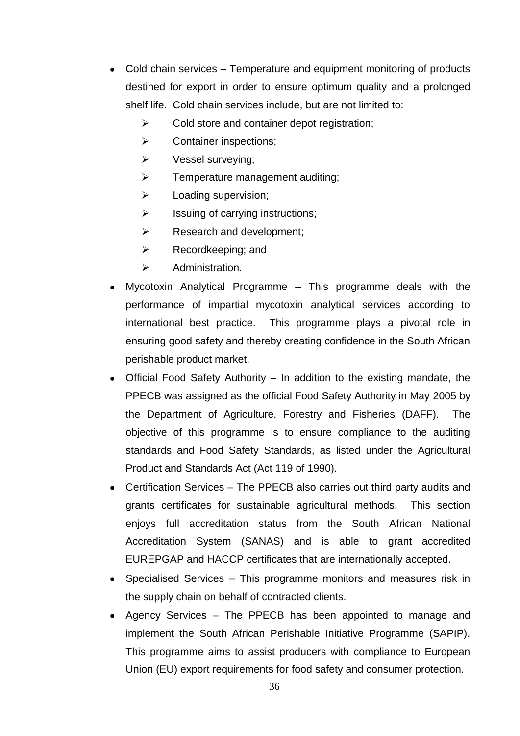- Cold chain services – Temperature and equipment monitoring of products destined for export in order to ensure optimum quality and a prolonged shelf life. Cold chain services include, but are not limited to:
  - Cold store and container depot registration;
  - Container inspections;
  - Vessel surveying;
  - Temperature management auditing;
  - Loading supervision;
  - Issuing of carrying instructions;
  - Research and development;
  - Recordkeeping; and
  - Administration.
- Mycotoxin Analytical Programme – This programme deals with the performance of impartial mycotoxin analytical services according to international best practice. This programme plays a pivotal role in ensuring good safety and thereby creating confidence in the South African perishable product market.
- Official Food Safety Authority – In addition to the existing mandate, the PPECB was assigned as the official Food Safety Authority in May 2005 by the Department of Agriculture, Forestry and Fisheries (DAFF). The objective of this programme is to ensure compliance to the auditing standards and Food Safety Standards, as listed under the Agricultural Product and Standards Act (Act 119 of 1990).
- Certification Services – The PPECB also carries out third party audits and grants certificates for sustainable agricultural methods. This section enjoys full accreditation status from the South African National Accreditation System (SANAS) and is able to grant accredited EUREPGAP and HACCP certificates that are internationally accepted.
- Specialised Services – This programme monitors and measures risk in the supply chain on behalf of contracted clients.
- Agency Services – The PPECB has been appointed to manage and implement the South African Perishable Initiative Programme (SAPIP). This programme aims to assist producers with compliance to European Union (EU) export requirements for food safety and consumer protection.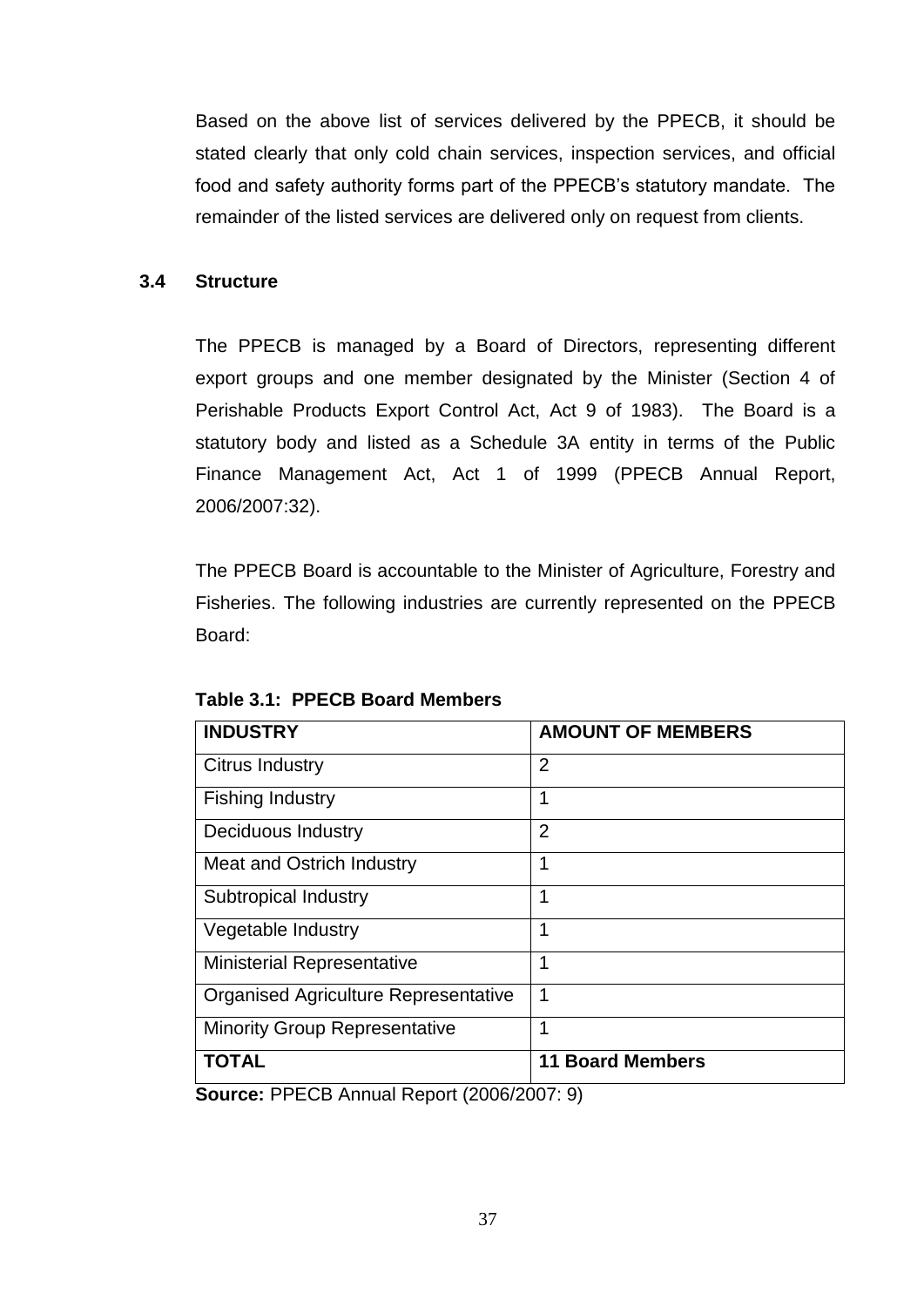Based on the above list of services delivered by the PPECB, it should be stated clearly that only cold chain services, inspection services, and official food and safety authority forms part of the PPECB's statutory mandate. The remainder of the listed services are delivered only on request from clients.

### 3.4 Structure

The PPECB is managed by a Board of Directors, representing different export groups and one member designated by the Minister (Section 4 of Perishable Products Export Control Act, Act 9 of 1983). The Board is a statutory body and listed as a Schedule 3A entity in terms of the Public Finance Management Act, Act 1 of 1999 (PPECB Annual Report, 2006/2007:32).

The PPECB Board is accountable to the Minister of Agriculture, Forestry and Fisheries. The following industries are currently represented on the PPECB Board:

**Table 3.1: PPECB Board Members**

| INDUSTRY | AMOUNT OF MEMBERS |
|---|---|
| Citrus Industry | 2 |
| Fishing Industry | 1 |
| Deciduous Industry | 2 |
| Meat and Ostrich Industry | 1 |
| Subtropical Industry | 1 |
| Vegetable Industry | 1 |
| Ministerial Representative | 1 |
| Organised Agriculture Representative | 1 |
| Minority Group Representative | 1 |
| **TOTAL** | **11 Board Members** |

**Source:** PPECB Annual Report (2006/2007: 9)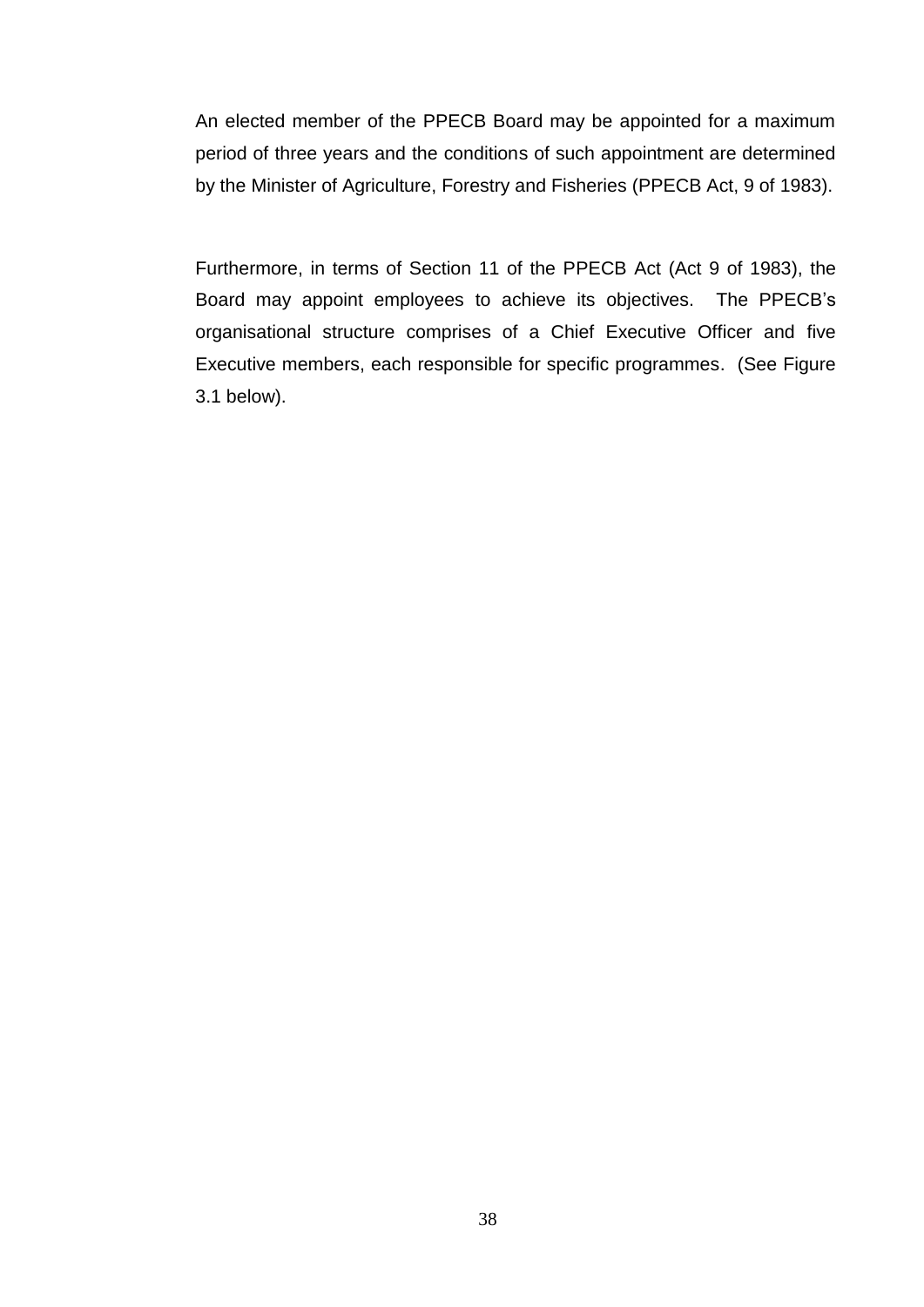An elected member of the PPECB Board may be appointed for a maximum period of three years and the conditions of such appointment are determined by the Minister of Agriculture, Forestry and Fisheries (PPECB Act, 9 of 1983).

Furthermore, in terms of Section 11 of the PPECB Act (Act 9 of 1983), the Board may appoint employees to achieve its objectives. The PPECB's organisational structure comprises of a Chief Executive Officer and five Executive members, each responsible for specific programmes. (See Figure 3.1 below).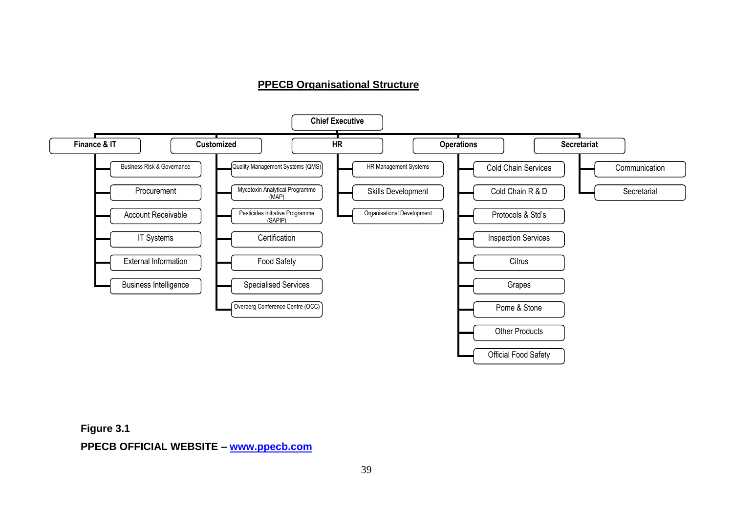## PPECB Organisational Structure

- **Chief Executive**
  - **Finance & IT**
    - Business Risk & Governance
    - Procurement
    - Account Receivable
    - IT Systems
    - External Information
    - Business Intelligence
  - **Customized**
    - Quality Management Systems (QMS)
    - Mycotoxin Analytical Programme (MAP)
    - Pesticides Initiative Programme (SAPIP)
    - Certification
    - Food Safety
    - Specialised Services
    - Overberg Conference Centre (OCC)
  - **HR**
    - HR Management Systems
    - Skills Development
    - Organisational Development
  - **Operations**
    - Cold Chain Services
    - Cold Chain R & D
    - Protocols & Std's
    - Inspection Services
    - Citrus
    - Grapes
    - Pome & Stone
    - Other Products
    - Official Food Safety
  - **Secretariat**
    - Communication
    - Secretarial

**Figure 3.1**

**PPECB OFFICIAL WEBSITE – www.ppecb.com**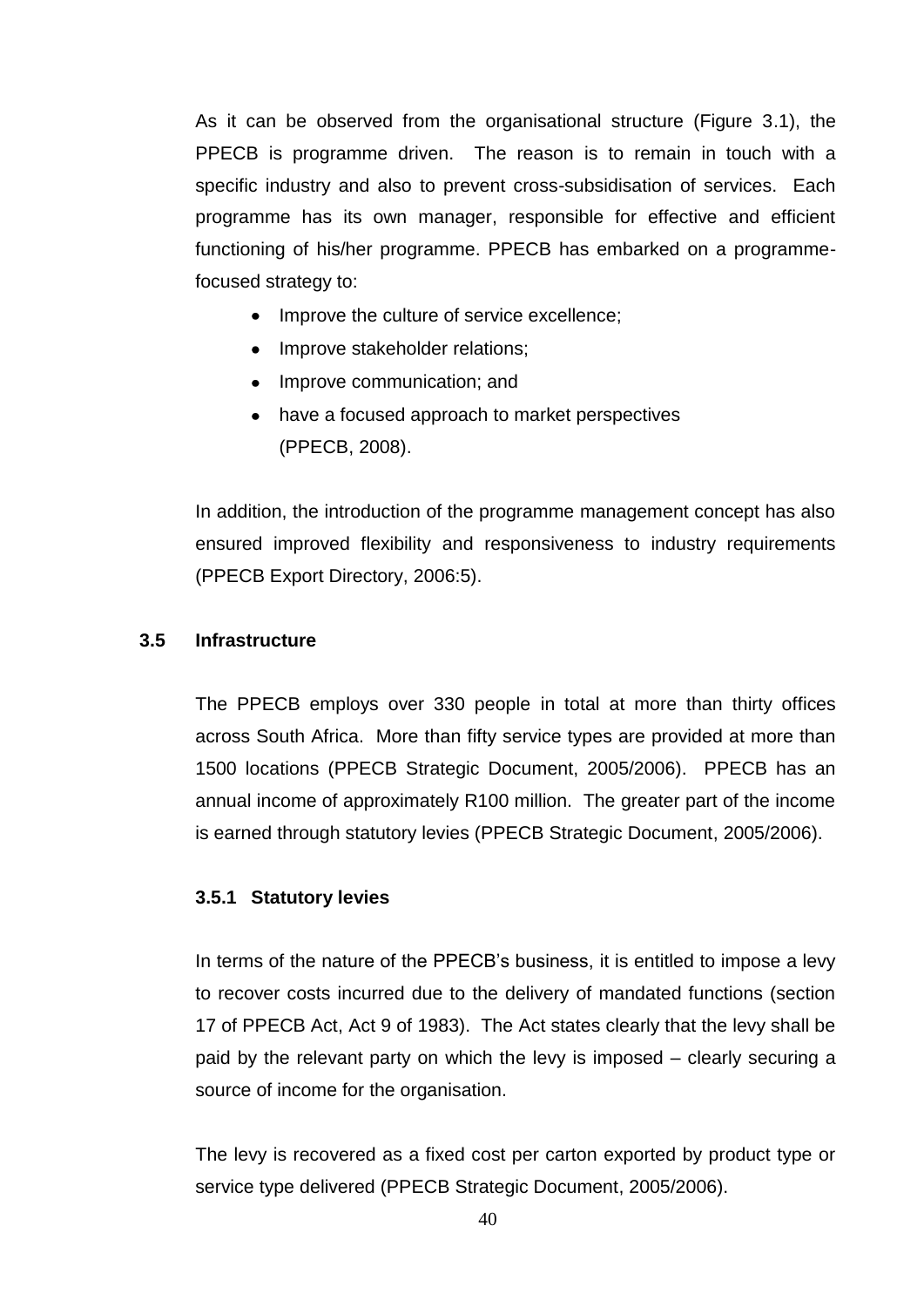As it can be observed from the organisational structure (Figure 3.1), the PPECB is programme driven. The reason is to remain in touch with a specific industry and also to prevent cross-subsidisation of services. Each programme has its own manager, responsible for effective and efficient functioning of his/her programme. PPECB has embarked on a programme-focused strategy to:

- Improve the culture of service excellence;
- Improve stakeholder relations;
- Improve communication; and
- have a focused approach to market perspectives (PPECB, 2008).

In addition, the introduction of the programme management concept has also ensured improved flexibility and responsiveness to industry requirements (PPECB Export Directory, 2006:5).

## 3.5 Infrastructure

The PPECB employs over 330 people in total at more than thirty offices across South Africa. More than fifty service types are provided at more than 1500 locations (PPECB Strategic Document, 2005/2006). PPECB has an annual income of approximately R100 million. The greater part of the income is earned through statutory levies (PPECB Strategic Document, 2005/2006).

### 3.5.1 Statutory levies

In terms of the nature of the PPECB's business, it is entitled to impose a levy to recover costs incurred due to the delivery of mandated functions (section 17 of PPECB Act, Act 9 of 1983). The Act states clearly that the levy shall be paid by the relevant party on which the levy is imposed – clearly securing a source of income for the organisation.

The levy is recovered as a fixed cost per carton exported by product type or service type delivered (PPECB Strategic Document, 2005/2006).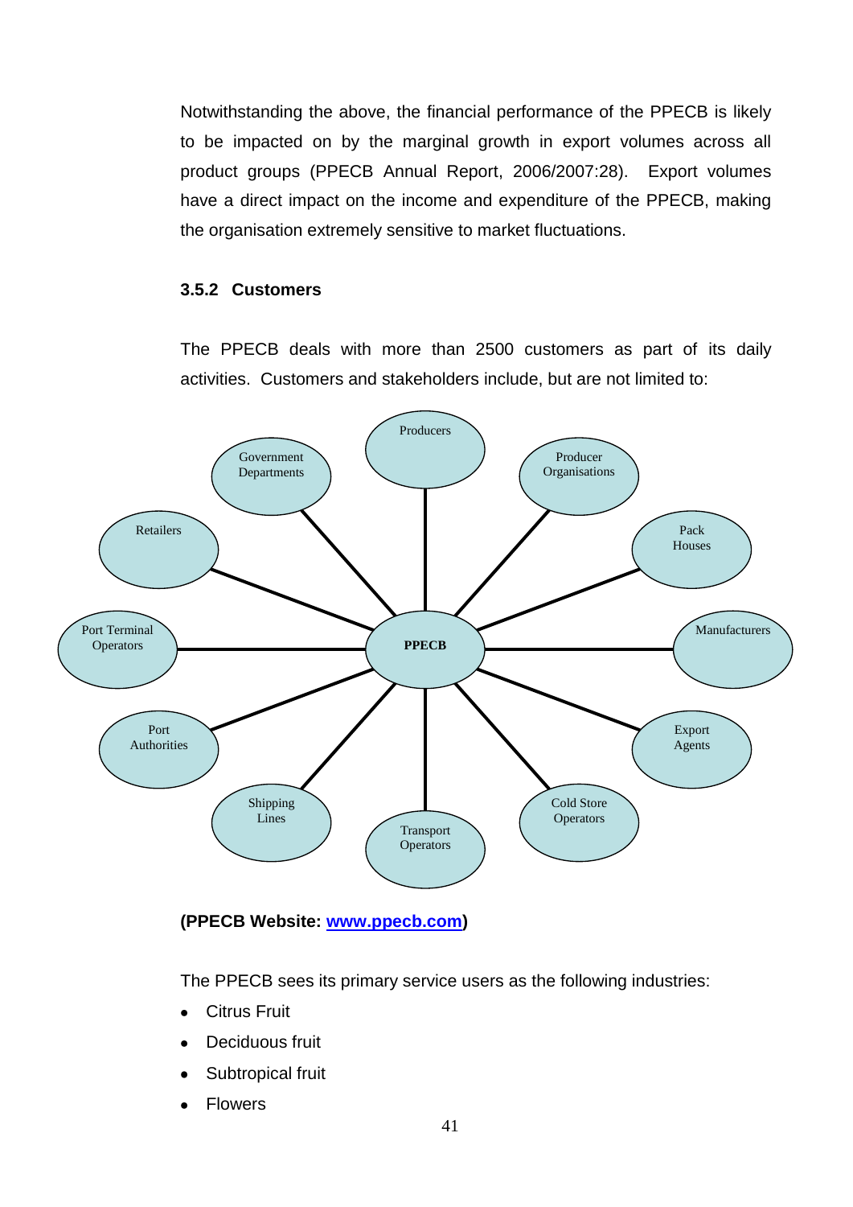Notwithstanding the above, the financial performance of the PPECB is likely to be impacted on by the marginal growth in export volumes across all product groups (PPECB Annual Report, 2006/2007:28). Export volumes have a direct impact on the income and expenditure of the PPECB, making the organisation extremely sensitive to market fluctuations.

### 3.5.2 Customers

The PPECB deals with more than 2500 customers as part of its daily activities. Customers and stakeholders include, but are not limited to:

PPECB

- Producers
- Producer Organisations
- Pack Houses
- Manufacturers
- Export Agents
- Cold Store Operators
- Transport Operators
- Shipping Lines
- Port Authorities
- Port Terminal Operators
- Retailers
- Government Departments

**(PPECB Website: www.ppecb.com)**

The PPECB sees its primary service users as the following industries:

- Citrus Fruit
- Deciduous fruit
- Subtropical fruit
- Flowers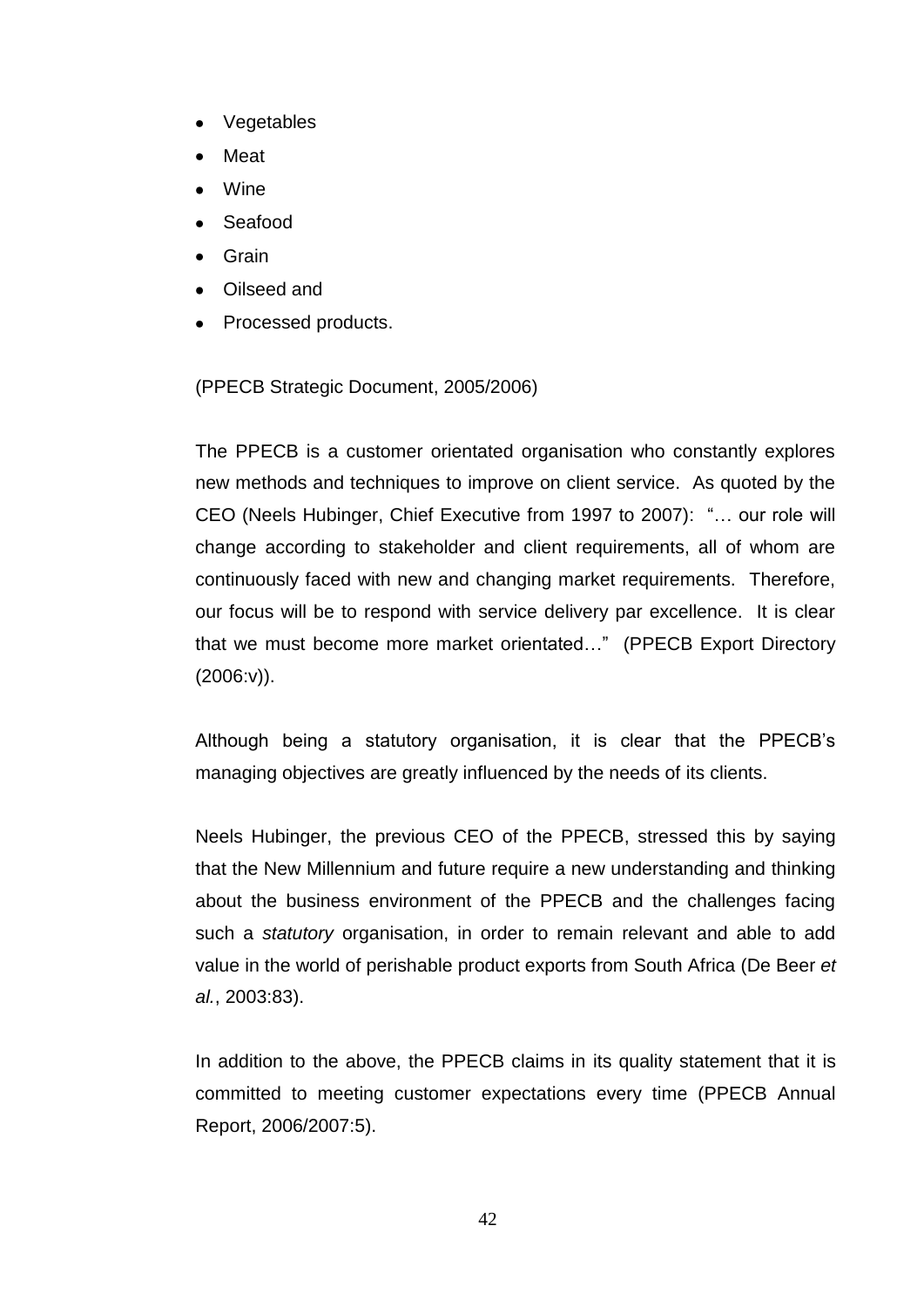- Vegetables
- Meat
- Wine
- Seafood
- Grain
- Oilseed and
- Processed products.

(PPECB Strategic Document, 2005/2006)

The PPECB is a customer orientated organisation who constantly explores new methods and techniques to improve on client service. As quoted by the CEO (Neels Hubinger, Chief Executive from 1997 to 2007): "… our role will change according to stakeholder and client requirements, all of whom are continuously faced with new and changing market requirements. Therefore, our focus will be to respond with service delivery par excellence. It is clear that we must become more market orientated…" (PPECB Export Directory (2006:v)).

Although being a statutory organisation, it is clear that the PPECB's managing objectives are greatly influenced by the needs of its clients.

Neels Hubinger, the previous CEO of the PPECB, stressed this by saying that the New Millennium and future require a new understanding and thinking about the business environment of the PPECB and the challenges facing such a *statutory* organisation, in order to remain relevant and able to add value in the world of perishable product exports from South Africa (De Beer *et al.*, 2003:83).

In addition to the above, the PPECB claims in its quality statement that it is committed to meeting customer expectations every time (PPECB Annual Report, 2006/2007:5).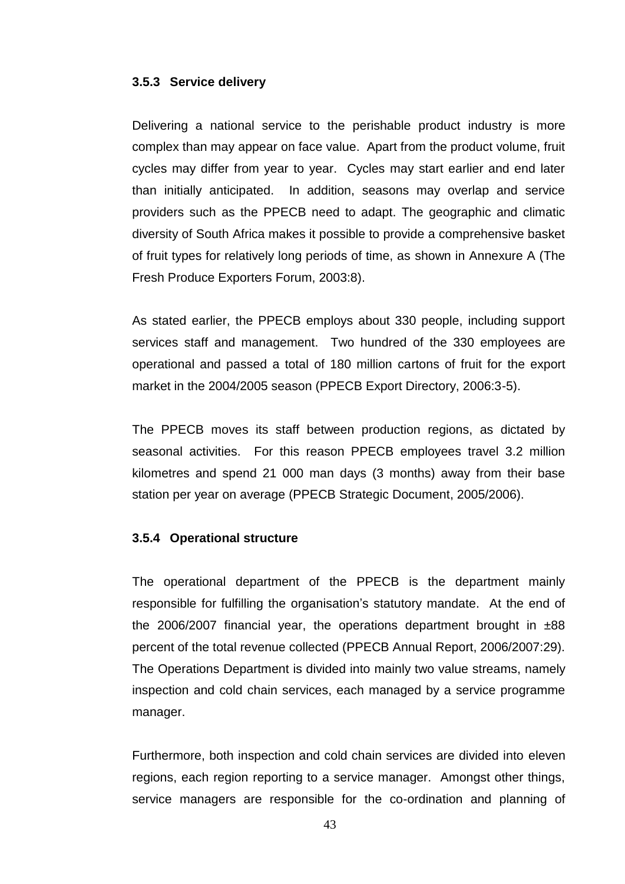### 3.5.3 Service delivery

Delivering a national service to the perishable product industry is more complex than may appear on face value. Apart from the product volume, fruit cycles may differ from year to year. Cycles may start earlier and end later than initially anticipated. In addition, seasons may overlap and service providers such as the PPECB need to adapt. The geographic and climatic diversity of South Africa makes it possible to provide a comprehensive basket of fruit types for relatively long periods of time, as shown in Annexure A (The Fresh Produce Exporters Forum, 2003:8).

As stated earlier, the PPECB employs about 330 people, including support services staff and management. Two hundred of the 330 employees are operational and passed a total of 180 million cartons of fruit for the export market in the 2004/2005 season (PPECB Export Directory, 2006:3-5).

The PPECB moves its staff between production regions, as dictated by seasonal activities. For this reason PPECB employees travel 3.2 million kilometres and spend 21 000 man days (3 months) away from their base station per year on average (PPECB Strategic Document, 2005/2006).

### 3.5.4 Operational structure

The operational department of the PPECB is the department mainly responsible for fulfilling the organisation's statutory mandate. At the end of the 2006/2007 financial year, the operations department brought in ±88 percent of the total revenue collected (PPECB Annual Report, 2006/2007:29). The Operations Department is divided into mainly two value streams, namely inspection and cold chain services, each managed by a service programme manager.

Furthermore, both inspection and cold chain services are divided into eleven regions, each region reporting to a service manager. Amongst other things, service managers are responsible for the co-ordination and planning of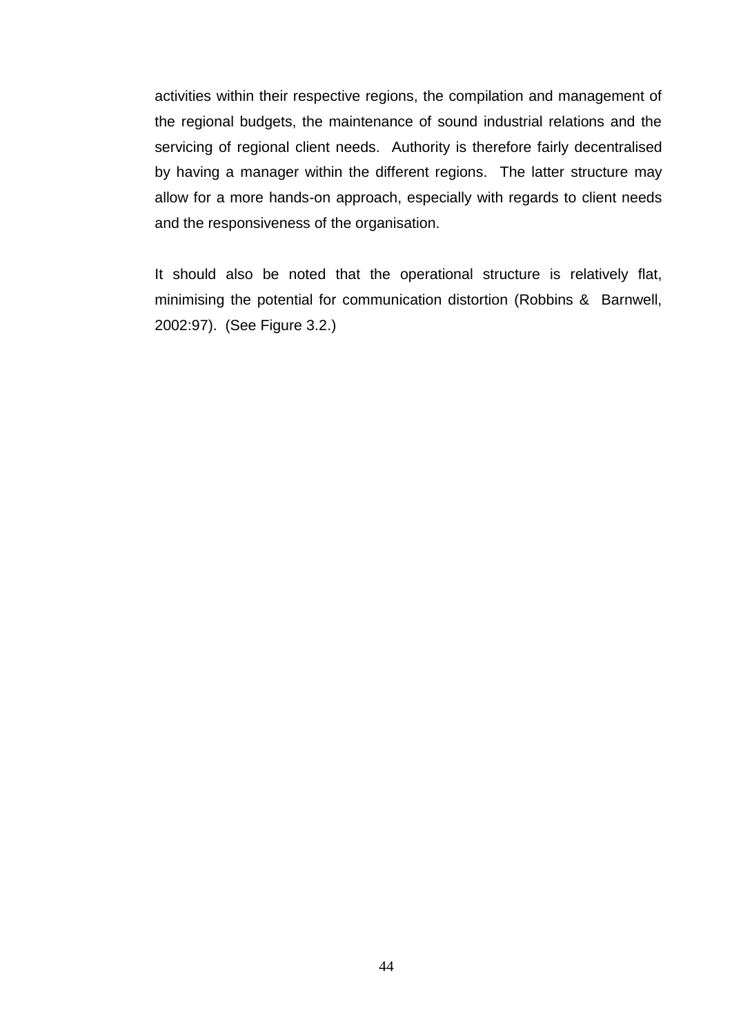activities within their respective regions, the compilation and management of the regional budgets, the maintenance of sound industrial relations and the servicing of regional client needs. Authority is therefore fairly decentralised by having a manager within the different regions. The latter structure may allow for a more hands-on approach, especially with regards to client needs and the responsiveness of the organisation.

It should also be noted that the operational structure is relatively flat, minimising the potential for communication distortion (Robbins & Barnwell, 2002:97). (See Figure 3.2.)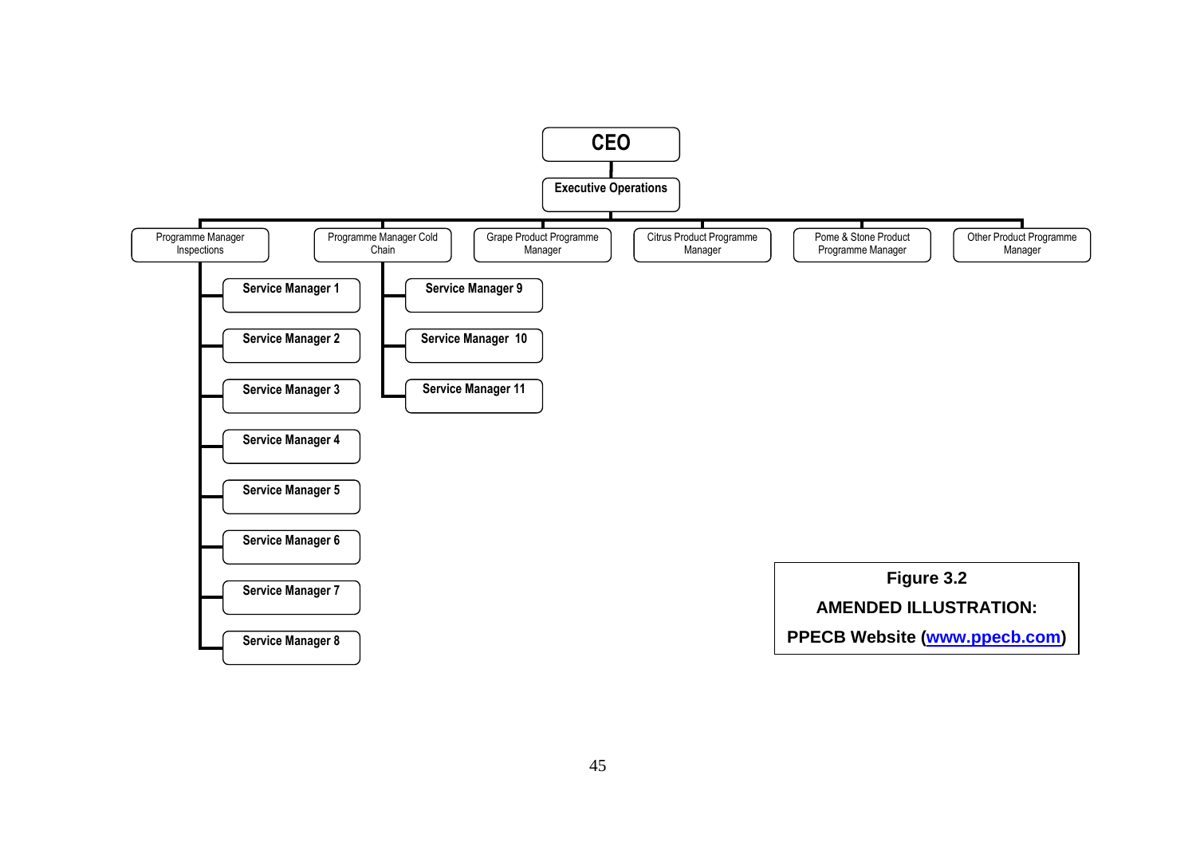- CEO
  - Executive Operations
    - Programme Manager Inspections
      - Service Manager 1
      - Service Manager 2
      - Service Manager 3
      - Service Manager 4
      - Service Manager 5
      - Service Manager 6
      - Service Manager 7
      - Service Manager 8
    - Programme Manager Cold Chain
      - Service Manager 9
      - Service Manager 10
      - Service Manager 11
    - Grape Product Programme Manager
    - Citrus Product Programme Manager
    - Pome & Stone Product Programme Manager
    - Other Product Programme Manager

**Figure 3.2**

**AMENDED ILLUSTRATION:**

**PPECB Website ([www.ppecb.com](http://www.ppecb.com))**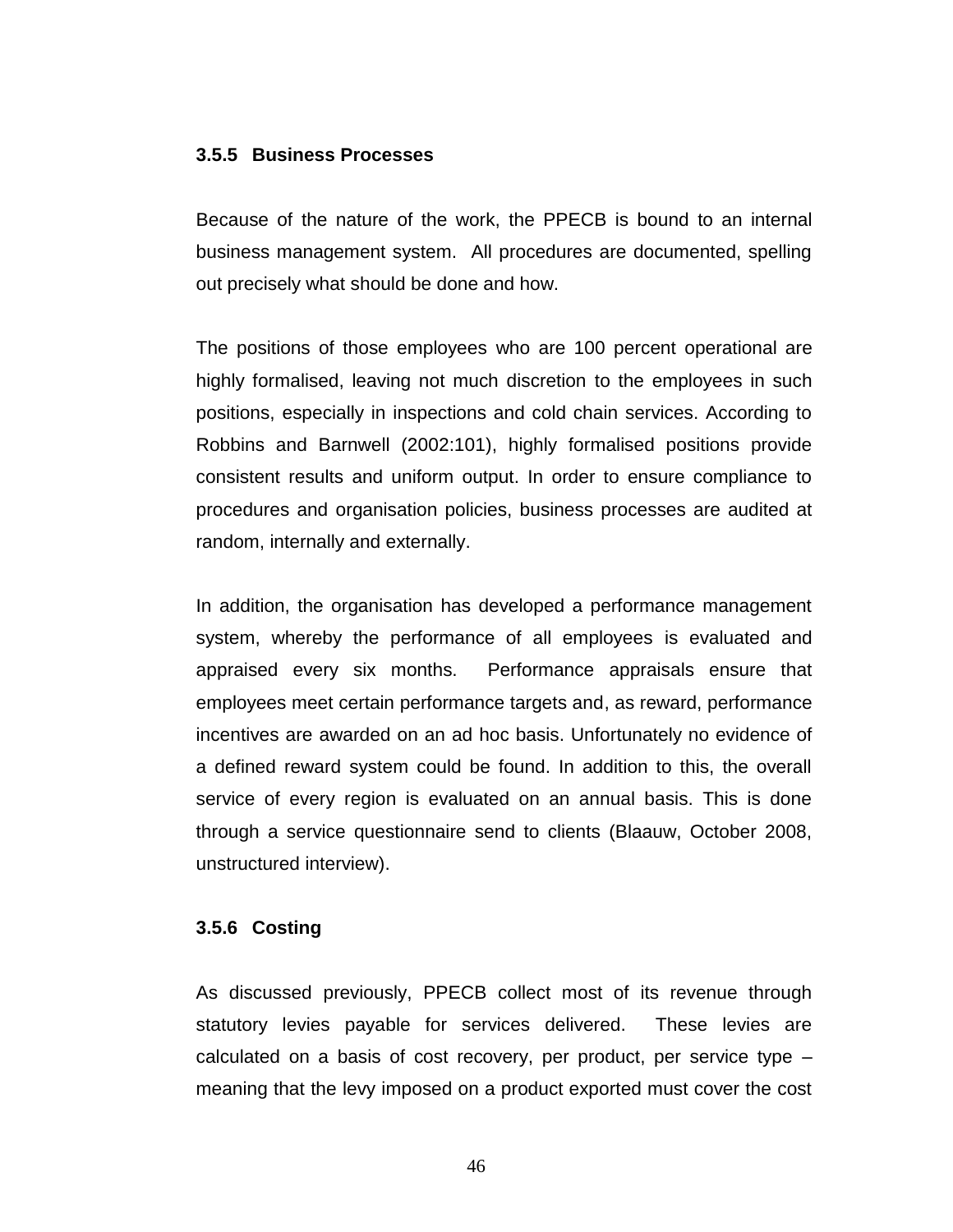### 3.5.5 Business Processes

Because of the nature of the work, the PPECB is bound to an internal business management system. All procedures are documented, spelling out precisely what should be done and how.

The positions of those employees who are 100 percent operational are highly formalised, leaving not much discretion to the employees in such positions, especially in inspections and cold chain services. According to Robbins and Barnwell (2002:101), highly formalised positions provide consistent results and uniform output. In order to ensure compliance to procedures and organisation policies, business processes are audited at random, internally and externally.

In addition, the organisation has developed a performance management system, whereby the performance of all employees is evaluated and appraised every six months. Performance appraisals ensure that employees meet certain performance targets and, as reward, performance incentives are awarded on an ad hoc basis. Unfortunately no evidence of a defined reward system could be found. In addition to this, the overall service of every region is evaluated on an annual basis. This is done through a service questionnaire send to clients (Blaauw, October 2008, unstructured interview).

### 3.5.6 Costing

As discussed previously, PPECB collect most of its revenue through statutory levies payable for services delivered. These levies are calculated on a basis of cost recovery, per product, per service type – meaning that the levy imposed on a product exported must cover the cost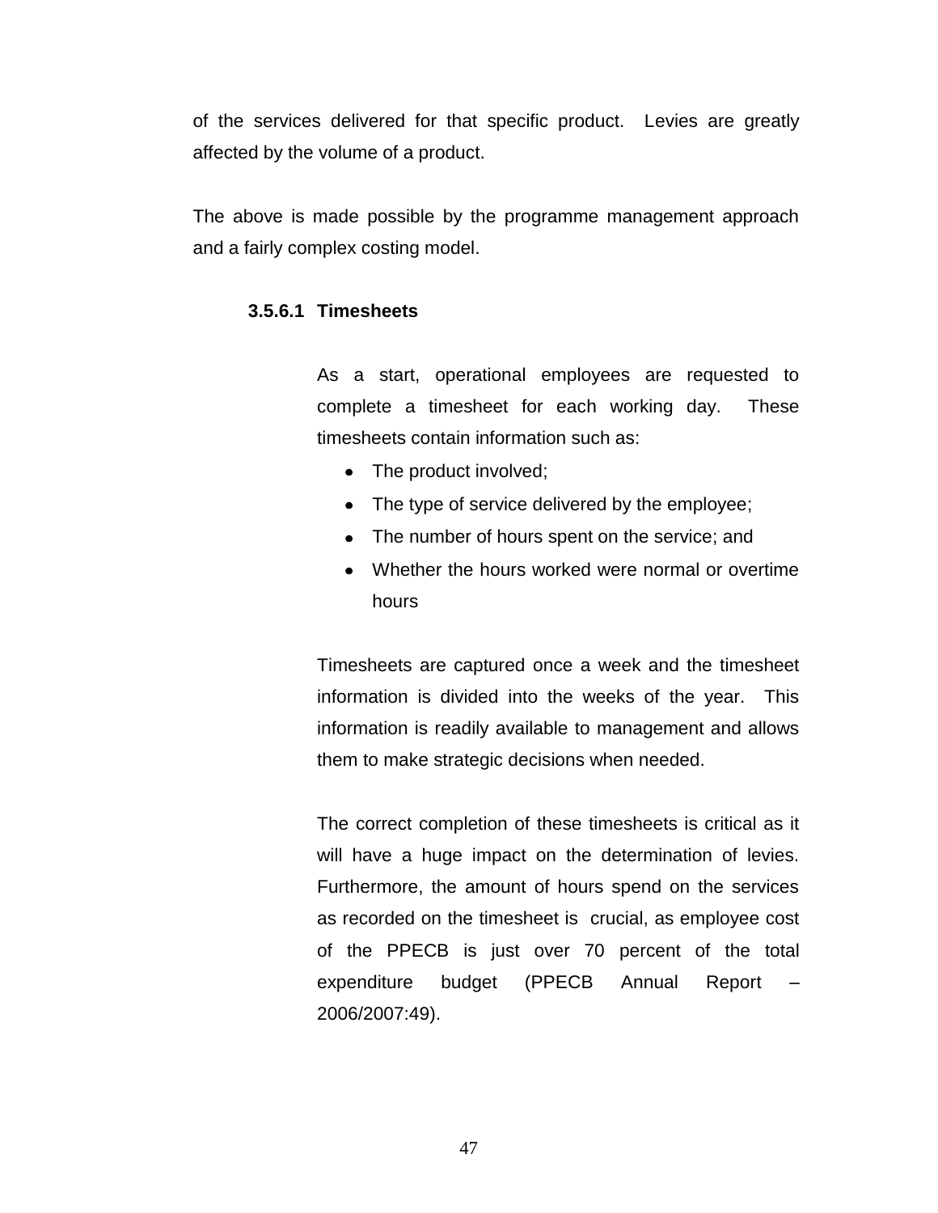of the services delivered for that specific product. Levies are greatly affected by the volume of a product.

The above is made possible by the programme management approach and a fairly complex costing model.

#### 3.5.6.1 Timesheets

As a start, operational employees are requested to complete a timesheet for each working day. These timesheets contain information such as:

- The product involved;
- The type of service delivered by the employee;
- The number of hours spent on the service; and
- Whether the hours worked were normal or overtime hours

Timesheets are captured once a week and the timesheet information is divided into the weeks of the year. This information is readily available to management and allows them to make strategic decisions when needed.

The correct completion of these timesheets is critical as it will have a huge impact on the determination of levies. Furthermore, the amount of hours spend on the services as recorded on the timesheet is crucial, as employee cost of the PPECB is just over 70 percent of the total expenditure budget (PPECB Annual Report – 2006/2007:49).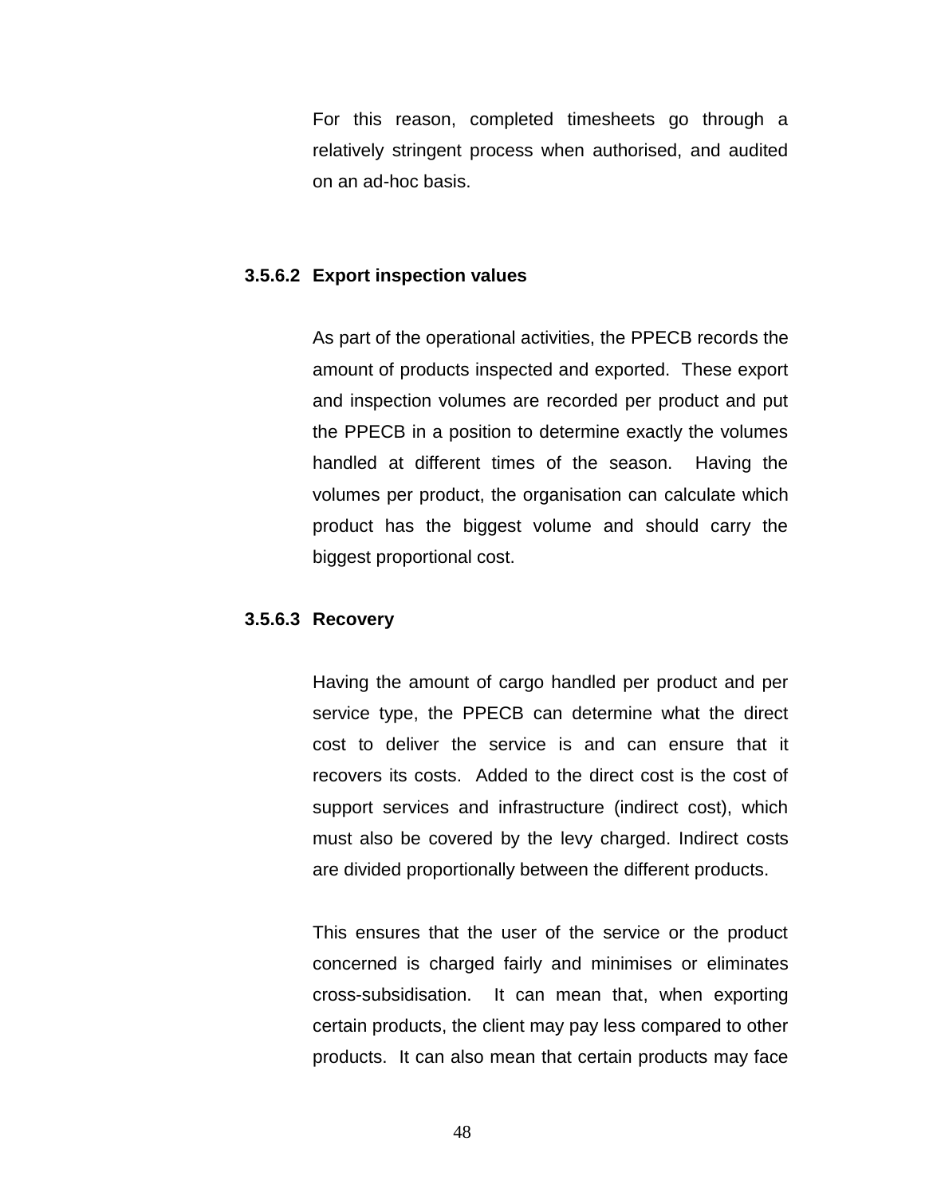For this reason, completed timesheets go through a relatively stringent process when authorised, and audited on an ad-hoc basis.

#### 3.5.6.2 Export inspection values

As part of the operational activities, the PPECB records the amount of products inspected and exported. These export and inspection volumes are recorded per product and put the PPECB in a position to determine exactly the volumes handled at different times of the season. Having the volumes per product, the organisation can calculate which product has the biggest volume and should carry the biggest proportional cost.

#### 3.5.6.3 Recovery

Having the amount of cargo handled per product and per service type, the PPECB can determine what the direct cost to deliver the service is and can ensure that it recovers its costs. Added to the direct cost is the cost of support services and infrastructure (indirect cost), which must also be covered by the levy charged. Indirect costs are divided proportionally between the different products.

This ensures that the user of the service or the product concerned is charged fairly and minimises or eliminates cross-subsidisation. It can mean that, when exporting certain products, the client may pay less compared to other products. It can also mean that certain products may face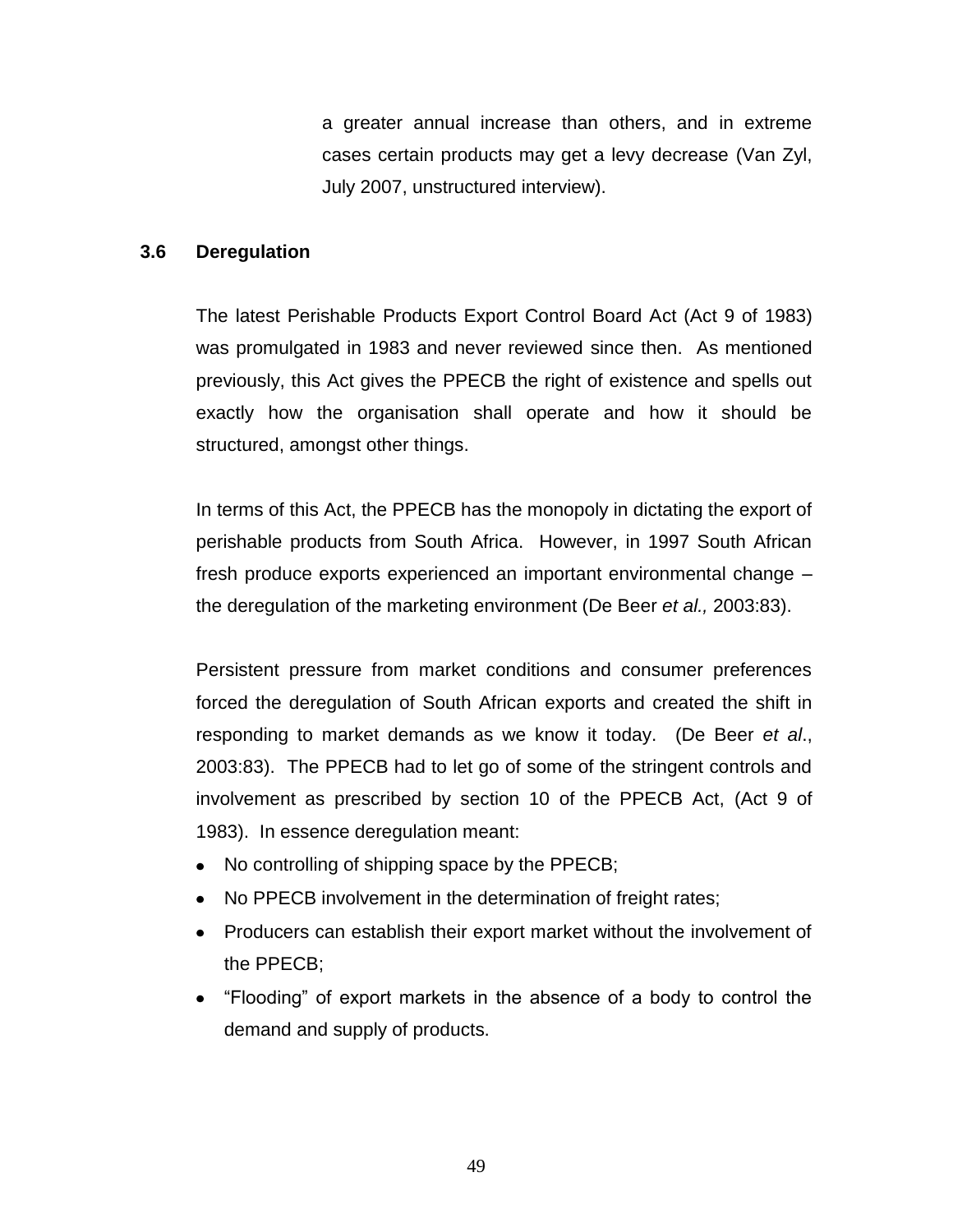a greater annual increase than others, and in extreme cases certain products may get a levy decrease (Van Zyl, July 2007, unstructured interview).

### 3.6 Deregulation

The latest Perishable Products Export Control Board Act (Act 9 of 1983) was promulgated in 1983 and never reviewed since then. As mentioned previously, this Act gives the PPECB the right of existence and spells out exactly how the organisation shall operate and how it should be structured, amongst other things.

In terms of this Act, the PPECB has the monopoly in dictating the export of perishable products from South Africa. However, in 1997 South African fresh produce exports experienced an important environmental change – the deregulation of the marketing environment (De Beer *et al.,* 2003:83).

Persistent pressure from market conditions and consumer preferences forced the deregulation of South African exports and created the shift in responding to market demands as we know it today. (De Beer *et al*., 2003:83). The PPECB had to let go of some of the stringent controls and involvement as prescribed by section 10 of the PPECB Act, (Act 9 of 1983). In essence deregulation meant:

- No controlling of shipping space by the PPECB;
- No PPECB involvement in the determination of freight rates;
- Producers can establish their export market without the involvement of the PPECB;
- “Flooding” of export markets in the absence of a body to control the demand and supply of products.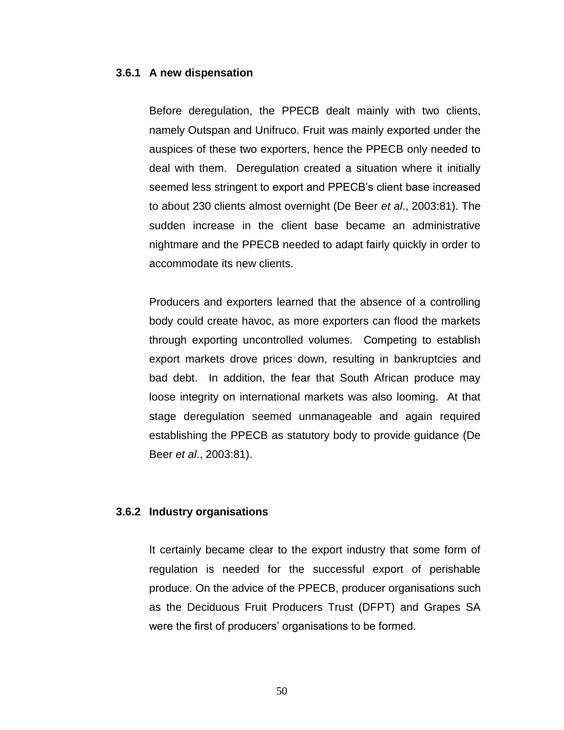### 3.6.1 A new dispensation

Before deregulation, the PPECB dealt mainly with two clients, namely Outspan and Unifruco. Fruit was mainly exported under the auspices of these two exporters, hence the PPECB only needed to deal with them. Deregulation created a situation where it initially seemed less stringent to export and PPECB's client base increased to about 230 clients almost overnight (De Beer *et al*., 2003:81). The sudden increase in the client base became an administrative nightmare and the PPECB needed to adapt fairly quickly in order to accommodate its new clients.

Producers and exporters learned that the absence of a controlling body could create havoc, as more exporters can flood the markets through exporting uncontrolled volumes. Competing to establish export markets drove prices down, resulting in bankruptcies and bad debt. In addition, the fear that South African produce may loose integrity on international markets was also looming. At that stage deregulation seemed unmanageable and again required establishing the PPECB as statutory body to provide guidance (De Beer *et al*., 2003:81).

### 3.6.2 Industry organisations

It certainly became clear to the export industry that some form of regulation is needed for the successful export of perishable produce. On the advice of the PPECB, producer organisations such as the Deciduous Fruit Producers Trust (DFPT) and Grapes SA were the first of producers' organisations to be formed.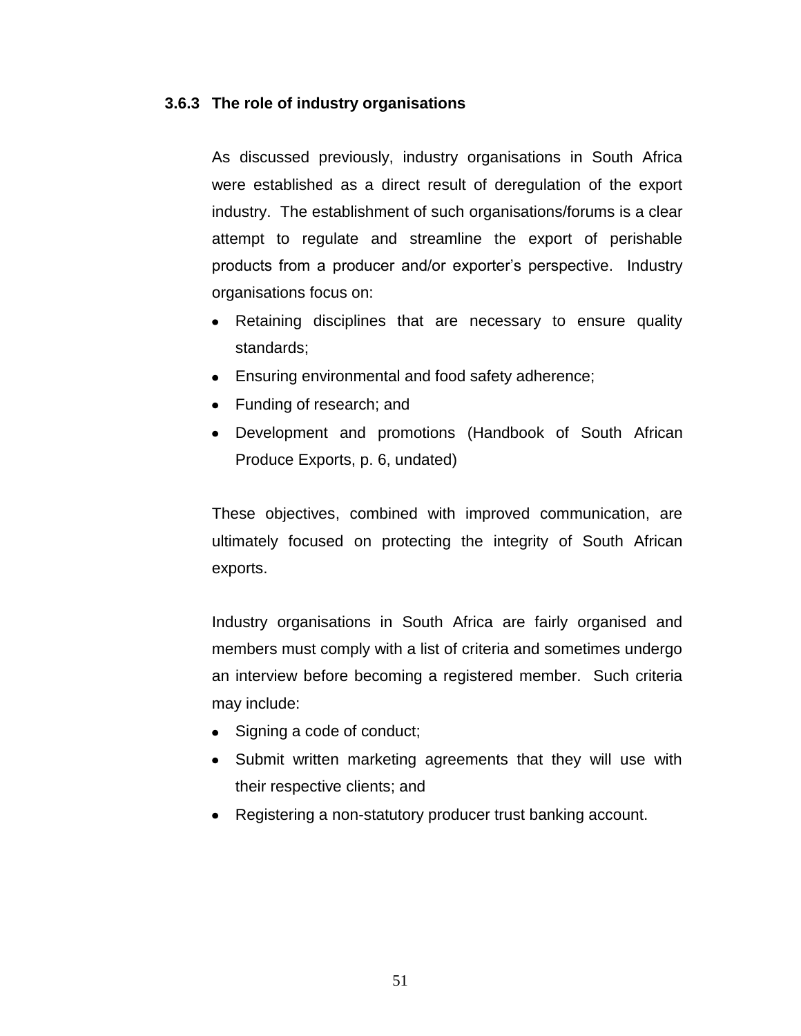### 3.6.3 The role of industry organisations

As discussed previously, industry organisations in South Africa were established as a direct result of deregulation of the export industry. The establishment of such organisations/forums is a clear attempt to regulate and streamline the export of perishable products from a producer and/or exporter's perspective. Industry organisations focus on:

- Retaining disciplines that are necessary to ensure quality standards;
- Ensuring environmental and food safety adherence;
- Funding of research; and
- Development and promotions (Handbook of South African Produce Exports, p. 6, undated)

These objectives, combined with improved communication, are ultimately focused on protecting the integrity of South African exports.

Industry organisations in South Africa are fairly organised and members must comply with a list of criteria and sometimes undergo an interview before becoming a registered member. Such criteria may include:

- Signing a code of conduct;
- Submit written marketing agreements that they will use with their respective clients; and
- Registering a non-statutory producer trust banking account.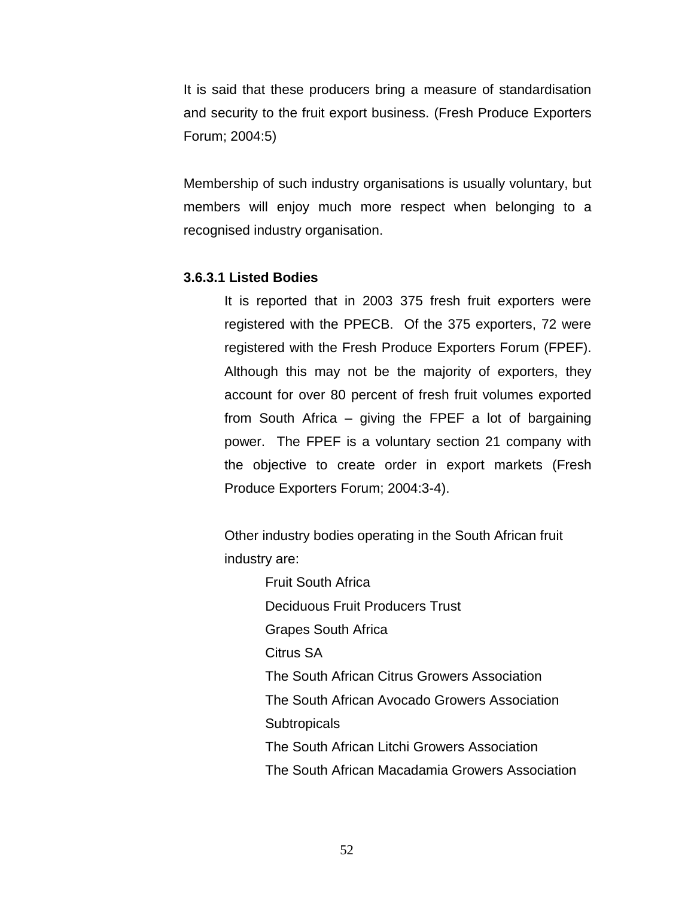It is said that these producers bring a measure of standardisation and security to the fruit export business. (Fresh Produce Exporters Forum; 2004:5)

Membership of such industry organisations is usually voluntary, but members will enjoy much more respect when belonging to a recognised industry organisation.

#### 3.6.3.1 Listed Bodies

It is reported that in 2003 375 fresh fruit exporters were registered with the PPECB. Of the 375 exporters, 72 were registered with the Fresh Produce Exporters Forum (FPEF). Although this may not be the majority of exporters, they account for over 80 percent of fresh fruit volumes exported from South Africa – giving the FPEF a lot of bargaining power. The FPEF is a voluntary section 21 company with the objective to create order in export markets (Fresh Produce Exporters Forum; 2004:3-4).

Other industry bodies operating in the South African fruit industry are:

- Fruit South Africa
- Deciduous Fruit Producers Trust
- Grapes South Africa
- Citrus SA
- The South African Citrus Growers Association
- The South African Avocado Growers Association
- Subtropicals
- The South African Litchi Growers Association
- The South African Macadamia Growers Association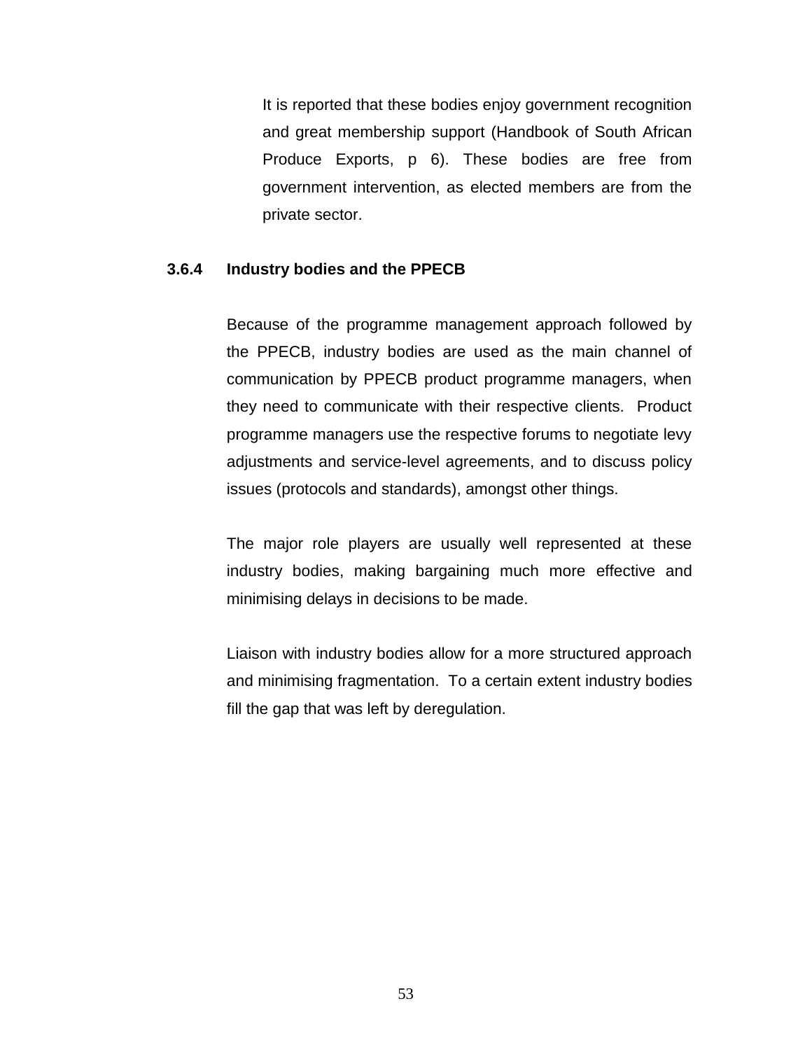It is reported that these bodies enjoy government recognition and great membership support (Handbook of South African Produce Exports, p 6). These bodies are free from government intervention, as elected members are from the private sector.

### 3.6.4 Industry bodies and the PPECB

Because of the programme management approach followed by the PPECB, industry bodies are used as the main channel of communication by PPECB product programme managers, when they need to communicate with their respective clients. Product programme managers use the respective forums to negotiate levy adjustments and service-level agreements, and to discuss policy issues (protocols and standards), amongst other things.

The major role players are usually well represented at these industry bodies, making bargaining much more effective and minimising delays in decisions to be made.

Liaison with industry bodies allow for a more structured approach and minimising fragmentation. To a certain extent industry bodies fill the gap that was left by deregulation.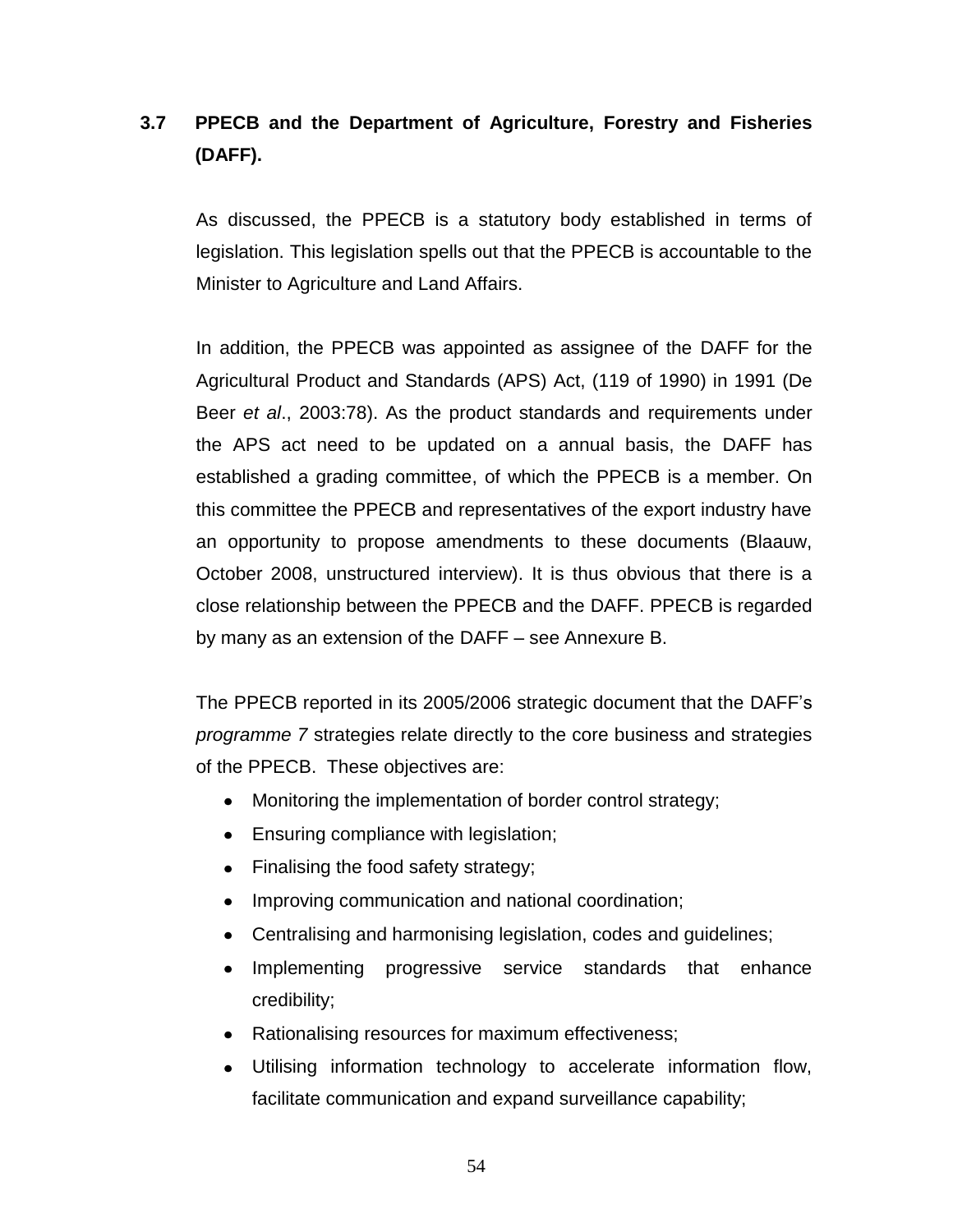## 3.7 PPECB and the Department of Agriculture, Forestry and Fisheries (DAFF).

As discussed, the PPECB is a statutory body established in terms of legislation. This legislation spells out that the PPECB is accountable to the Minister to Agriculture and Land Affairs.

In addition, the PPECB was appointed as assignee of the DAFF for the Agricultural Product and Standards (APS) Act, (119 of 1990) in 1991 (De Beer *et al*., 2003:78). As the product standards and requirements under the APS act need to be updated on a annual basis, the DAFF has established a grading committee, of which the PPECB is a member. On this committee the PPECB and representatives of the export industry have an opportunity to propose amendments to these documents (Blaauw, October 2008, unstructured interview). It is thus obvious that there is a close relationship between the PPECB and the DAFF. PPECB is regarded by many as an extension of the DAFF – see Annexure B.

The PPECB reported in its 2005/2006 strategic document that the DAFF's *programme 7* strategies relate directly to the core business and strategies of the PPECB. These objectives are:

- Monitoring the implementation of border control strategy;
- Ensuring compliance with legislation;
- Finalising the food safety strategy;
- Improving communication and national coordination;
- Centralising and harmonising legislation, codes and guidelines;
- Implementing progressive service standards that enhance credibility;
- Rationalising resources for maximum effectiveness;
- Utilising information technology to accelerate information flow, facilitate communication and expand surveillance capability;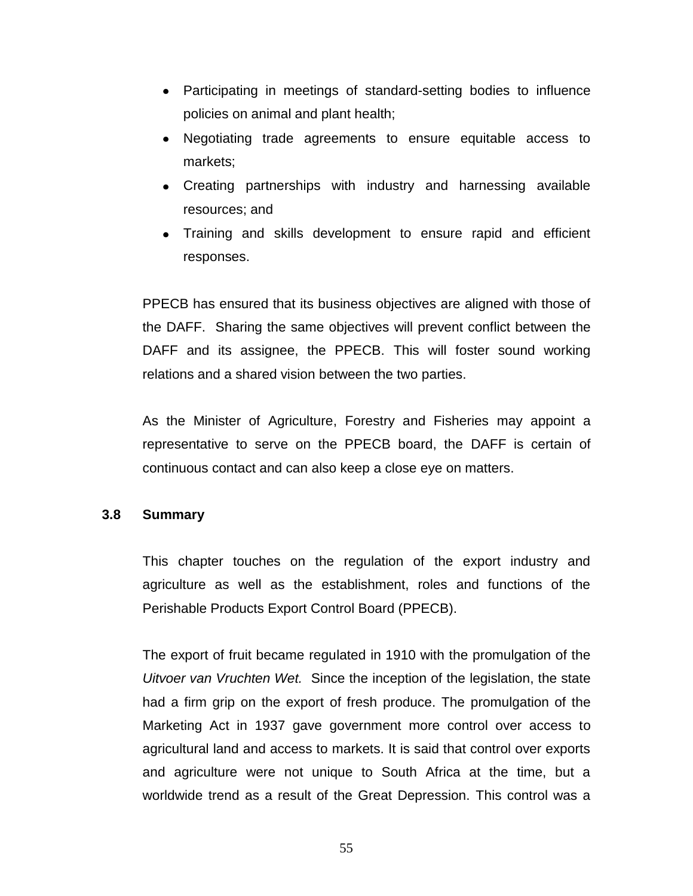- Participating in meetings of standard-setting bodies to influence policies on animal and plant health;
- Negotiating trade agreements to ensure equitable access to markets;
- Creating partnerships with industry and harnessing available resources; and
- Training and skills development to ensure rapid and efficient responses.

PPECB has ensured that its business objectives are aligned with those of the DAFF. Sharing the same objectives will prevent conflict between the DAFF and its assignee, the PPECB. This will foster sound working relations and a shared vision between the two parties.

As the Minister of Agriculture, Forestry and Fisheries may appoint a representative to serve on the PPECB board, the DAFF is certain of continuous contact and can also keep a close eye on matters.

### 3.8 Summary

This chapter touches on the regulation of the export industry and agriculture as well as the establishment, roles and functions of the Perishable Products Export Control Board (PPECB).

The export of fruit became regulated in 1910 with the promulgation of the *Uitvoer van Vruchten Wet.* Since the inception of the legislation, the state had a firm grip on the export of fresh produce. The promulgation of the Marketing Act in 1937 gave government more control over access to agricultural land and access to markets. It is said that control over exports and agriculture were not unique to South Africa at the time, but a worldwide trend as a result of the Great Depression. This control was a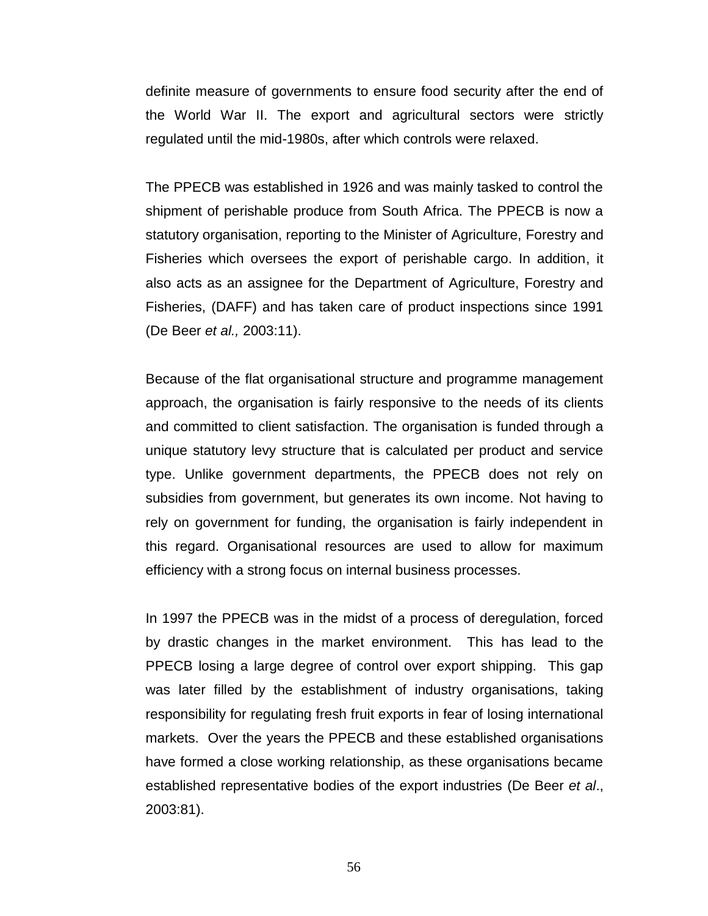definite measure of governments to ensure food security after the end of the World War II. The export and agricultural sectors were strictly regulated until the mid-1980s, after which controls were relaxed.

The PPECB was established in 1926 and was mainly tasked to control the shipment of perishable produce from South Africa. The PPECB is now a statutory organisation, reporting to the Minister of Agriculture, Forestry and Fisheries which oversees the export of perishable cargo. In addition, it also acts as an assignee for the Department of Agriculture, Forestry and Fisheries, (DAFF) and has taken care of product inspections since 1991 (De Beer *et al.,* 2003:11).

Because of the flat organisational structure and programme management approach, the organisation is fairly responsive to the needs of its clients and committed to client satisfaction. The organisation is funded through a unique statutory levy structure that is calculated per product and service type. Unlike government departments, the PPECB does not rely on subsidies from government, but generates its own income. Not having to rely on government for funding, the organisation is fairly independent in this regard. Organisational resources are used to allow for maximum efficiency with a strong focus on internal business processes.

In 1997 the PPECB was in the midst of a process of deregulation, forced by drastic changes in the market environment. This has lead to the PPECB losing a large degree of control over export shipping. This gap was later filled by the establishment of industry organisations, taking responsibility for regulating fresh fruit exports in fear of losing international markets. Over the years the PPECB and these established organisations have formed a close working relationship, as these organisations became established representative bodies of the export industries (De Beer *et al*., 2003:81).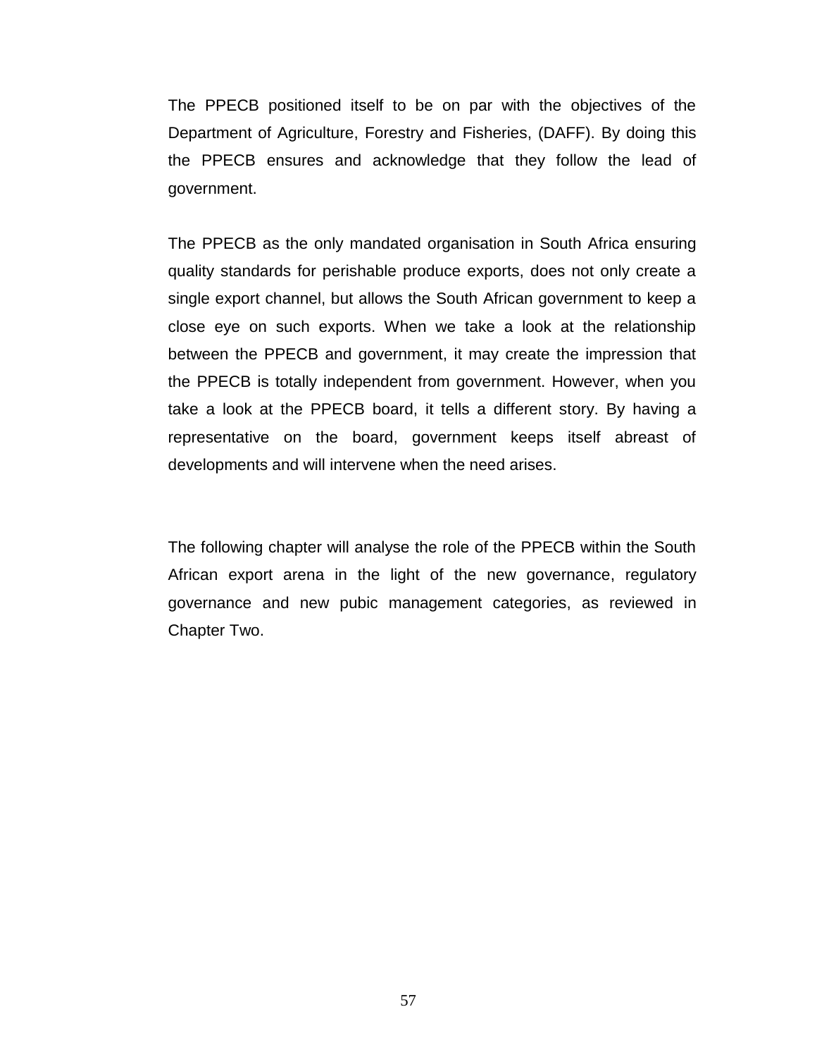The PPECB positioned itself to be on par with the objectives of the Department of Agriculture, Forestry and Fisheries, (DAFF). By doing this the PPECB ensures and acknowledge that they follow the lead of government.

The PPECB as the only mandated organisation in South Africa ensuring quality standards for perishable produce exports, does not only create a single export channel, but allows the South African government to keep a close eye on such exports. When we take a look at the relationship between the PPECB and government, it may create the impression that the PPECB is totally independent from government. However, when you take a look at the PPECB board, it tells a different story. By having a representative on the board, government keeps itself abreast of developments and will intervene when the need arises.

The following chapter will analyse the role of the PPECB within the South African export arena in the light of the new governance, regulatory governance and new pubic management categories, as reviewed in Chapter Two.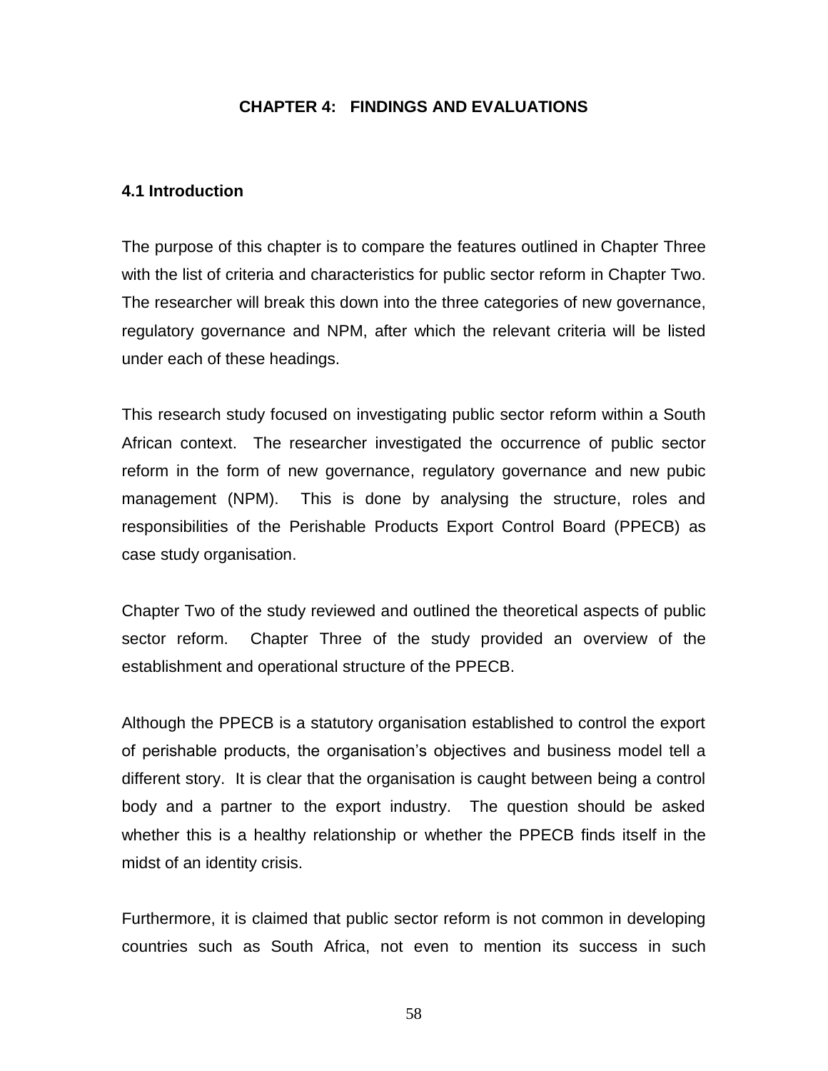# CHAPTER 4: FINDINGS AND EVALUATIONS

## 4.1 Introduction

The purpose of this chapter is to compare the features outlined in Chapter Three with the list of criteria and characteristics for public sector reform in Chapter Two. The researcher will break this down into the three categories of new governance, regulatory governance and NPM, after which the relevant criteria will be listed under each of these headings.

This research study focused on investigating public sector reform within a South African context. The researcher investigated the occurrence of public sector reform in the form of new governance, regulatory governance and new pubic management (NPM). This is done by analysing the structure, roles and responsibilities of the Perishable Products Export Control Board (PPECB) as case study organisation.

Chapter Two of the study reviewed and outlined the theoretical aspects of public sector reform. Chapter Three of the study provided an overview of the establishment and operational structure of the PPECB.

Although the PPECB is a statutory organisation established to control the export of perishable products, the organisation's objectives and business model tell a different story. It is clear that the organisation is caught between being a control body and a partner to the export industry. The question should be asked whether this is a healthy relationship or whether the PPECB finds itself in the midst of an identity crisis.

Furthermore, it is claimed that public sector reform is not common in developing countries such as South Africa, not even to mention its success in such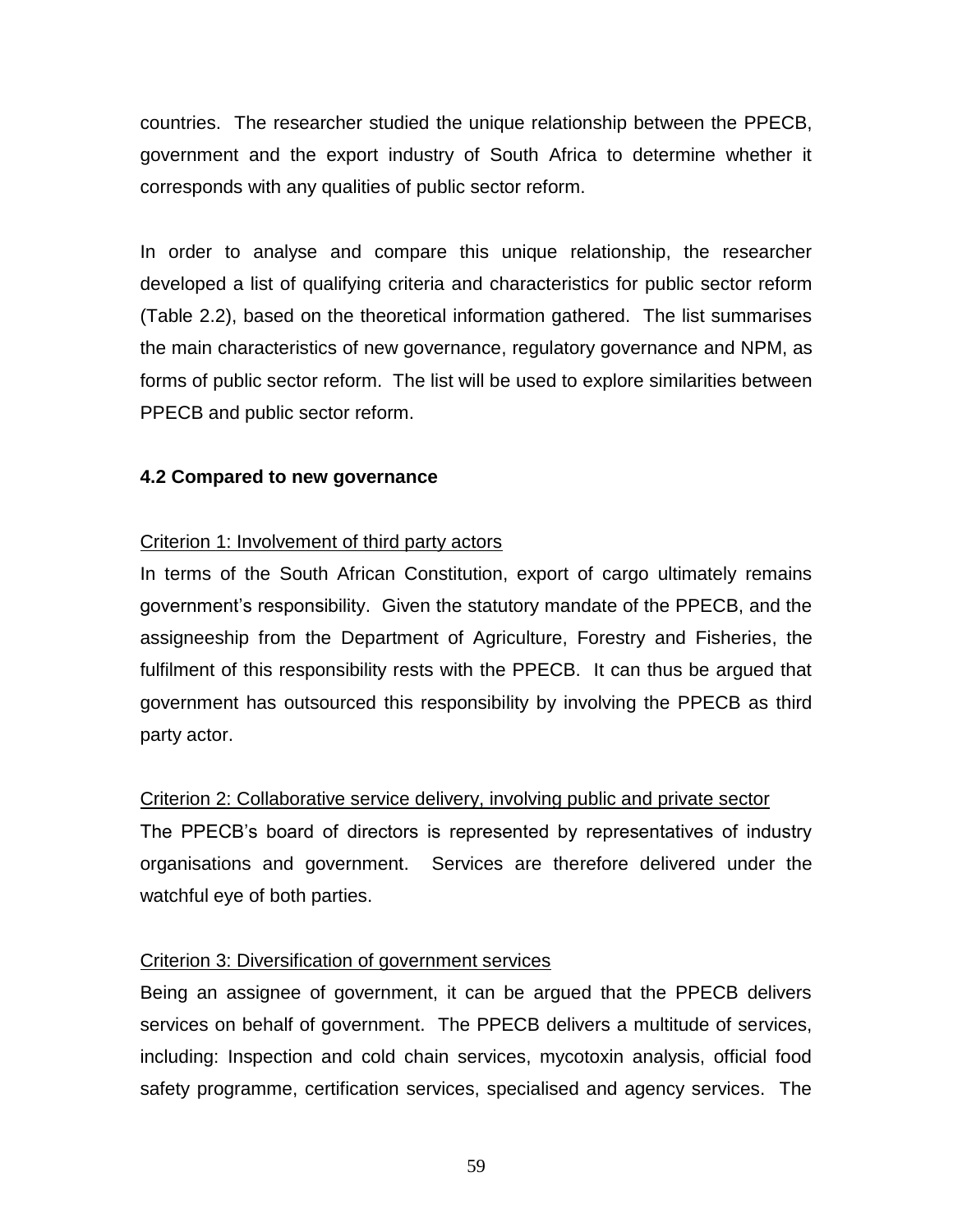countries. The researcher studied the unique relationship between the PPECB, government and the export industry of South Africa to determine whether it corresponds with any qualities of public sector reform.

In order to analyse and compare this unique relationship, the researcher developed a list of qualifying criteria and characteristics for public sector reform (Table 2.2), based on the theoretical information gathered. The list summarises the main characteristics of new governance, regulatory governance and NPM, as forms of public sector reform. The list will be used to explore similarities between PPECB and public sector reform.

## 4.2 Compared to new governance

Criterion 1: Involvement of third party actors

In terms of the South African Constitution, export of cargo ultimately remains government's responsibility. Given the statutory mandate of the PPECB, and the assigneeship from the Department of Agriculture, Forestry and Fisheries, the fulfilment of this responsibility rests with the PPECB. It can thus be argued that government has outsourced this responsibility by involving the PPECB as third party actor.

Criterion 2: Collaborative service delivery, involving public and private sector

The PPECB's board of directors is represented by representatives of industry organisations and government. Services are therefore delivered under the watchful eye of both parties.

Criterion 3: Diversification of government services

Being an assignee of government, it can be argued that the PPECB delivers services on behalf of government. The PPECB delivers a multitude of services, including: Inspection and cold chain services, mycotoxin analysis, official food safety programme, certification services, specialised and agency services. The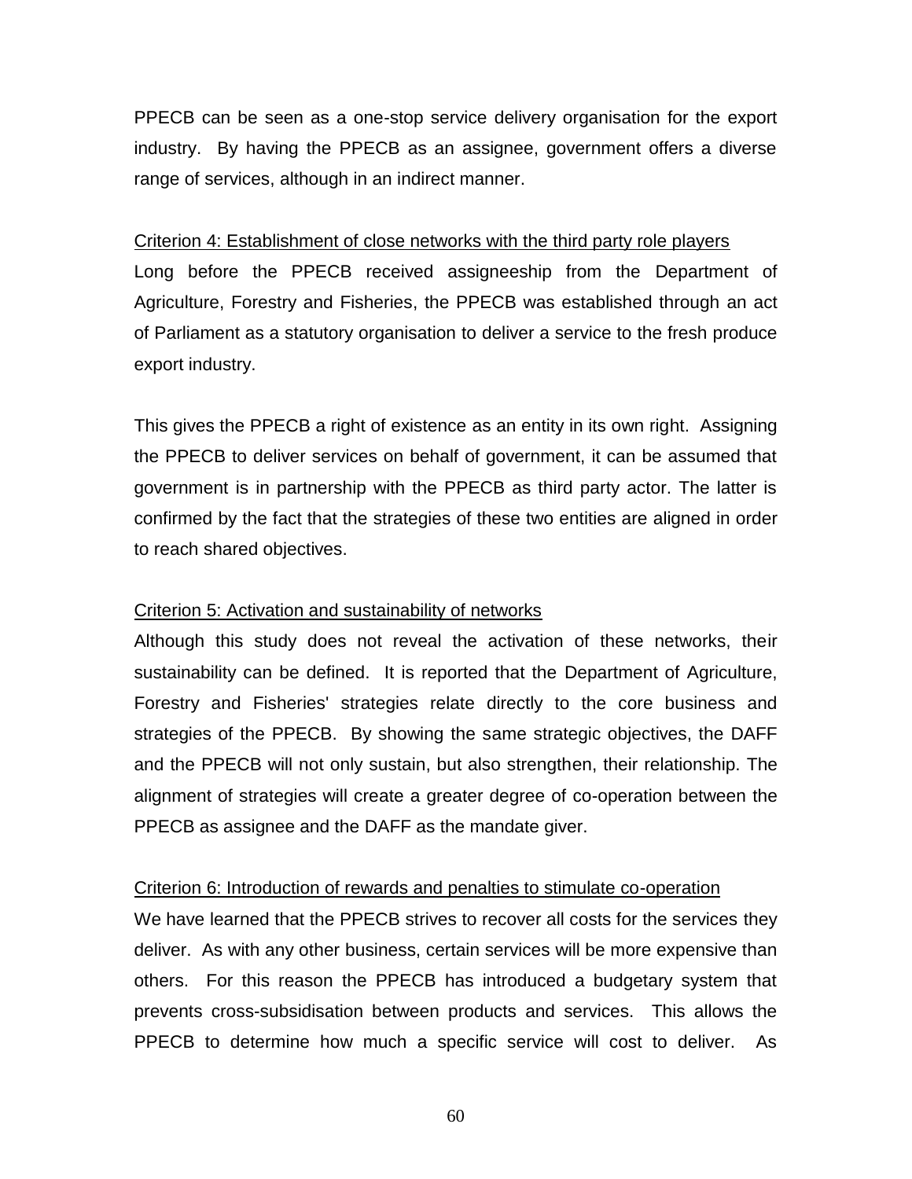PPECB can be seen as a one-stop service delivery organisation for the export industry. By having the PPECB as an assignee, government offers a diverse range of services, although in an indirect manner.

<u>Criterion 4: Establishment of close networks with the third party role players</u>

Long before the PPECB received assigneeship from the Department of Agriculture, Forestry and Fisheries, the PPECB was established through an act of Parliament as a statutory organisation to deliver a service to the fresh produce export industry.

This gives the PPECB a right of existence as an entity in its own right. Assigning the PPECB to deliver services on behalf of government, it can be assumed that government is in partnership with the PPECB as third party actor. The latter is confirmed by the fact that the strategies of these two entities are aligned in order to reach shared objectives.

<u>Criterion 5: Activation and sustainability of networks</u>

Although this study does not reveal the activation of these networks, their sustainability can be defined. It is reported that the Department of Agriculture, Forestry and Fisheries' strategies relate directly to the core business and strategies of the PPECB. By showing the same strategic objectives, the DAFF and the PPECB will not only sustain, but also strengthen, their relationship. The alignment of strategies will create a greater degree of co-operation between the PPECB as assignee and the DAFF as the mandate giver.

<u>Criterion 6: Introduction of rewards and penalties to stimulate co-operation</u>

We have learned that the PPECB strives to recover all costs for the services they deliver. As with any other business, certain services will be more expensive than others. For this reason the PPECB has introduced a budgetary system that prevents cross-subsidisation between products and services. This allows the PPECB to determine how much a specific service will cost to deliver. As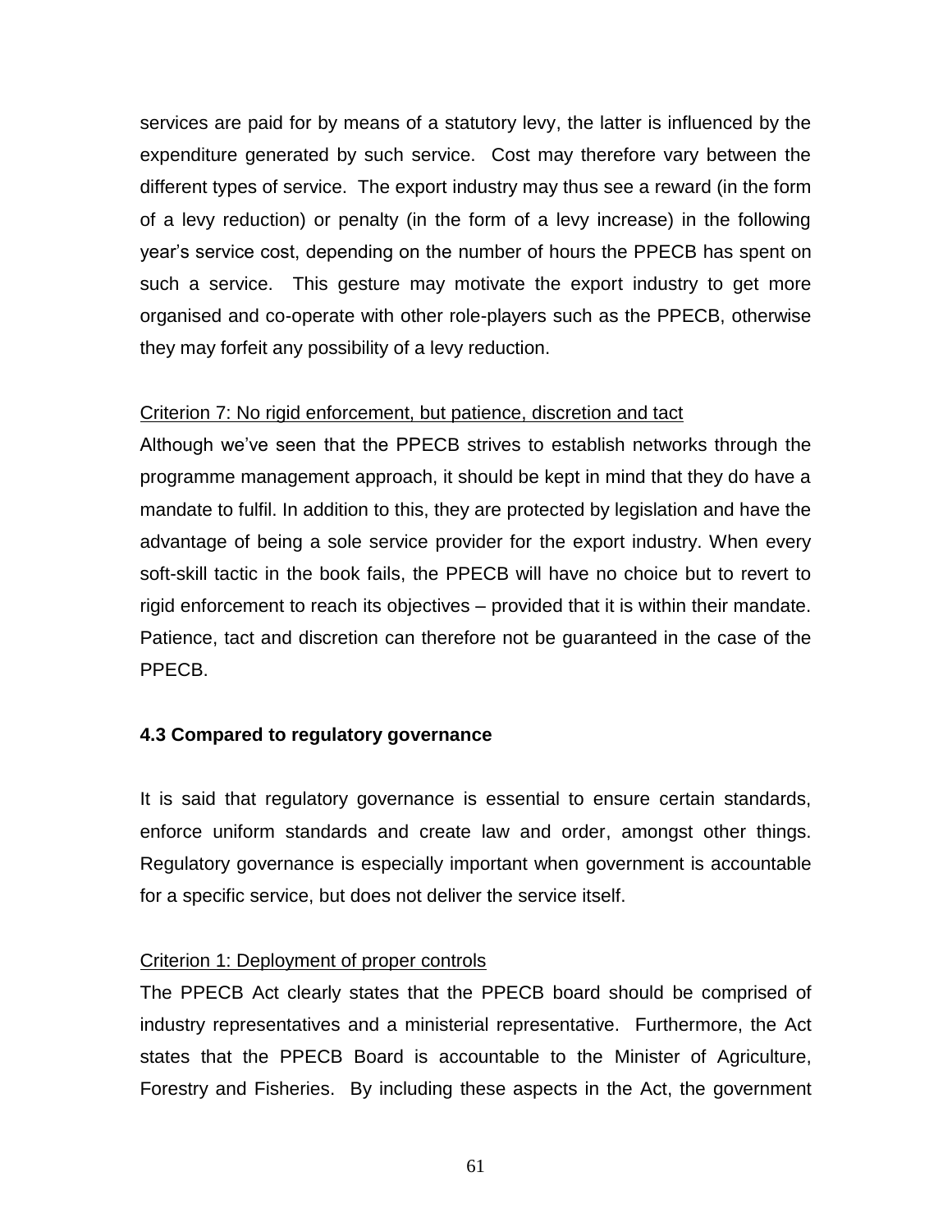services are paid for by means of a statutory levy, the latter is influenced by the expenditure generated by such service. Cost may therefore vary between the different types of service. The export industry may thus see a reward (in the form of a levy reduction) or penalty (in the form of a levy increase) in the following year's service cost, depending on the number of hours the PPECB has spent on such a service. This gesture may motivate the export industry to get more organised and co-operate with other role-players such as the PPECB, otherwise they may forfeit any possibility of a levy reduction.

<u>Criterion 7: No rigid enforcement, but patience, discretion and tact</u>

Although we've seen that the PPECB strives to establish networks through the programme management approach, it should be kept in mind that they do have a mandate to fulfil. In addition to this, they are protected by legislation and have the advantage of being a sole service provider for the export industry. When every soft-skill tactic in the book fails, the PPECB will have no choice but to revert to rigid enforcement to reach its objectives – provided that it is within their mandate. Patience, tact and discretion can therefore not be guaranteed in the case of the PPECB.

### 4.3 Compared to regulatory governance

It is said that regulatory governance is essential to ensure certain standards, enforce uniform standards and create law and order, amongst other things. Regulatory governance is especially important when government is accountable for a specific service, but does not deliver the service itself.

<u>Criterion 1: Deployment of proper controls</u>

The PPECB Act clearly states that the PPECB board should be comprised of industry representatives and a ministerial representative. Furthermore, the Act states that the PPECB Board is accountable to the Minister of Agriculture, Forestry and Fisheries. By including these aspects in the Act, the government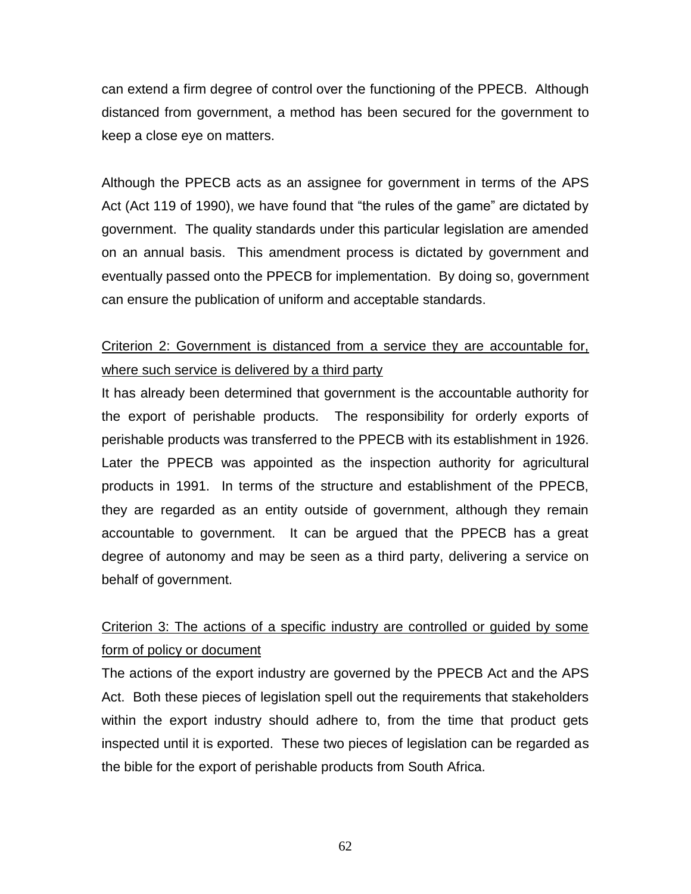can extend a firm degree of control over the functioning of the PPECB. Although distanced from government, a method has been secured for the government to keep a close eye on matters.

Although the PPECB acts as an assignee for government in terms of the APS Act (Act 119 of 1990), we have found that "the rules of the game" are dictated by government. The quality standards under this particular legislation are amended on an annual basis. This amendment process is dictated by government and eventually passed onto the PPECB for implementation. By doing so, government can ensure the publication of uniform and acceptable standards.

<u>Criterion 2: Government is distanced from a service they are accountable for, where such service is delivered by a third party</u>

It has already been determined that government is the accountable authority for the export of perishable products. The responsibility for orderly exports of perishable products was transferred to the PPECB with its establishment in 1926. Later the PPECB was appointed as the inspection authority for agricultural products in 1991. In terms of the structure and establishment of the PPECB, they are regarded as an entity outside of government, although they remain accountable to government. It can be argued that the PPECB has a great degree of autonomy and may be seen as a third party, delivering a service on behalf of government.

<u>Criterion 3: The actions of a specific industry are controlled or guided by some form of policy or document</u>

The actions of the export industry are governed by the PPECB Act and the APS Act. Both these pieces of legislation spell out the requirements that stakeholders within the export industry should adhere to, from the time that product gets inspected until it is exported. These two pieces of legislation can be regarded as the bible for the export of perishable products from South Africa.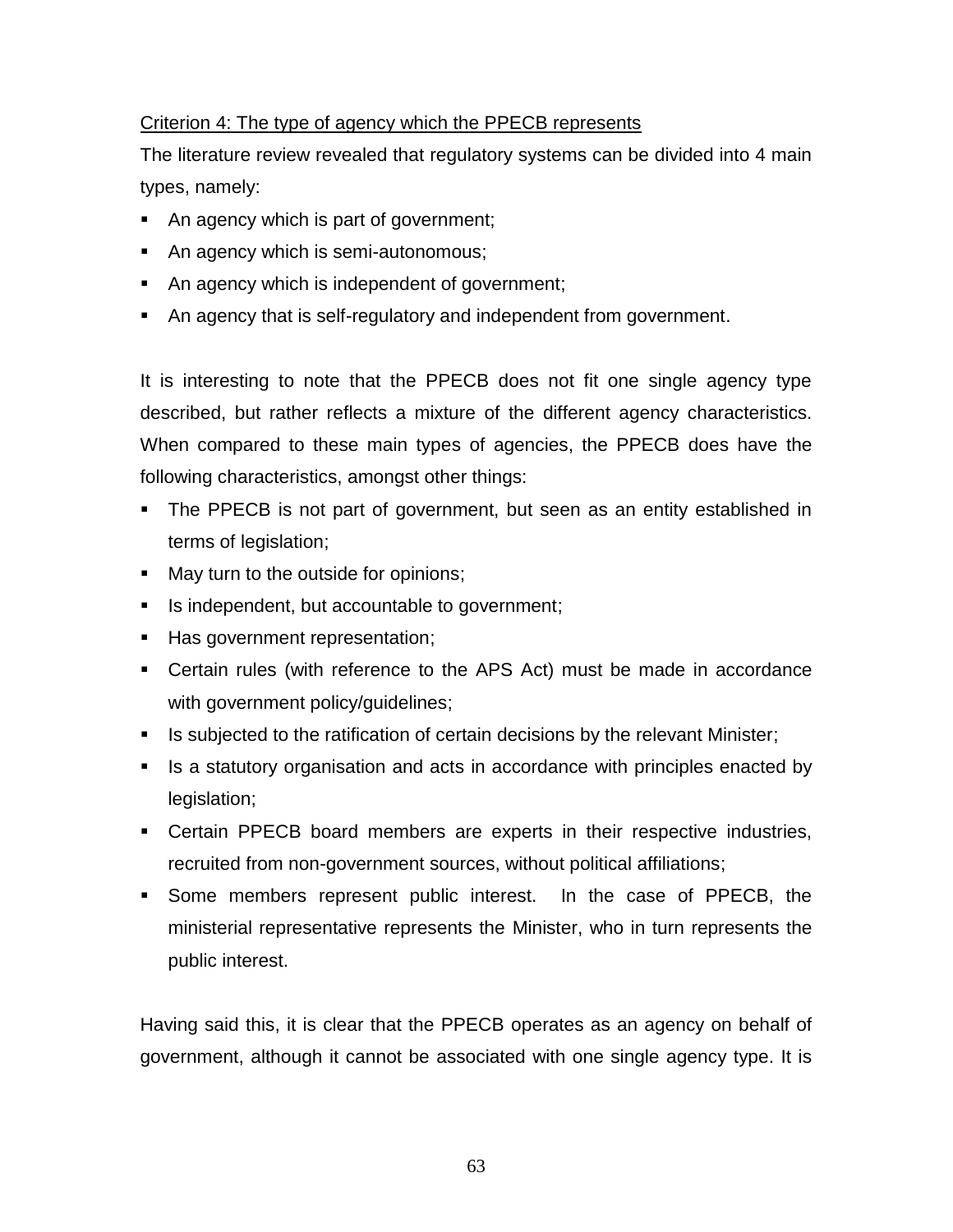Criterion 4: The type of agency which the PPECB represents

The literature review revealed that regulatory systems can be divided into 4 main types, namely:

- An agency which is part of government;
- An agency which is semi-autonomous;
- An agency which is independent of government;
- An agency that is self-regulatory and independent from government.

It is interesting to note that the PPECB does not fit one single agency type described, but rather reflects a mixture of the different agency characteristics. When compared to these main types of agencies, the PPECB does have the following characteristics, amongst other things:

- The PPECB is not part of government, but seen as an entity established in terms of legislation;
- May turn to the outside for opinions;
- Is independent, but accountable to government;
- Has government representation;
- Certain rules (with reference to the APS Act) must be made in accordance with government policy/guidelines;
- Is subjected to the ratification of certain decisions by the relevant Minister;
- Is a statutory organisation and acts in accordance with principles enacted by legislation;
- Certain PPECB board members are experts in their respective industries, recruited from non-government sources, without political affiliations;
- Some members represent public interest. In the case of PPECB, the ministerial representative represents the Minister, who in turn represents the public interest.

Having said this, it is clear that the PPECB operates as an agency on behalf of government, although it cannot be associated with one single agency type. It is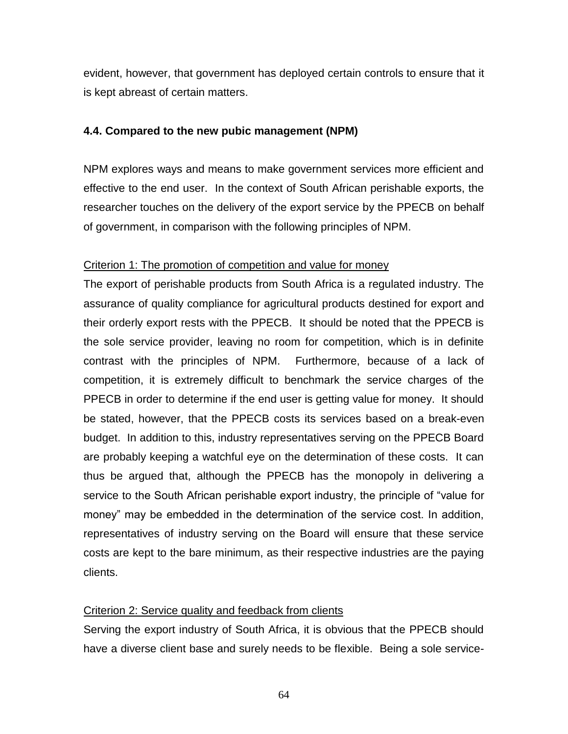evident, however, that government has deployed certain controls to ensure that it is kept abreast of certain matters.

### 4.4. Compared to the new pubic management (NPM)

NPM explores ways and means to make government services more efficient and effective to the end user. In the context of South African perishable exports, the researcher touches on the delivery of the export service by the PPECB on behalf of government, in comparison with the following principles of NPM.

Criterion 1: The promotion of competition and value for money

The export of perishable products from South Africa is a regulated industry. The assurance of quality compliance for agricultural products destined for export and their orderly export rests with the PPECB. It should be noted that the PPECB is the sole service provider, leaving no room for competition, which is in definite contrast with the principles of NPM. Furthermore, because of a lack of competition, it is extremely difficult to benchmark the service charges of the PPECB in order to determine if the end user is getting value for money. It should be stated, however, that the PPECB costs its services based on a break-even budget. In addition to this, industry representatives serving on the PPECB Board are probably keeping a watchful eye on the determination of these costs. It can thus be argued that, although the PPECB has the monopoly in delivering a service to the South African perishable export industry, the principle of "value for money" may be embedded in the determination of the service cost. In addition, representatives of industry serving on the Board will ensure that these service costs are kept to the bare minimum, as their respective industries are the paying clients.

Criterion 2: Service quality and feedback from clients

Serving the export industry of South Africa, it is obvious that the PPECB should have a diverse client base and surely needs to be flexible. Being a sole service-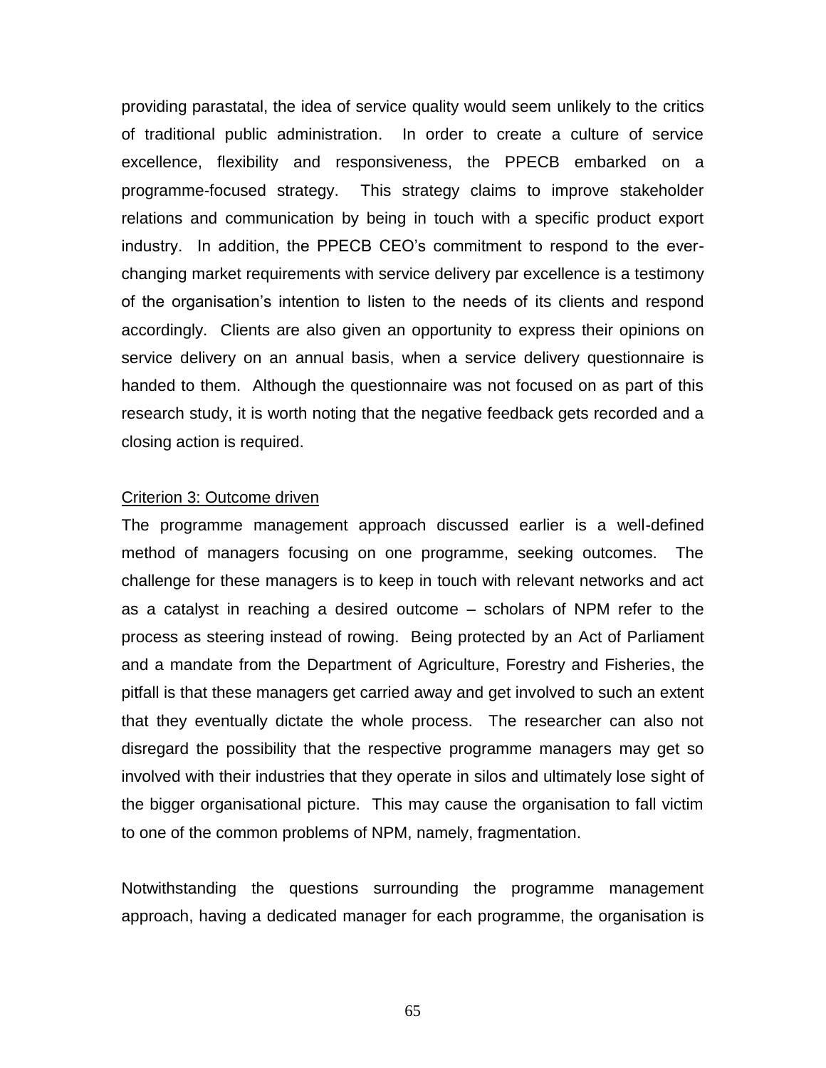providing parastatal, the idea of service quality would seem unlikely to the critics of traditional public administration. In order to create a culture of service excellence, flexibility and responsiveness, the PPECB embarked on a programme-focused strategy. This strategy claims to improve stakeholder relations and communication by being in touch with a specific product export industry. In addition, the PPECB CEO's commitment to respond to the ever-changing market requirements with service delivery par excellence is a testimony of the organisation's intention to listen to the needs of its clients and respond accordingly. Clients are also given an opportunity to express their opinions on service delivery on an annual basis, when a service delivery questionnaire is handed to them. Although the questionnaire was not focused on as part of this research study, it is worth noting that the negative feedback gets recorded and a closing action is required.

Criterion 3: Outcome driven

The programme management approach discussed earlier is a well-defined method of managers focusing on one programme, seeking outcomes. The challenge for these managers is to keep in touch with relevant networks and act as a catalyst in reaching a desired outcome – scholars of NPM refer to the process as steering instead of rowing. Being protected by an Act of Parliament and a mandate from the Department of Agriculture, Forestry and Fisheries, the pitfall is that these managers get carried away and get involved to such an extent that they eventually dictate the whole process. The researcher can also not disregard the possibility that the respective programme managers may get so involved with their industries that they operate in silos and ultimately lose sight of the bigger organisational picture. This may cause the organisation to fall victim to one of the common problems of NPM, namely, fragmentation.

Notwithstanding the questions surrounding the programme management approach, having a dedicated manager for each programme, the organisation is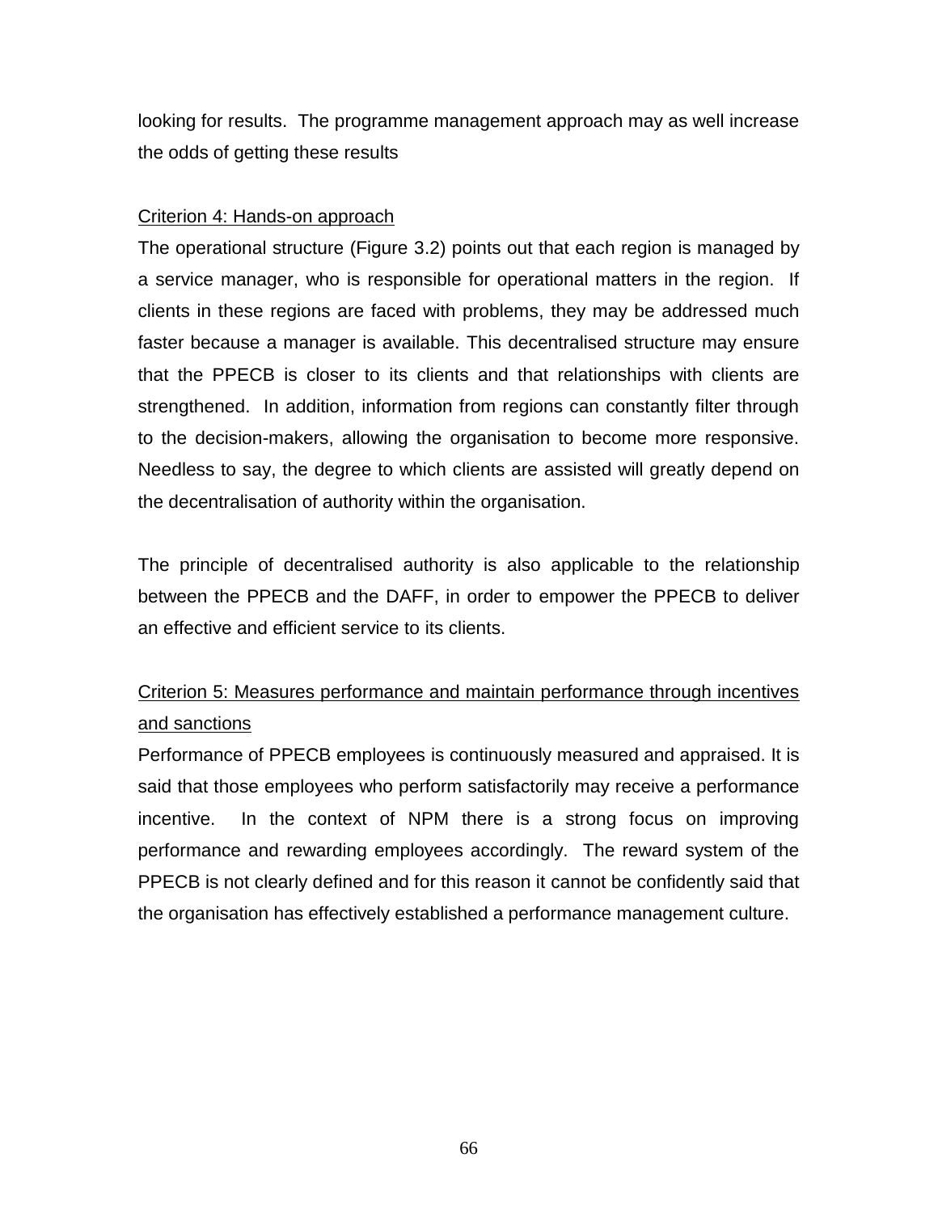looking for results. The programme management approach may as well increase the odds of getting these results

Criterion 4: Hands-on approach

The operational structure (Figure 3.2) points out that each region is managed by a service manager, who is responsible for operational matters in the region. If clients in these regions are faced with problems, they may be addressed much faster because a manager is available. This decentralised structure may ensure that the PPECB is closer to its clients and that relationships with clients are strengthened. In addition, information from regions can constantly filter through to the decision-makers, allowing the organisation to become more responsive. Needless to say, the degree to which clients are assisted will greatly depend on the decentralisation of authority within the organisation.

The principle of decentralised authority is also applicable to the relationship between the PPECB and the DAFF, in order to empower the PPECB to deliver an effective and efficient service to its clients.

Criterion 5: Measures performance and maintain performance through incentives and sanctions

Performance of PPECB employees is continuously measured and appraised. It is said that those employees who perform satisfactorily may receive a performance incentive. In the context of NPM there is a strong focus on improving performance and rewarding employees accordingly. The reward system of the PPECB is not clearly defined and for this reason it cannot be confidently said that the organisation has effectively established a performance management culture.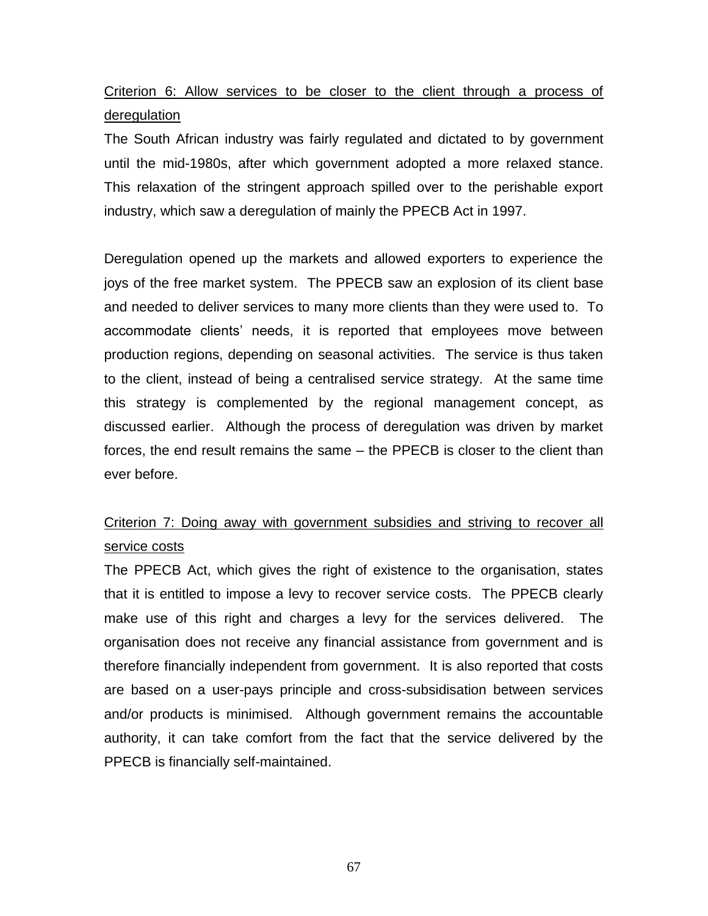<u>Criterion 6: Allow services to be closer to the client through a process of deregulation</u>

The South African industry was fairly regulated and dictated to by government until the mid-1980s, after which government adopted a more relaxed stance. This relaxation of the stringent approach spilled over to the perishable export industry, which saw a deregulation of mainly the PPECB Act in 1997.

Deregulation opened up the markets and allowed exporters to experience the joys of the free market system. The PPECB saw an explosion of its client base and needed to deliver services to many more clients than they were used to. To accommodate clients' needs, it is reported that employees move between production regions, depending on seasonal activities. The service is thus taken to the client, instead of being a centralised service strategy. At the same time this strategy is complemented by the regional management concept, as discussed earlier. Although the process of deregulation was driven by market forces, the end result remains the same – the PPECB is closer to the client than ever before.

<u>Criterion 7: Doing away with government subsidies and striving to recover all service costs</u>

The PPECB Act, which gives the right of existence to the organisation, states that it is entitled to impose a levy to recover service costs. The PPECB clearly make use of this right and charges a levy for the services delivered. The organisation does not receive any financial assistance from government and is therefore financially independent from government. It is also reported that costs are based on a user-pays principle and cross-subsidisation between services and/or products is minimised. Although government remains the accountable authority, it can take comfort from the fact that the service delivered by the PPECB is financially self-maintained.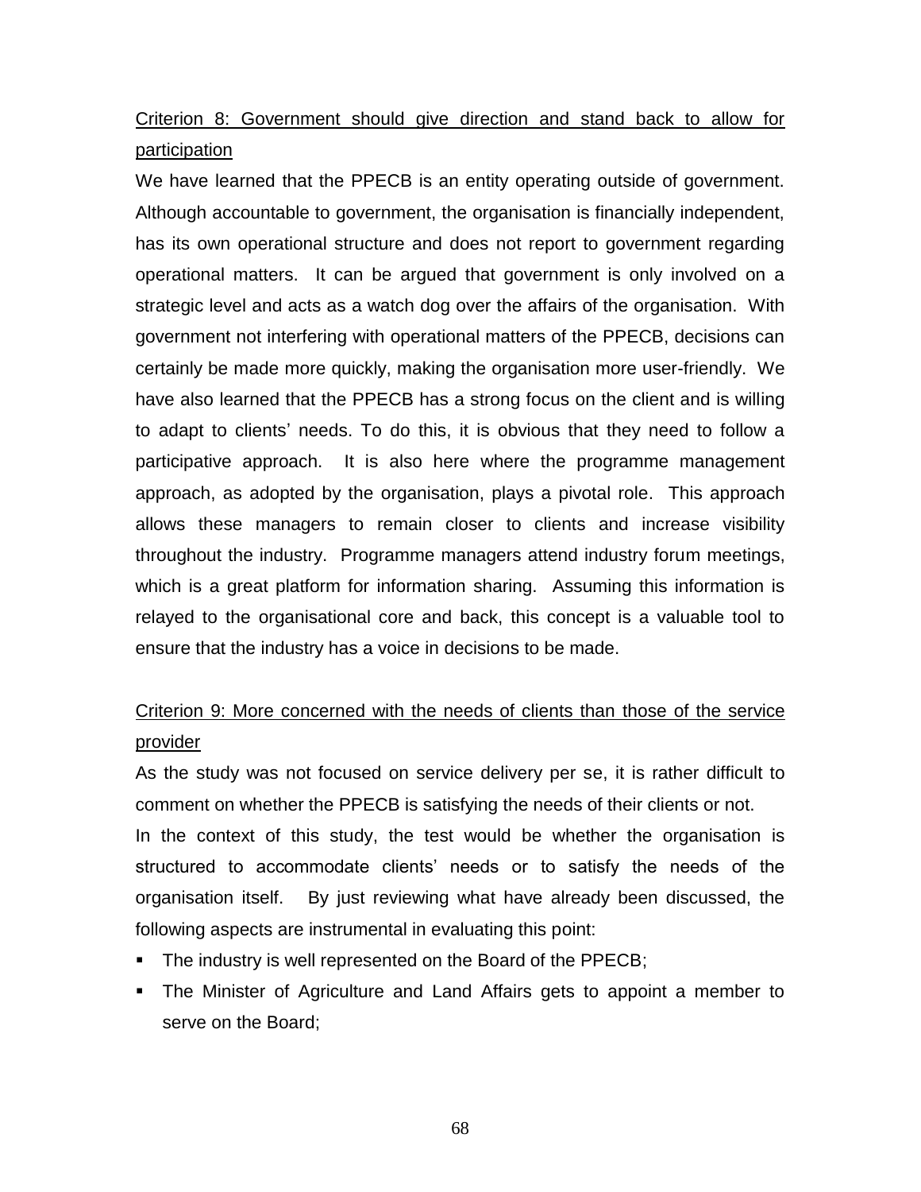Criterion 8: Government should give direction and stand back to allow for participation

We have learned that the PPECB is an entity operating outside of government. Although accountable to government, the organisation is financially independent, has its own operational structure and does not report to government regarding operational matters. It can be argued that government is only involved on a strategic level and acts as a watch dog over the affairs of the organisation. With government not interfering with operational matters of the PPECB, decisions can certainly be made more quickly, making the organisation more user-friendly. We have also learned that the PPECB has a strong focus on the client and is willing to adapt to clients' needs. To do this, it is obvious that they need to follow a participative approach. It is also here where the programme management approach, as adopted by the organisation, plays a pivotal role. This approach allows these managers to remain closer to clients and increase visibility throughout the industry. Programme managers attend industry forum meetings, which is a great platform for information sharing. Assuming this information is relayed to the organisational core and back, this concept is a valuable tool to ensure that the industry has a voice in decisions to be made.

Criterion 9: More concerned with the needs of clients than those of the service provider

As the study was not focused on service delivery per se, it is rather difficult to comment on whether the PPECB is satisfying the needs of their clients or not.

In the context of this study, the test would be whether the organisation is structured to accommodate clients' needs or to satisfy the needs of the organisation itself. By just reviewing what have already been discussed, the following aspects are instrumental in evaluating this point:

- The industry is well represented on the Board of the PPECB;
- The Minister of Agriculture and Land Affairs gets to appoint a member to serve on the Board;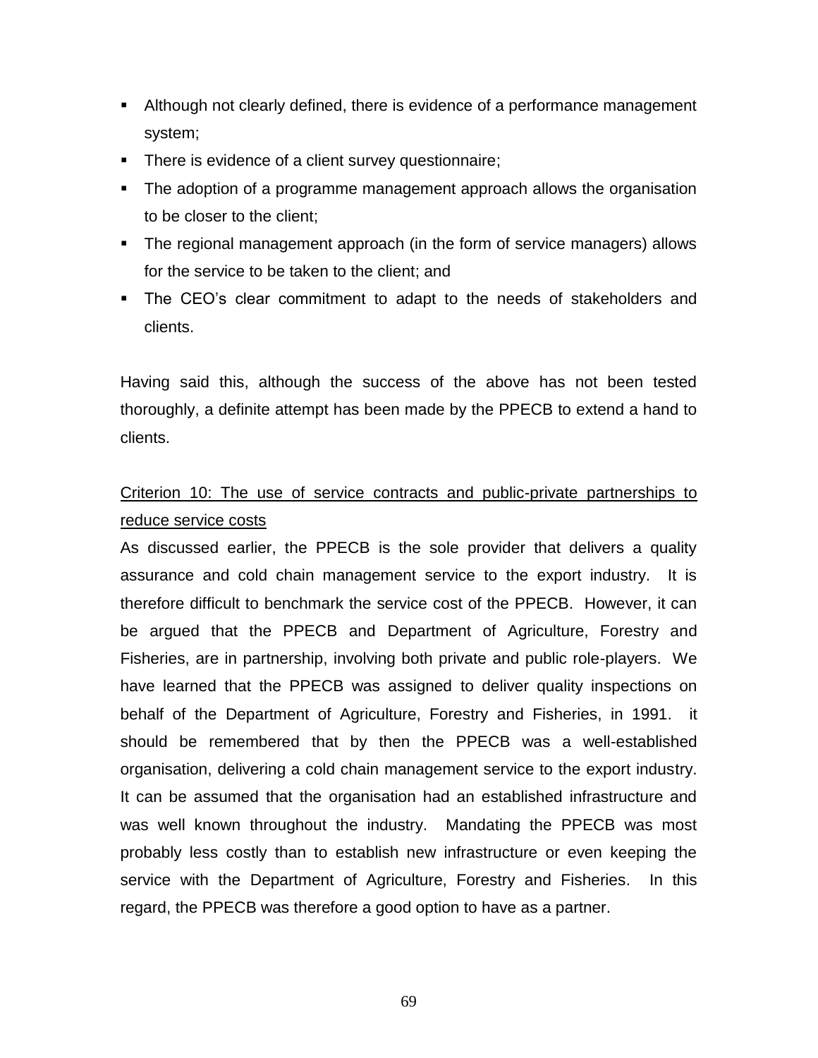- Although not clearly defined, there is evidence of a performance management system;
- There is evidence of a client survey questionnaire;
- The adoption of a programme management approach allows the organisation to be closer to the client;
- The regional management approach (in the form of service managers) allows for the service to be taken to the client; and
- The CEO's clear commitment to adapt to the needs of stakeholders and clients.

Having said this, although the success of the above has not been tested thoroughly, a definite attempt has been made by the PPECB to extend a hand to clients.

<u>Criterion 10: The use of service contracts and public-private partnerships to reduce service costs</u>

As discussed earlier, the PPECB is the sole provider that delivers a quality assurance and cold chain management service to the export industry. It is therefore difficult to benchmark the service cost of the PPECB. However, it can be argued that the PPECB and Department of Agriculture, Forestry and Fisheries, are in partnership, involving both private and public role-players. We have learned that the PPECB was assigned to deliver quality inspections on behalf of the Department of Agriculture, Forestry and Fisheries, in 1991. it should be remembered that by then the PPECB was a well-established organisation, delivering a cold chain management service to the export industry. It can be assumed that the organisation had an established infrastructure and was well known throughout the industry. Mandating the PPECB was most probably less costly than to establish new infrastructure or even keeping the service with the Department of Agriculture, Forestry and Fisheries. In this regard, the PPECB was therefore a good option to have as a partner.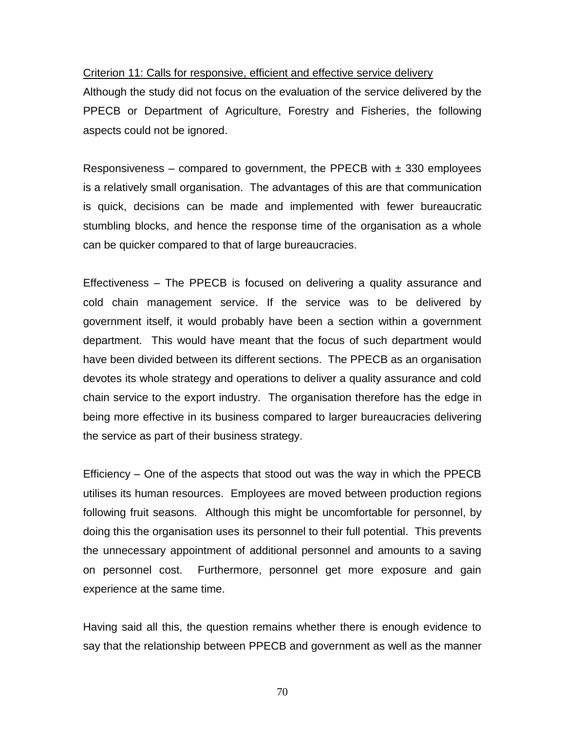<u>Criterion 11: Calls for responsive, efficient and effective service delivery</u>

Although the study did not focus on the evaluation of the service delivered by the PPECB or Department of Agriculture, Forestry and Fisheries, the following aspects could not be ignored.

Responsiveness – compared to government, the PPECB with ± 330 employees is a relatively small organisation. The advantages of this are that communication is quick, decisions can be made and implemented with fewer bureaucratic stumbling blocks, and hence the response time of the organisation as a whole can be quicker compared to that of large bureaucracies.

Effectiveness – The PPECB is focused on delivering a quality assurance and cold chain management service. If the service was to be delivered by government itself, it would probably have been a section within a government department. This would have meant that the focus of such department would have been divided between its different sections. The PPECB as an organisation devotes its whole strategy and operations to deliver a quality assurance and cold chain service to the export industry. The organisation therefore has the edge in being more effective in its business compared to larger bureaucracies delivering the service as part of their business strategy.

Efficiency – One of the aspects that stood out was the way in which the PPECB utilises its human resources. Employees are moved between production regions following fruit seasons. Although this might be uncomfortable for personnel, by doing this the organisation uses its personnel to their full potential. This prevents the unnecessary appointment of additional personnel and amounts to a saving on personnel cost. Furthermore, personnel get more exposure and gain experience at the same time.

Having said all this, the question remains whether there is enough evidence to say that the relationship between PPECB and government as well as the manner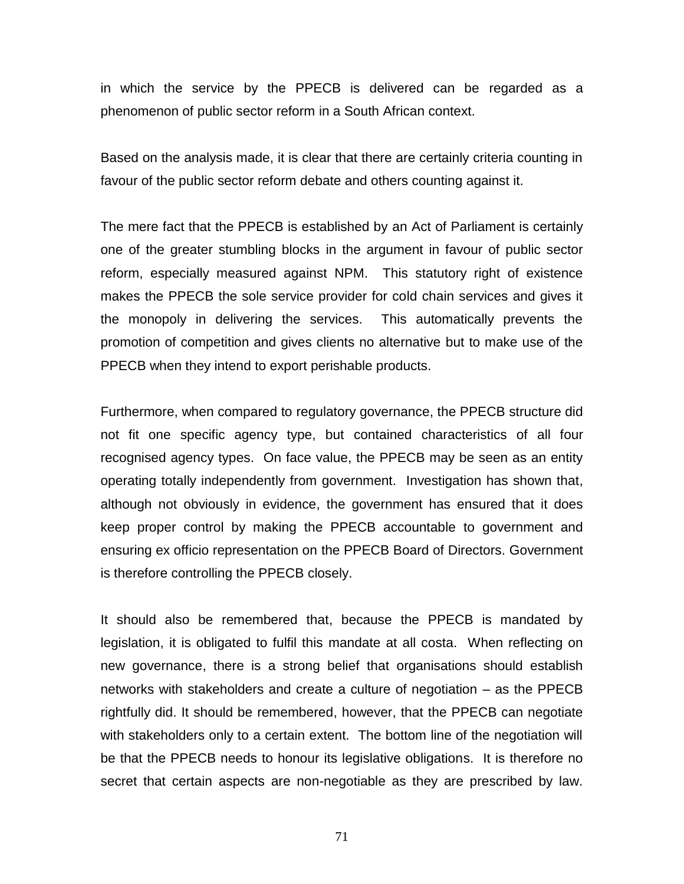in which the service by the PPECB is delivered can be regarded as a phenomenon of public sector reform in a South African context.

Based on the analysis made, it is clear that there are certainly criteria counting in favour of the public sector reform debate and others counting against it.

The mere fact that the PPECB is established by an Act of Parliament is certainly one of the greater stumbling blocks in the argument in favour of public sector reform, especially measured against NPM. This statutory right of existence makes the PPECB the sole service provider for cold chain services and gives it the monopoly in delivering the services. This automatically prevents the promotion of competition and gives clients no alternative but to make use of the PPECB when they intend to export perishable products.

Furthermore, when compared to regulatory governance, the PPECB structure did not fit one specific agency type, but contained characteristics of all four recognised agency types. On face value, the PPECB may be seen as an entity operating totally independently from government. Investigation has shown that, although not obviously in evidence, the government has ensured that it does keep proper control by making the PPECB accountable to government and ensuring ex officio representation on the PPECB Board of Directors. Government is therefore controlling the PPECB closely.

It should also be remembered that, because the PPECB is mandated by legislation, it is obligated to fulfil this mandate at all costa. When reflecting on new governance, there is a strong belief that organisations should establish networks with stakeholders and create a culture of negotiation – as the PPECB rightfully did. It should be remembered, however, that the PPECB can negotiate with stakeholders only to a certain extent. The bottom line of the negotiation will be that the PPECB needs to honour its legislative obligations. It is therefore no secret that certain aspects are non-negotiable as they are prescribed by law.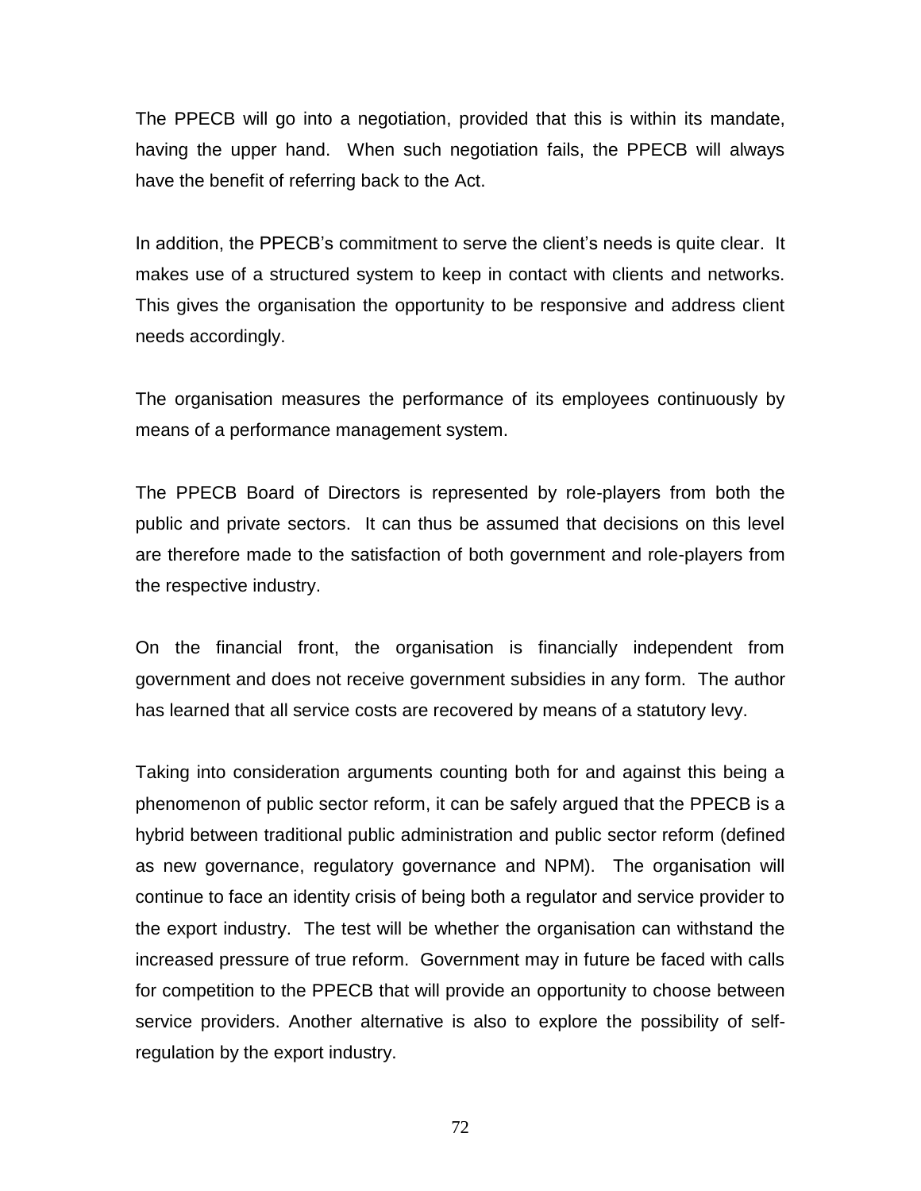The PPECB will go into a negotiation, provided that this is within its mandate, having the upper hand. When such negotiation fails, the PPECB will always have the benefit of referring back to the Act.

In addition, the PPECB's commitment to serve the client's needs is quite clear. It makes use of a structured system to keep in contact with clients and networks. This gives the organisation the opportunity to be responsive and address client needs accordingly.

The organisation measures the performance of its employees continuously by means of a performance management system.

The PPECB Board of Directors is represented by role-players from both the public and private sectors. It can thus be assumed that decisions on this level are therefore made to the satisfaction of both government and role-players from the respective industry.

On the financial front, the organisation is financially independent from government and does not receive government subsidies in any form. The author has learned that all service costs are recovered by means of a statutory levy.

Taking into consideration arguments counting both for and against this being a phenomenon of public sector reform, it can be safely argued that the PPECB is a hybrid between traditional public administration and public sector reform (defined as new governance, regulatory governance and NPM). The organisation will continue to face an identity crisis of being both a regulator and service provider to the export industry. The test will be whether the organisation can withstand the increased pressure of true reform. Government may in future be faced with calls for competition to the PPECB that will provide an opportunity to choose between service providers. Another alternative is also to explore the possibility of self-regulation by the export industry.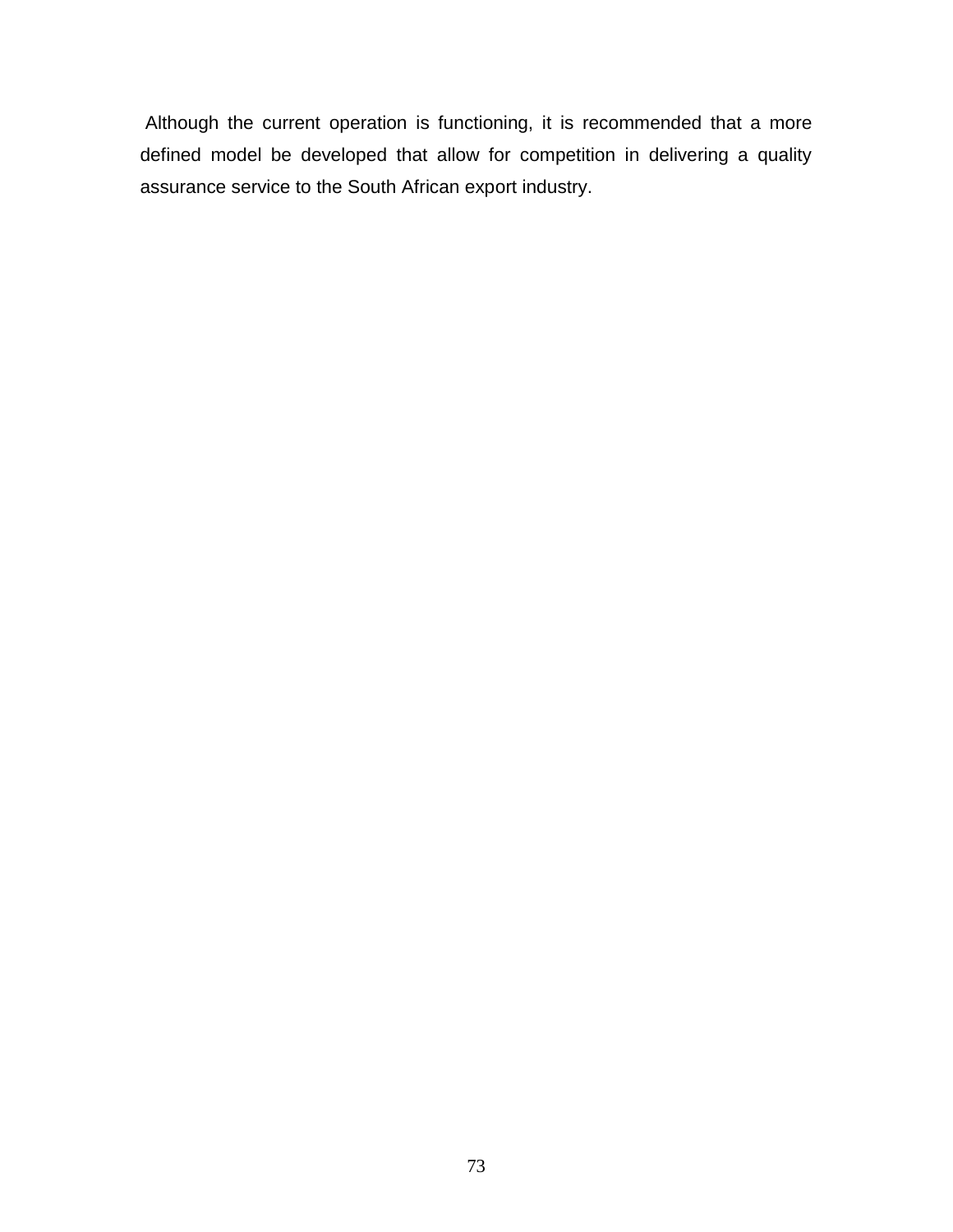Although the current operation is functioning, it is recommended that a more defined model be developed that allow for competition in delivering a quality assurance service to the South African export industry.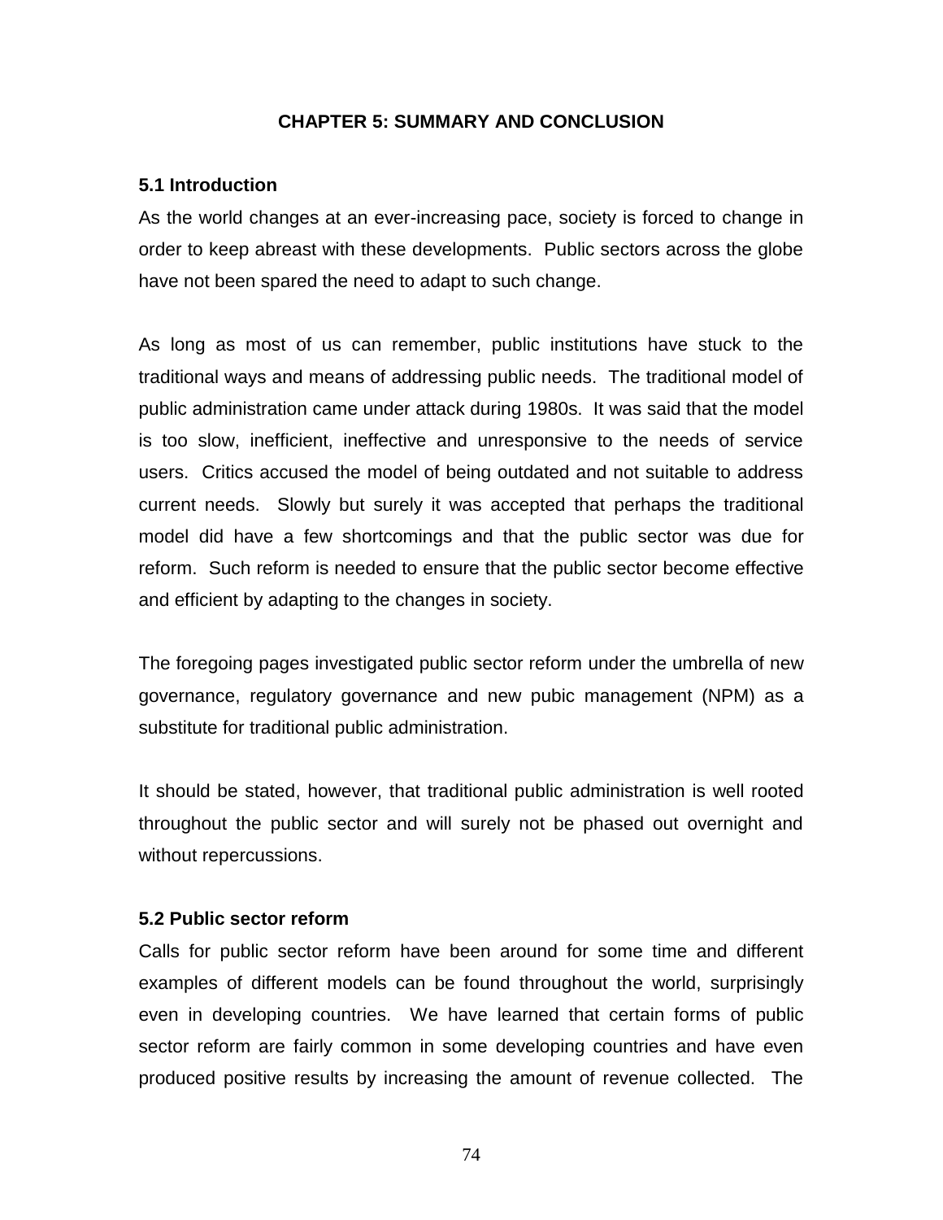# CHAPTER 5: SUMMARY AND CONCLUSION

## 5.1 Introduction

As the world changes at an ever-increasing pace, society is forced to change in order to keep abreast with these developments. Public sectors across the globe have not been spared the need to adapt to such change.

As long as most of us can remember, public institutions have stuck to the traditional ways and means of addressing public needs. The traditional model of public administration came under attack during 1980s. It was said that the model is too slow, inefficient, ineffective and unresponsive to the needs of service users. Critics accused the model of being outdated and not suitable to address current needs. Slowly but surely it was accepted that perhaps the traditional model did have a few shortcomings and that the public sector was due for reform. Such reform is needed to ensure that the public sector become effective and efficient by adapting to the changes in society.

The foregoing pages investigated public sector reform under the umbrella of new governance, regulatory governance and new pubic management (NPM) as a substitute for traditional public administration.

It should be stated, however, that traditional public administration is well rooted throughout the public sector and will surely not be phased out overnight and without repercussions.

## 5.2 Public sector reform

Calls for public sector reform have been around for some time and different examples of different models can be found throughout the world, surprisingly even in developing countries. We have learned that certain forms of public sector reform are fairly common in some developing countries and have even produced positive results by increasing the amount of revenue collected. The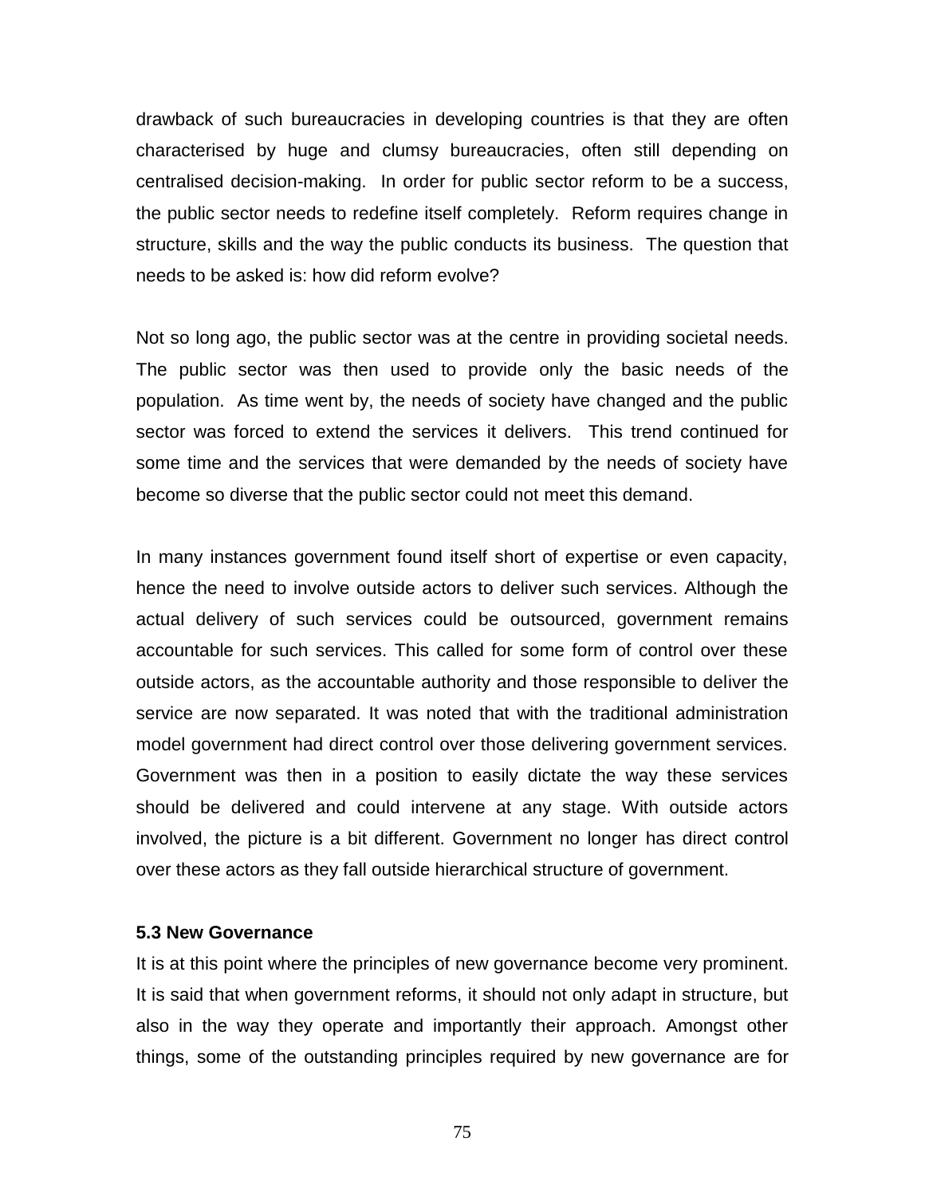drawback of such bureaucracies in developing countries is that they are often characterised by huge and clumsy bureaucracies, often still depending on centralised decision-making. In order for public sector reform to be a success, the public sector needs to redefine itself completely. Reform requires change in structure, skills and the way the public conducts its business. The question that needs to be asked is: how did reform evolve?

Not so long ago, the public sector was at the centre in providing societal needs. The public sector was then used to provide only the basic needs of the population. As time went by, the needs of society have changed and the public sector was forced to extend the services it delivers. This trend continued for some time and the services that were demanded by the needs of society have become so diverse that the public sector could not meet this demand.

In many instances government found itself short of expertise or even capacity, hence the need to involve outside actors to deliver such services. Although the actual delivery of such services could be outsourced, government remains accountable for such services. This called for some form of control over these outside actors, as the accountable authority and those responsible to deliver the service are now separated. It was noted that with the traditional administration model government had direct control over those delivering government services. Government was then in a position to easily dictate the way these services should be delivered and could intervene at any stage. With outside actors involved, the picture is a bit different. Government no longer has direct control over these actors as they fall outside hierarchical structure of government.

### 5.3 New Governance

It is at this point where the principles of new governance become very prominent. It is said that when government reforms, it should not only adapt in structure, but also in the way they operate and importantly their approach. Amongst other things, some of the outstanding principles required by new governance are for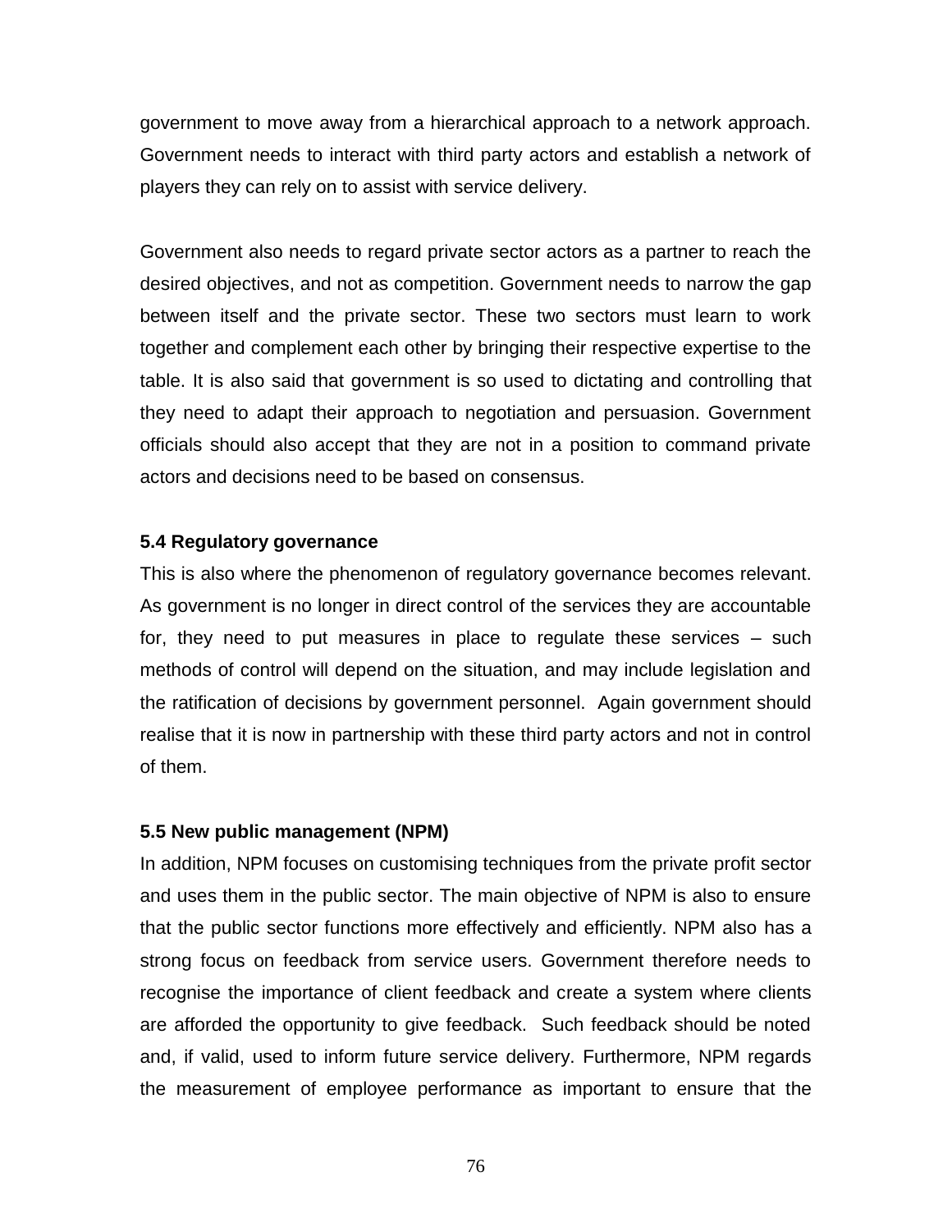government to move away from a hierarchical approach to a network approach. Government needs to interact with third party actors and establish a network of players they can rely on to assist with service delivery.

Government also needs to regard private sector actors as a partner to reach the desired objectives, and not as competition. Government needs to narrow the gap between itself and the private sector. These two sectors must learn to work together and complement each other by bringing their respective expertise to the table. It is also said that government is so used to dictating and controlling that they need to adapt their approach to negotiation and persuasion. Government officials should also accept that they are not in a position to command private actors and decisions need to be based on consensus.

### 5.4 Regulatory governance

This is also where the phenomenon of regulatory governance becomes relevant. As government is no longer in direct control of the services they are accountable for, they need to put measures in place to regulate these services – such methods of control will depend on the situation, and may include legislation and the ratification of decisions by government personnel. Again government should realise that it is now in partnership with these third party actors and not in control of them.

### 5.5 New public management (NPM)

In addition, NPM focuses on customising techniques from the private profit sector and uses them in the public sector. The main objective of NPM is also to ensure that the public sector functions more effectively and efficiently. NPM also has a strong focus on feedback from service users. Government therefore needs to recognise the importance of client feedback and create a system where clients are afforded the opportunity to give feedback. Such feedback should be noted and, if valid, used to inform future service delivery. Furthermore, NPM regards the measurement of employee performance as important to ensure that the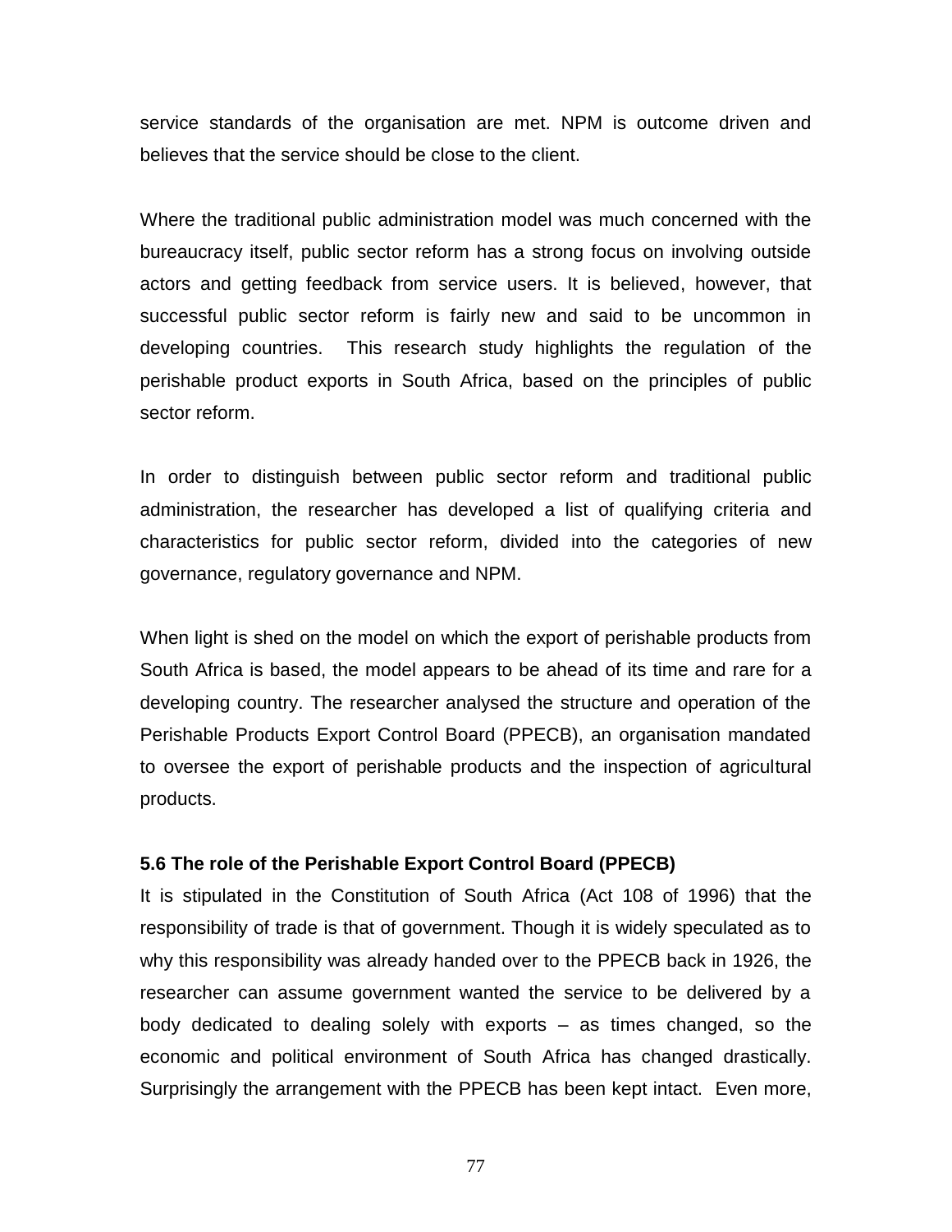service standards of the organisation are met. NPM is outcome driven and believes that the service should be close to the client.

Where the traditional public administration model was much concerned with the bureaucracy itself, public sector reform has a strong focus on involving outside actors and getting feedback from service users. It is believed, however, that successful public sector reform is fairly new and said to be uncommon in developing countries. This research study highlights the regulation of the perishable product exports in South Africa, based on the principles of public sector reform.

In order to distinguish between public sector reform and traditional public administration, the researcher has developed a list of qualifying criteria and characteristics for public sector reform, divided into the categories of new governance, regulatory governance and NPM.

When light is shed on the model on which the export of perishable products from South Africa is based, the model appears to be ahead of its time and rare for a developing country. The researcher analysed the structure and operation of the Perishable Products Export Control Board (PPECB), an organisation mandated to oversee the export of perishable products and the inspection of agricultural products.

### 5.6 The role of the Perishable Export Control Board (PPECB)

It is stipulated in the Constitution of South Africa (Act 108 of 1996) that the responsibility of trade is that of government. Though it is widely speculated as to why this responsibility was already handed over to the PPECB back in 1926, the researcher can assume government wanted the service to be delivered by a body dedicated to dealing solely with exports – as times changed, so the economic and political environment of South Africa has changed drastically. Surprisingly the arrangement with the PPECB has been kept intact. Even more,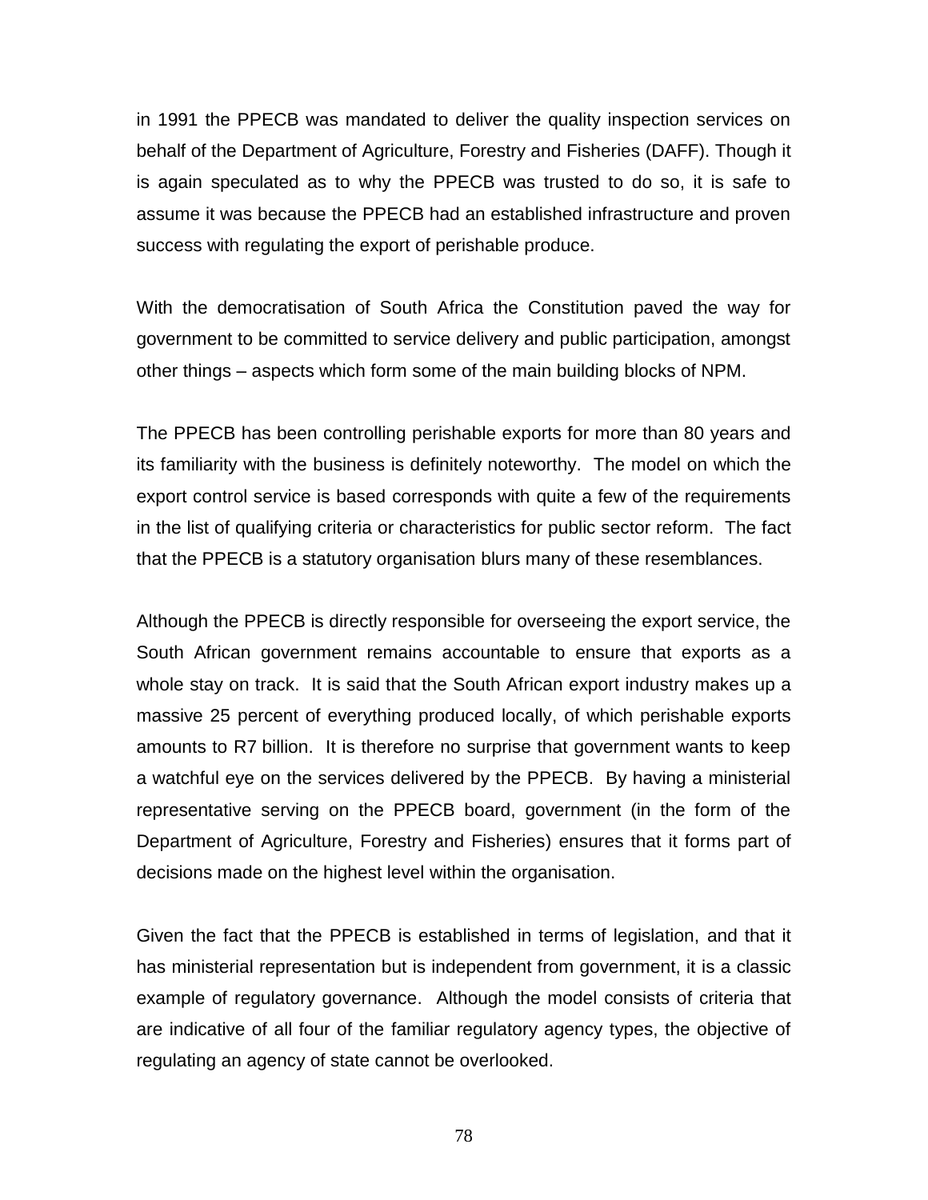in 1991 the PPECB was mandated to deliver the quality inspection services on behalf of the Department of Agriculture, Forestry and Fisheries (DAFF). Though it is again speculated as to why the PPECB was trusted to do so, it is safe to assume it was because the PPECB had an established infrastructure and proven success with regulating the export of perishable produce.

With the democratisation of South Africa the Constitution paved the way for government to be committed to service delivery and public participation, amongst other things – aspects which form some of the main building blocks of NPM.

The PPECB has been controlling perishable exports for more than 80 years and its familiarity with the business is definitely noteworthy. The model on which the export control service is based corresponds with quite a few of the requirements in the list of qualifying criteria or characteristics for public sector reform. The fact that the PPECB is a statutory organisation blurs many of these resemblances.

Although the PPECB is directly responsible for overseeing the export service, the South African government remains accountable to ensure that exports as a whole stay on track. It is said that the South African export industry makes up a massive 25 percent of everything produced locally, of which perishable exports amounts to R7 billion. It is therefore no surprise that government wants to keep a watchful eye on the services delivered by the PPECB. By having a ministerial representative serving on the PPECB board, government (in the form of the Department of Agriculture, Forestry and Fisheries) ensures that it forms part of decisions made on the highest level within the organisation.

Given the fact that the PPECB is established in terms of legislation, and that it has ministerial representation but is independent from government, it is a classic example of regulatory governance. Although the model consists of criteria that are indicative of all four of the familiar regulatory agency types, the objective of regulating an agency of state cannot be overlooked.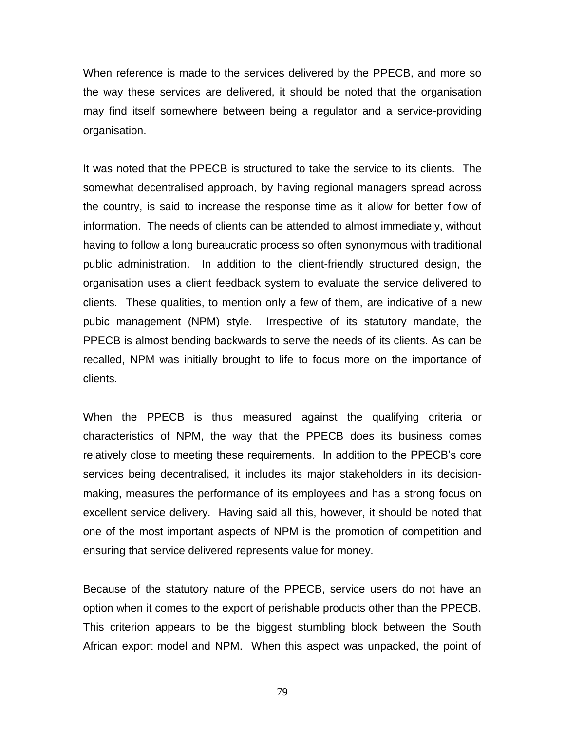When reference is made to the services delivered by the PPECB, and more so the way these services are delivered, it should be noted that the organisation may find itself somewhere between being a regulator and a service-providing organisation.

It was noted that the PPECB is structured to take the service to its clients. The somewhat decentralised approach, by having regional managers spread across the country, is said to increase the response time as it allow for better flow of information. The needs of clients can be attended to almost immediately, without having to follow a long bureaucratic process so often synonymous with traditional public administration. In addition to the client-friendly structured design, the organisation uses a client feedback system to evaluate the service delivered to clients. These qualities, to mention only a few of them, are indicative of a new pubic management (NPM) style. Irrespective of its statutory mandate, the PPECB is almost bending backwards to serve the needs of its clients. As can be recalled, NPM was initially brought to life to focus more on the importance of clients.

When the PPECB is thus measured against the qualifying criteria or characteristics of NPM, the way that the PPECB does its business comes relatively close to meeting these requirements. In addition to the PPECB's core services being decentralised, it includes its major stakeholders in its decision-making, measures the performance of its employees and has a strong focus on excellent service delivery. Having said all this, however, it should be noted that one of the most important aspects of NPM is the promotion of competition and ensuring that service delivered represents value for money.

Because of the statutory nature of the PPECB, service users do not have an option when it comes to the export of perishable products other than the PPECB. This criterion appears to be the biggest stumbling block between the South African export model and NPM. When this aspect was unpacked, the point of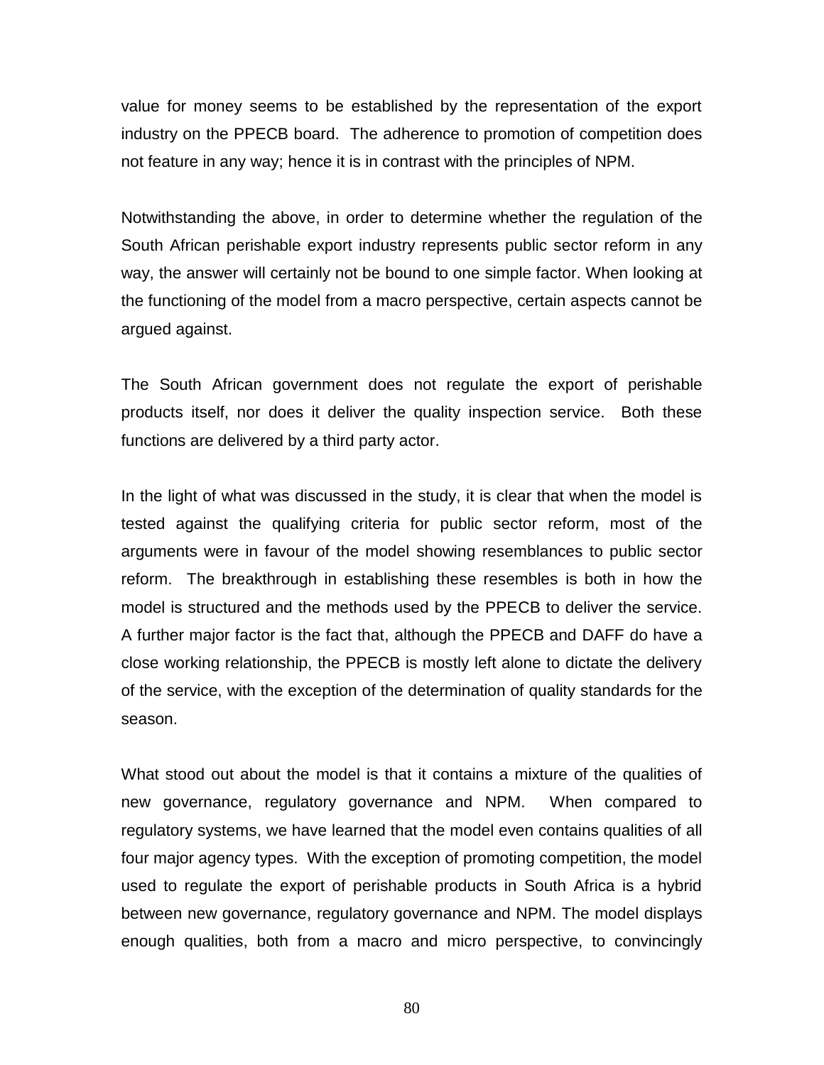value for money seems to be established by the representation of the export industry on the PPECB board. The adherence to promotion of competition does not feature in any way; hence it is in contrast with the principles of NPM.

Notwithstanding the above, in order to determine whether the regulation of the South African perishable export industry represents public sector reform in any way, the answer will certainly not be bound to one simple factor. When looking at the functioning of the model from a macro perspective, certain aspects cannot be argued against.

The South African government does not regulate the export of perishable products itself, nor does it deliver the quality inspection service. Both these functions are delivered by a third party actor.

In the light of what was discussed in the study, it is clear that when the model is tested against the qualifying criteria for public sector reform, most of the arguments were in favour of the model showing resemblances to public sector reform. The breakthrough in establishing these resembles is both in how the model is structured and the methods used by the PPECB to deliver the service. A further major factor is the fact that, although the PPECB and DAFF do have a close working relationship, the PPECB is mostly left alone to dictate the delivery of the service, with the exception of the determination of quality standards for the season.

What stood out about the model is that it contains a mixture of the qualities of new governance, regulatory governance and NPM. When compared to regulatory systems, we have learned that the model even contains qualities of all four major agency types. With the exception of promoting competition, the model used to regulate the export of perishable products in South Africa is a hybrid between new governance, regulatory governance and NPM. The model displays enough qualities, both from a macro and micro perspective, to convincingly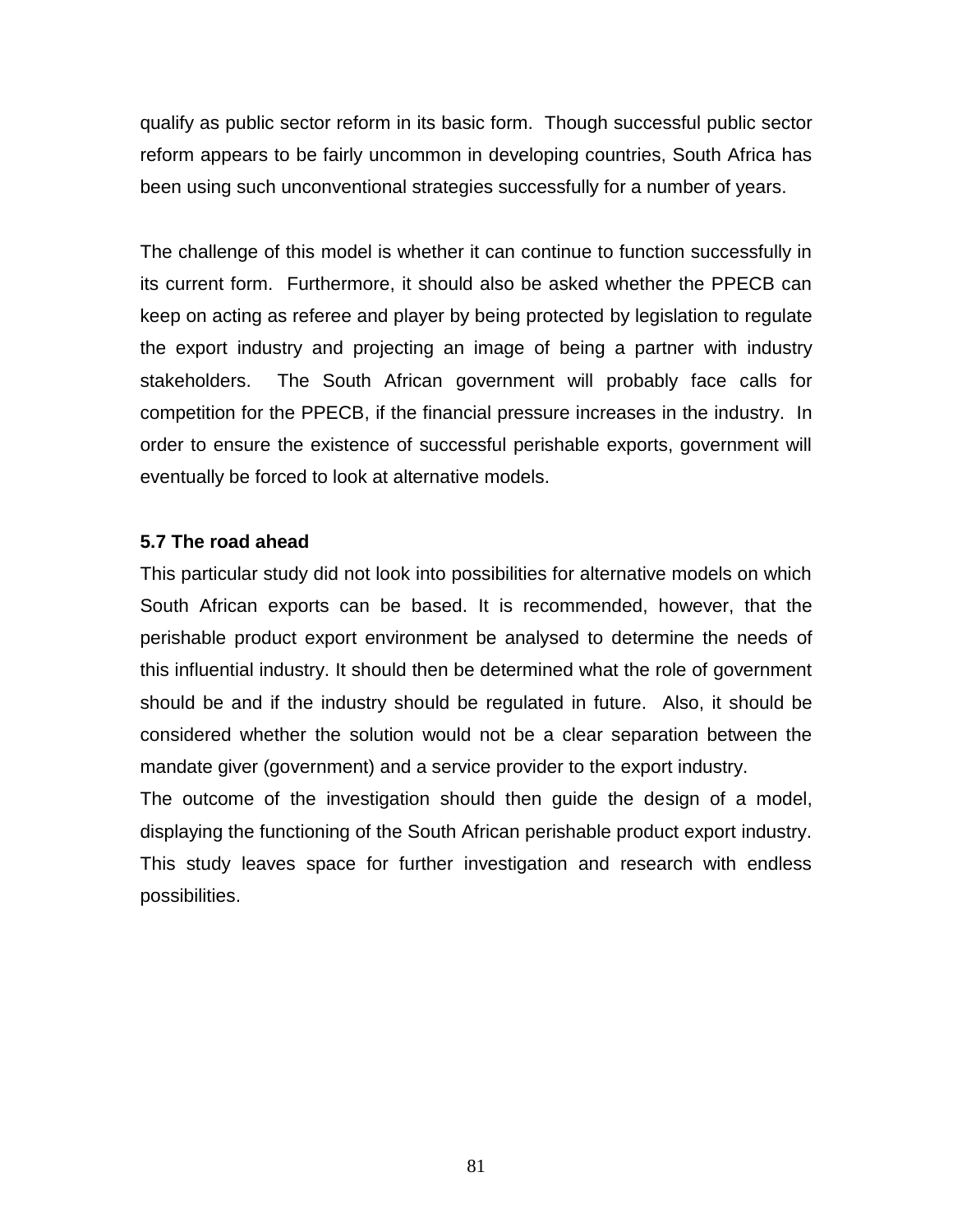qualify as public sector reform in its basic form. Though successful public sector reform appears to be fairly uncommon in developing countries, South Africa has been using such unconventional strategies successfully for a number of years.

The challenge of this model is whether it can continue to function successfully in its current form. Furthermore, it should also be asked whether the PPECB can keep on acting as referee and player by being protected by legislation to regulate the export industry and projecting an image of being a partner with industry stakeholders. The South African government will probably face calls for competition for the PPECB, if the financial pressure increases in the industry. In order to ensure the existence of successful perishable exports, government will eventually be forced to look at alternative models.

### 5.7 The road ahead

This particular study did not look into possibilities for alternative models on which South African exports can be based. It is recommended, however, that the perishable product export environment be analysed to determine the needs of this influential industry. It should then be determined what the role of government should be and if the industry should be regulated in future. Also, it should be considered whether the solution would not be a clear separation between the mandate giver (government) and a service provider to the export industry.

The outcome of the investigation should then guide the design of a model, displaying the functioning of the South African perishable product export industry. This study leaves space for further investigation and research with endless possibilities.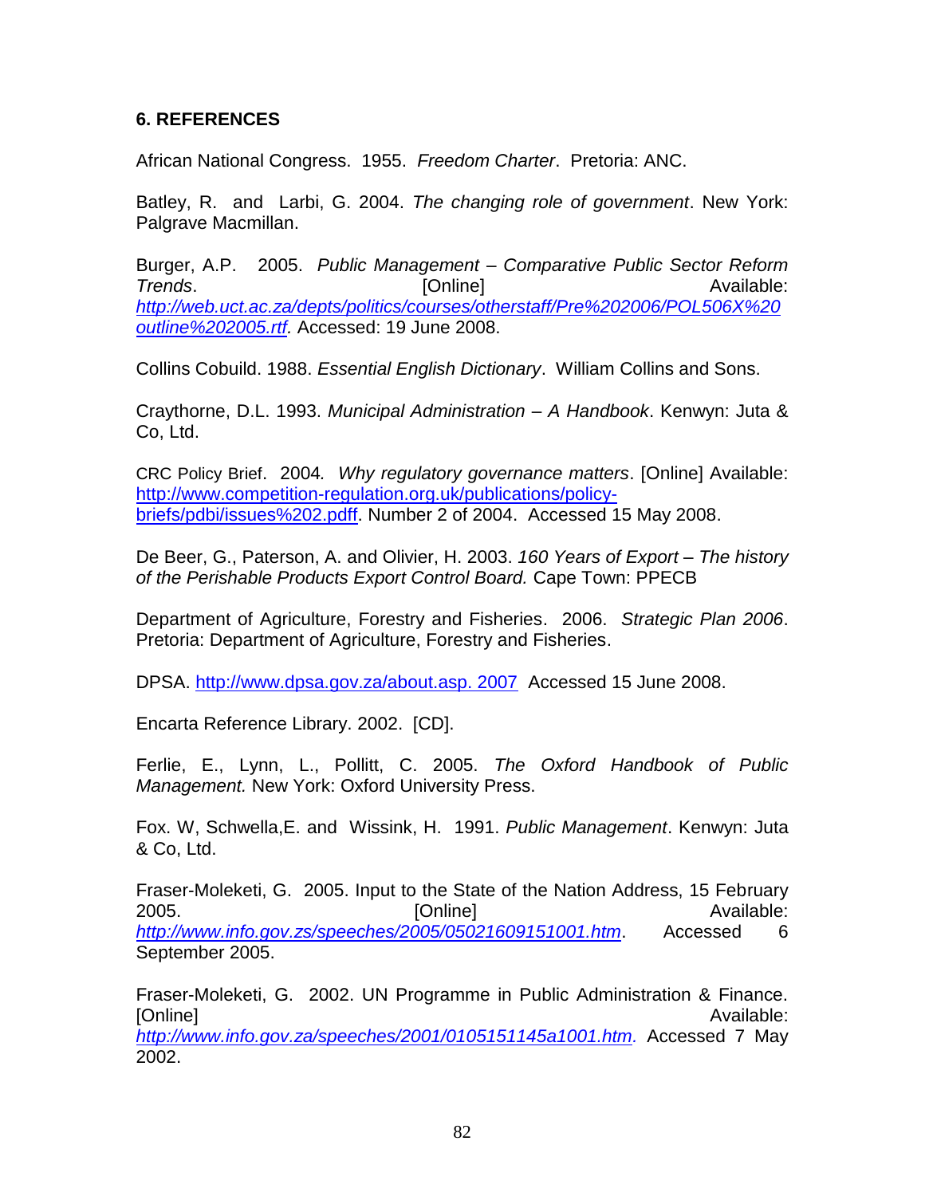## 6. REFERENCES

African National Congress. 1955. *Freedom Charter*. Pretoria: ANC.

Batley, R. and Larbi, G. 2004. *The changing role of government*. New York: Palgrave Macmillan.

Burger, A.P. 2005. *Public Management – Comparative Public Sector Reform Trends*. [Online] Available: *http://web.uct.ac.za/depts/politics/courses/otherstaff/Pre%202006/POL506X%20outline%202005.rtf.* Accessed: 19 June 2008.

Collins Cobuild. 1988. *Essential English Dictionary*. William Collins and Sons.

Craythorne, D.L. 1993. *Municipal Administration – A Handbook*. Kenwyn: Juta & Co, Ltd.

CRC Policy Brief. 2004. *Why regulatory governance matters*. [Online] Available: http://www.competition-regulation.org.uk/publications/policy-briefs/pdbi/issues%202.pdff. Number 2 of 2004. Accessed 15 May 2008.

De Beer, G., Paterson, A. and Olivier, H. 2003. *160 Years of Export – The history of the Perishable Products Export Control Board.* Cape Town: PPECB

Department of Agriculture, Forestry and Fisheries. 2006. *Strategic Plan 2006*. Pretoria: Department of Agriculture, Forestry and Fisheries.

DPSA. http://www.dpsa.gov.za/about.asp. 2007 Accessed 15 June 2008.

Encarta Reference Library. 2002. [CD].

Ferlie, E., Lynn, L., Pollitt, C. 2005. *The Oxford Handbook of Public Management.* New York: Oxford University Press.

Fox. W, Schwella,E. and Wissink, H. 1991. *Public Management*. Kenwyn: Juta & Co, Ltd.

Fraser-Moleketi, G. 2005. Input to the State of the Nation Address, 15 February 2005. [Online] Available: *http://www.info.gov.zs/speeches/2005/05021609151001.htm*. Accessed 6 September 2005.

Fraser-Moleketi, G. 2002. UN Programme in Public Administration & Finance. [Online] Available: *http://www.info.gov.za/speeches/2001/0105151145a1001.htm.* Accessed 7 May 2002.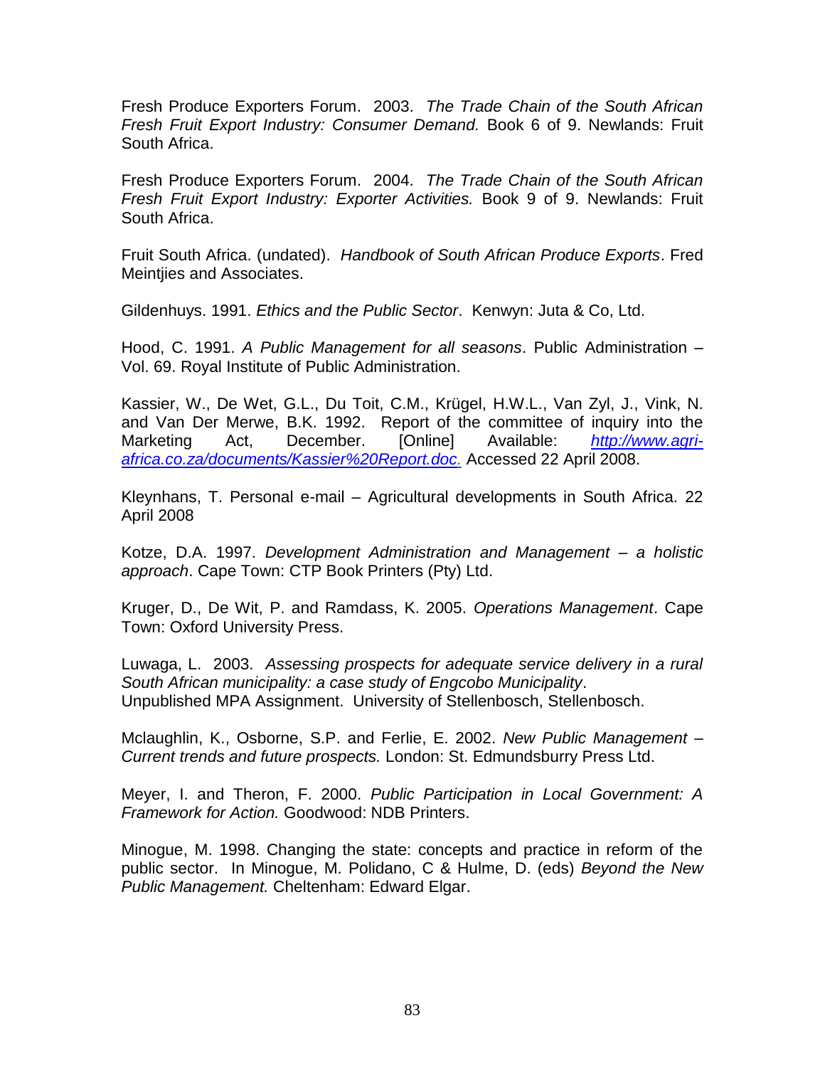Fresh Produce Exporters Forum. 2003. *The Trade Chain of the South African Fresh Fruit Export Industry: Consumer Demand.* Book 6 of 9. Newlands: Fruit South Africa.

Fresh Produce Exporters Forum. 2004. *The Trade Chain of the South African Fresh Fruit Export Industry: Exporter Activities.* Book 9 of 9. Newlands: Fruit South Africa.

Fruit South Africa. (undated). *Handbook of South African Produce Exports*. Fred Meintjies and Associates.

Gildenhuys. 1991. *Ethics and the Public Sector*. Kenwyn: Juta & Co, Ltd.

Hood, C. 1991. *A Public Management for all seasons*. Public Administration – Vol. 69. Royal Institute of Public Administration.

Kassier, W., De Wet, G.L., Du Toit, C.M., Krügel, H.W.L., Van Zyl, J., Vink, N. and Van Der Merwe, B.K. 1992. Report of the committee of inquiry into the Marketing Act, December. [Online] Available: [http://www.agri-africa.co.za/documents/Kassier%20Report.doc.](http://www.agri-africa.co.za/documents/Kassier%20Report.doc) Accessed 22 April 2008.

Kleynhans, T. Personal e-mail – Agricultural developments in South Africa. 22 April 2008

Kotze, D.A. 1997. *Development Administration and Management – a holistic approach*. Cape Town: CTP Book Printers (Pty) Ltd.

Kruger, D., De Wit, P. and Ramdass, K. 2005. *Operations Management*. Cape Town: Oxford University Press.

Luwaga, L. 2003. *Assessing prospects for adequate service delivery in a rural South African municipality: a case study of Engcobo Municipality*. Unpublished MPA Assignment. University of Stellenbosch, Stellenbosch.

Mclaughlin, K., Osborne, S.P. and Ferlie, E. 2002. *New Public Management – Current trends and future prospects.* London: St. Edmundsburry Press Ltd.

Meyer, I. and Theron, F. 2000. *Public Participation in Local Government: A Framework for Action.* Goodwood: NDB Printers.

Minogue, M. 1998. Changing the state: concepts and practice in reform of the public sector. In Minogue, M. Polidano, C & Hulme, D. (eds) *Beyond the New Public Management.* Cheltenham: Edward Elgar.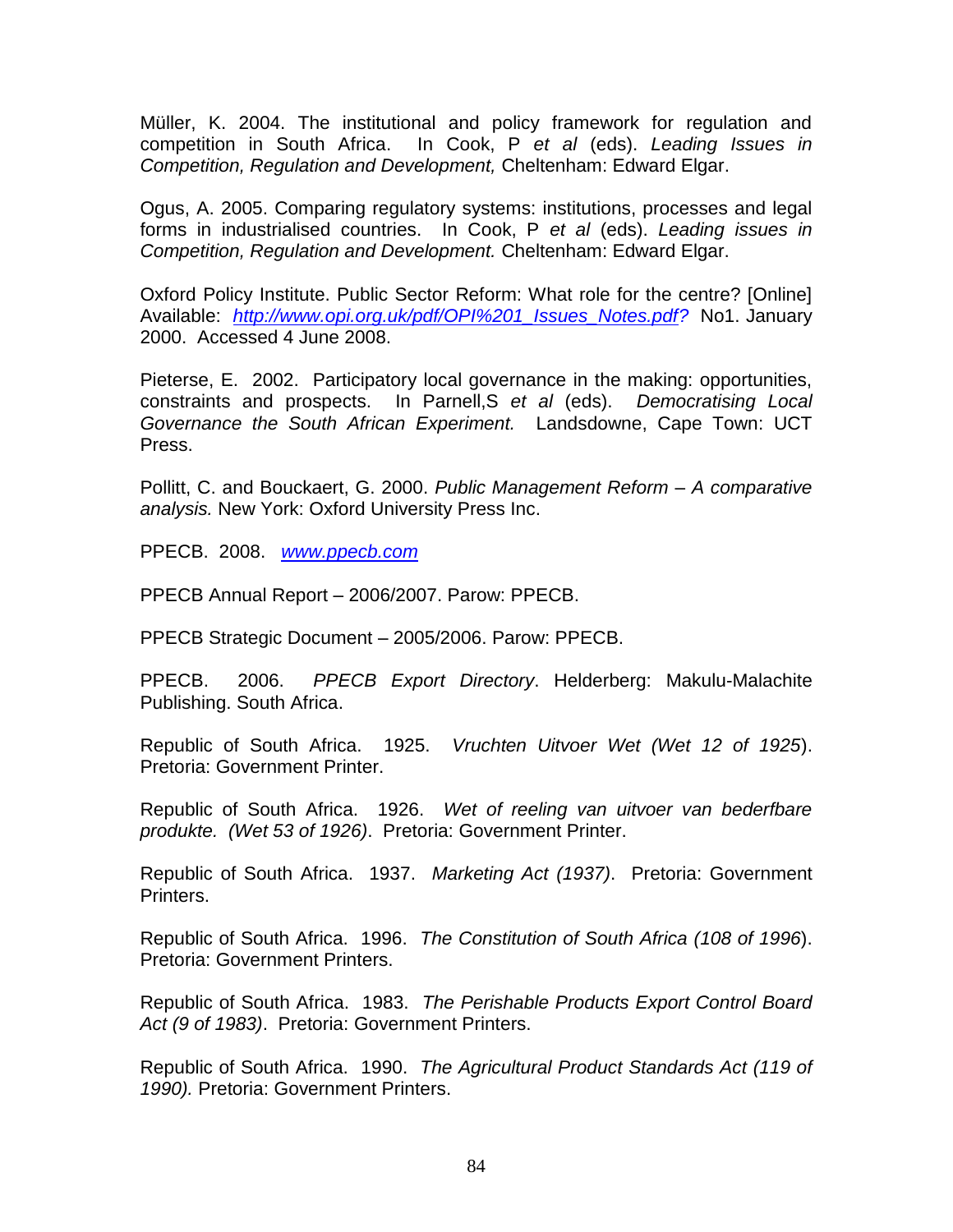Müller, K. 2004. The institutional and policy framework for regulation and competition in South Africa. In Cook, P *et al* (eds). *Leading Issues in Competition, Regulation and Development,* Cheltenham: Edward Elgar.

Ogus, A. 2005. Comparing regulatory systems: institutions, processes and legal forms in industrialised countries. In Cook, P *et al* (eds). *Leading issues in Competition, Regulation and Development.* Cheltenham: Edward Elgar.

Oxford Policy Institute. Public Sector Reform: What role for the centre? [Online] Available: *http://www.opi.org.uk/pdf/OPI%201_Issues_Notes.pdf?* No1. January 2000. Accessed 4 June 2008.

Pieterse, E. 2002. Participatory local governance in the making: opportunities, constraints and prospects. In Parnell,S *et al* (eds). *Democratising Local Governance the South African Experiment.* Landsdowne, Cape Town: UCT Press.

Pollitt, C. and Bouckaert, G. 2000. *Public Management Reform – A comparative analysis.* New York: Oxford University Press Inc.

PPECB. 2008. *www.ppecb.com*

PPECB Annual Report – 2006/2007. Parow: PPECB.

PPECB Strategic Document – 2005/2006. Parow: PPECB.

PPECB. 2006. *PPECB Export Directory*. Helderberg: Makulu-Malachite Publishing. South Africa.

Republic of South Africa. 1925. *Vruchten Uitvoer Wet (Wet 12 of 1925*). Pretoria: Government Printer.

Republic of South Africa. 1926. *Wet of reeling van uitvoer van bederfbare produkte. (Wet 53 of 1926)*. Pretoria: Government Printer.

Republic of South Africa. 1937. *Marketing Act (1937)*. Pretoria: Government Printers.

Republic of South Africa. 1996. *The Constitution of South Africa (108 of 1996*). Pretoria: Government Printers.

Republic of South Africa. 1983. *The Perishable Products Export Control Board Act (9 of 1983)*. Pretoria: Government Printers.

Republic of South Africa. 1990. *The Agricultural Product Standards Act (119 of 1990).* Pretoria: Government Printers.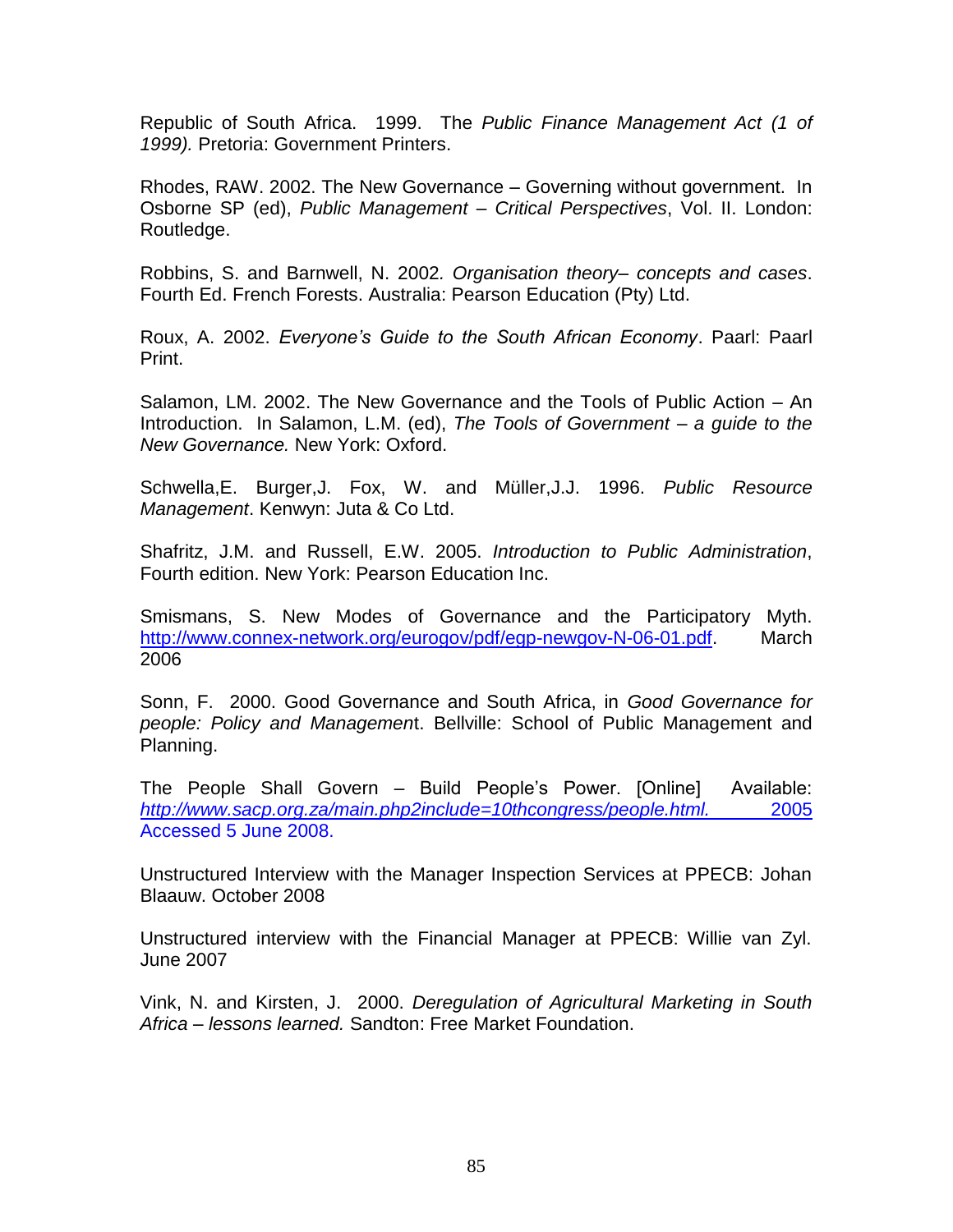Republic of South Africa. 1999. The *Public Finance Management Act (1 of 1999).* Pretoria: Government Printers.

Rhodes, RAW. 2002. The New Governance – Governing without government. In Osborne SP (ed), *Public Management – Critical Perspectives*, Vol. II. London: Routledge.

Robbins, S. and Barnwell, N. 2002*. Organisation theory– concepts and cases*. Fourth Ed. French Forests. Australia: Pearson Education (Pty) Ltd.

Roux, A. 2002. *Everyone's Guide to the South African Economy*. Paarl: Paarl Print.

Salamon, LM. 2002. The New Governance and the Tools of Public Action – An Introduction. In Salamon, L.M. (ed), *The Tools of Government – a guide to the New Governance.* New York: Oxford.

Schwella,E. Burger,J. Fox, W. and Müller,J.J. 1996. *Public Resource Management*. Kenwyn: Juta & Co Ltd.

Shafritz, J.M. and Russell, E.W. 2005. *Introduction to Public Administration*, Fourth edition. New York: Pearson Education Inc.

Smismans, S. New Modes of Governance and the Participatory Myth. http://www.connex-network.org/eurogov/pdf/egp-newgov-N-06-01.pdf. March 2006

Sonn, F. 2000. Good Governance and South Africa, in *Good Governance for people: Policy and Managemen*t. Bellville: School of Public Management and Planning.

The People Shall Govern – Build People's Power. [Online] Available: *http://www.sacp.org.za/main.php2include=10thcongress/people.html.* 2005 Accessed 5 June 2008.

Unstructured Interview with the Manager Inspection Services at PPECB: Johan Blaauw. October 2008

Unstructured interview with the Financial Manager at PPECB: Willie van Zyl. June 2007

Vink, N. and Kirsten, J. 2000. *Deregulation of Agricultural Marketing in South Africa – lessons learned.* Sandton: Free Market Foundation.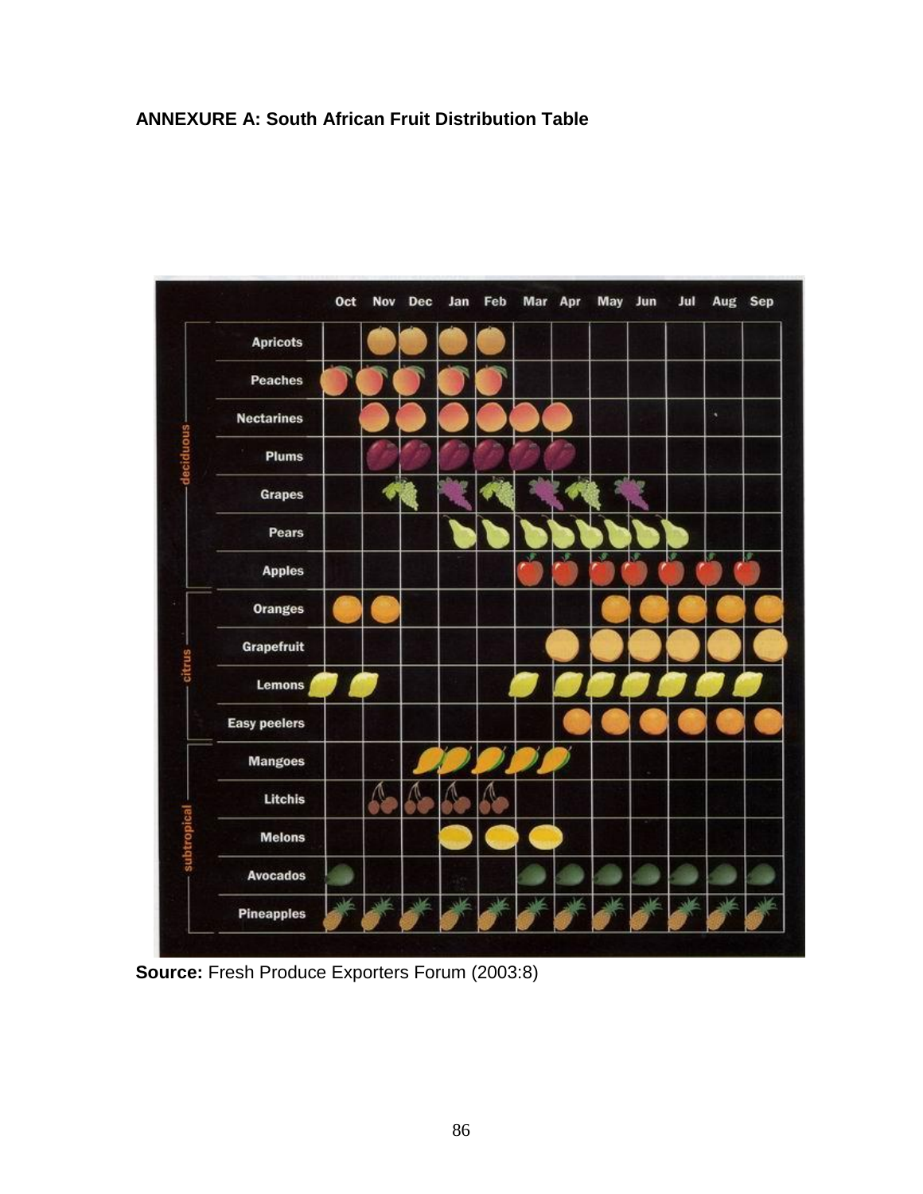**ANNEXURE A: South African Fruit Distribution Table**

| Group | Fruit | Oct | Nov | Dec | Jan | Feb | Mar | Apr | May | Jun | Jul | Aug | Sep |
|---|---|---|---|---|---|---|---|---|---|---|---|---|---|
| deciduous | Apricots | | ● | ● | ● | ● | | | | | | | |
| | Peaches | ● | ● | ● | ● | ● | | | | | | | |
| | Nectarines | | ● | ● | ● | ● | ● | ● | | | | | |
| | Plums | | ● | ● | ● | ● | ● | ● | | | | | |
| | Grapes | | | ● | ● | ● | ● | ● | ● | | | | |
| | Pears | | | | ● | ● | ● | ● | ● | ● | ● | | |
| | Apples | | | | | | ● | ● | ● | ● | ● | ● | ● |
| citrus | Oranges | ● | ● | | | | | | ● | ● | ● | ● | ● |
| | Grapefruit | | | | | | | ● | ● | ● | ● | ● | ● |
| | Lemons | ● | ● | | | | ● | ● | ● | ● | ● | ● | ● |
| | Easy peelers | | | | | | | ● | ● | ● | ● | ● | ● |
| subtropical | Mangoes | | | ● | ● | ● | ● | ● | | | | | |
| | Litchis | | ● | ● | ● | ● | | | | | | | |
| | Melons | | | | ● | ● | ● | | | | | | |
| | Avocados | ● | | | | | ● | ● | ● | ● | ● | ● | ● |
| | Pineapples | ● | ● | ● | ● | ● | ● | ● | ● | ● | ● | ● | ● |

**Source:** Fresh Produce Exporters Forum (2003:8)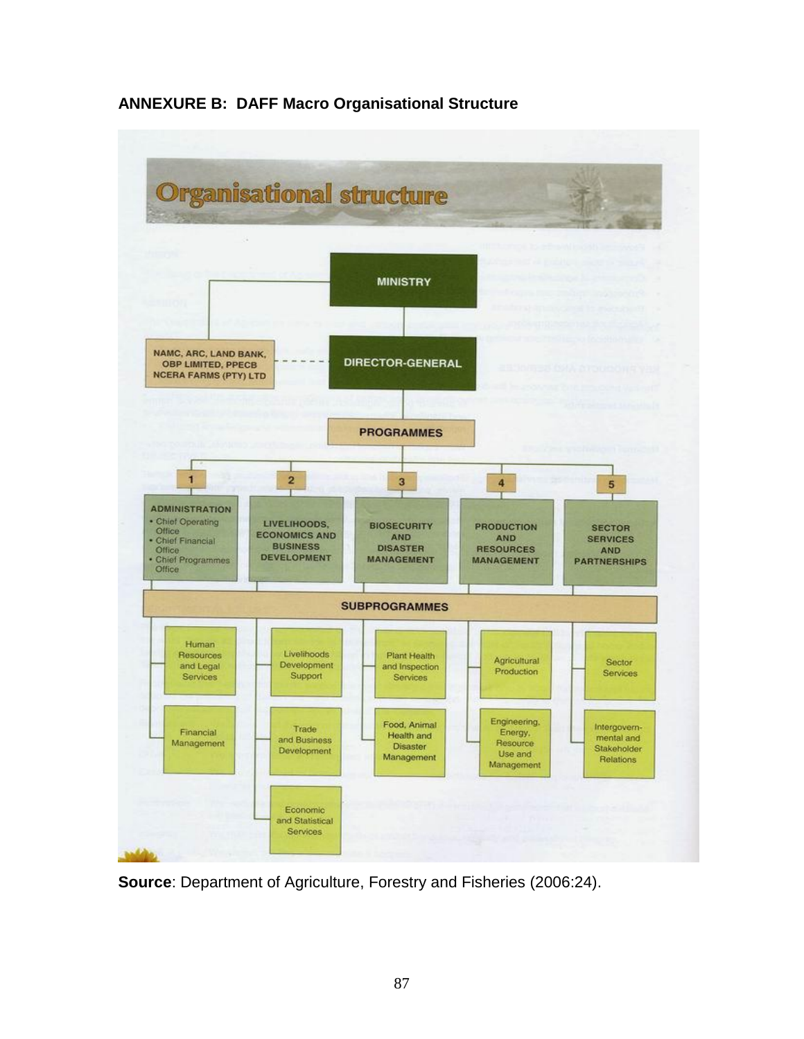## ANNEXURE B: DAFF Macro Organisational Structure

Organisational structure

MINISTRY

NAMC, ARC, LAND BANK, OBP LIMITED, PPECB NCERA FARMS (PTY) LTD

DIRECTOR-GENERAL

PROGRAMMES

1
ADMINISTRATION
- Chief Operating Office
- Chief Financial Office
- Chief Programmes Office

2
LIVELIHOODS, ECONOMICS AND BUSINESS DEVELOPMENT

3
BIOSECURITY AND DISASTER MANAGEMENT

4
PRODUCTION AND RESOURCES MANAGEMENT

5
SECTOR SERVICES AND PARTNERSHIPS

SUBPROGRAMMES

Human Resources and Legal Services

Financial Management

Livelihoods Development Support

Trade and Business Development

Economic and Statistical Services

Plant Health and Inspection Services

Food, Animal Health and Disaster Management

Agricultural Production

Engineering, Energy, Resource Use and Management

Sector Services

Intergovernmental and Stakeholder Relations

**Source**: Department of Agriculture, Forestry and Fisheries (2006:24).